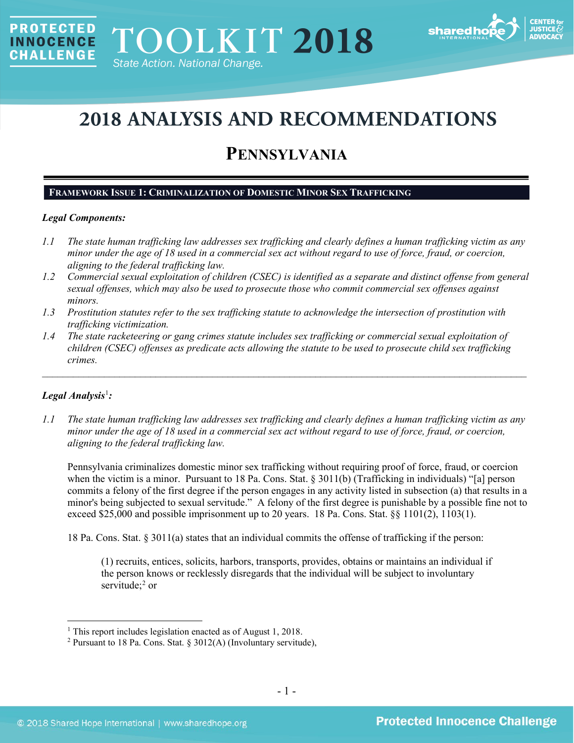# 2018 ANALYSIS AND RECOMMENDATIONS

## PENNSYLVANIA

### FRAMEWORK ISSUE 1: CRIMINALIZATION OF DOMESTIC MINOR SEX TRAFFICKING

***Legal Components:***

*1.1 The state human trafficking law addresses sex trafficking and clearly defines a human trafficking victim as any minor under the age of 18 used in a commercial sex act without regard to use of force, fraud, or coercion, aligning to the federal trafficking law.*

*1.2 Commercial sexual exploitation of children (CSEC) is identified as a separate and distinct offense from general sexual offenses, which may also be used to prosecute those who commit commercial sex offenses against minors.*

*1.3 Prostitution statutes refer to the sex trafficking statute to acknowledge the intersection of prostitution with trafficking victimization.*

*1.4 The state racketeering or gang crimes statute includes sex trafficking or commercial sexual exploitation of children (CSEC) offenses as predicate acts allowing the statute to be used to prosecute child sex trafficking crimes.*

---

***Legal Analysis[1]:***

*1.1 The state human trafficking law addresses sex trafficking and clearly defines a human trafficking victim as any minor under the age of 18 used in a commercial sex act without regard to use of force, fraud, or coercion, aligning to the federal trafficking law.*

Pennsylvania criminalizes domestic minor sex trafficking without requiring proof of force, fraud, or coercion when the victim is a minor. Pursuant to 18 Pa. Cons. Stat. § 3011(b) (Trafficking in individuals) "[a] person commits a felony of the first degree if the person engages in any activity listed in subsection (a) that results in a minor's being subjected to sexual servitude." A felony of the first degree is punishable by a possible fine not to exceed $25,000 and possible imprisonment up to 20 years. 18 Pa. Cons. Stat. §§ 1101(2), 1103(1).

18 Pa. Cons. Stat. § 3011(a) states that an individual commits the offense of trafficking if the person:

> (1) recruits, entices, solicits, harbors, transports, provides, obtains or maintains an individual if the person knows or recklessly disregards that the individual will be subject to involuntary servitude;[2] or

---

[1] This report includes legislation enacted as of August 1, 2018.

[2] Pursuant to 18 Pa. Cons. Stat. § 3012(A) (Involuntary servitude),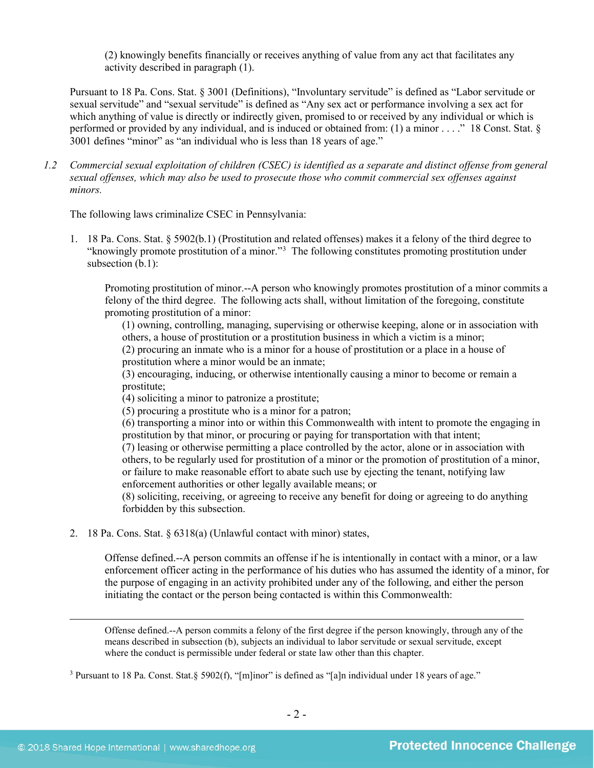(2) knowingly benefits financially or receives anything of value from any act that facilitates any activity described in paragraph (1).

Pursuant to 18 Pa. Cons. Stat. § 3001 (Definitions), "Involuntary servitude" is defined as "Labor servitude or sexual servitude" and "sexual servitude" is defined as "Any sex act or performance involving a sex act for which anything of value is directly or indirectly given, promised to or received by any individual or which is performed or provided by any individual, and is induced or obtained from: (1) a minor . . . ." 18 Const. Stat. § 3001 defines "minor" as "an individual who is less than 18 years of age."

*1.2 Commercial sexual exploitation of children (CSEC) is identified as a separate and distinct offense from general sexual offenses, which may also be used to prosecute those who commit commercial sex offenses against minors.*

The following laws criminalize CSEC in Pennsylvania:

1. 18 Pa. Cons. Stat. § 5902(b.1) (Prostitution and related offenses) makes it a felony of the third degree to "knowingly promote prostitution of a minor."[3] The following constitutes promoting prostitution under subsection (b.1):

   > Promoting prostitution of minor.--A person who knowingly promotes prostitution of a minor commits a felony of the third degree. The following acts shall, without limitation of the foregoing, constitute promoting prostitution of a minor:
   >
   > (1) owning, controlling, managing, supervising or otherwise keeping, alone or in association with others, a house of prostitution or a prostitution business in which a victim is a minor;
   > (2) procuring an inmate who is a minor for a house of prostitution or a place in a house of prostitution where a minor would be an inmate;
   > (3) encouraging, inducing, or otherwise intentionally causing a minor to become or remain a prostitute;
   > (4) soliciting a minor to patronize a prostitute;
   > (5) procuring a prostitute who is a minor for a patron;
   > (6) transporting a minor into or within this Commonwealth with intent to promote the engaging in prostitution by that minor, or procuring or paying for transportation with that intent;
   > (7) leasing or otherwise permitting a place controlled by the actor, alone or in association with others, to be regularly used for prostitution of a minor or the promotion of prostitution of a minor, or failure to make reasonable effort to abate such use by ejecting the tenant, notifying law enforcement authorities or other legally available means; or
   > (8) soliciting, receiving, or agreeing to receive any benefit for doing or agreeing to do anything forbidden by this subsection.

2. 18 Pa. Cons. Stat. § 6318(a) (Unlawful contact with minor) states,

   > Offense defined.--A person commits an offense if he is intentionally in contact with a minor, or a law enforcement officer acting in the performance of his duties who has assumed the identity of a minor, for the purpose of engaging in an activity prohibited under any of the following, and either the person initiating the contact or the person being contacted is within this Commonwealth:

---

> Offense defined.--A person commits a felony of the first degree if the person knowingly, through any of the means described in subsection (b), subjects an individual to labor servitude or sexual servitude, except where the conduct is permissible under federal or state law other than this chapter.

[3] Pursuant to 18 Pa. Const. Stat.§ 5902(f), "[m]inor" is defined as "[a]n individual under 18 years of age."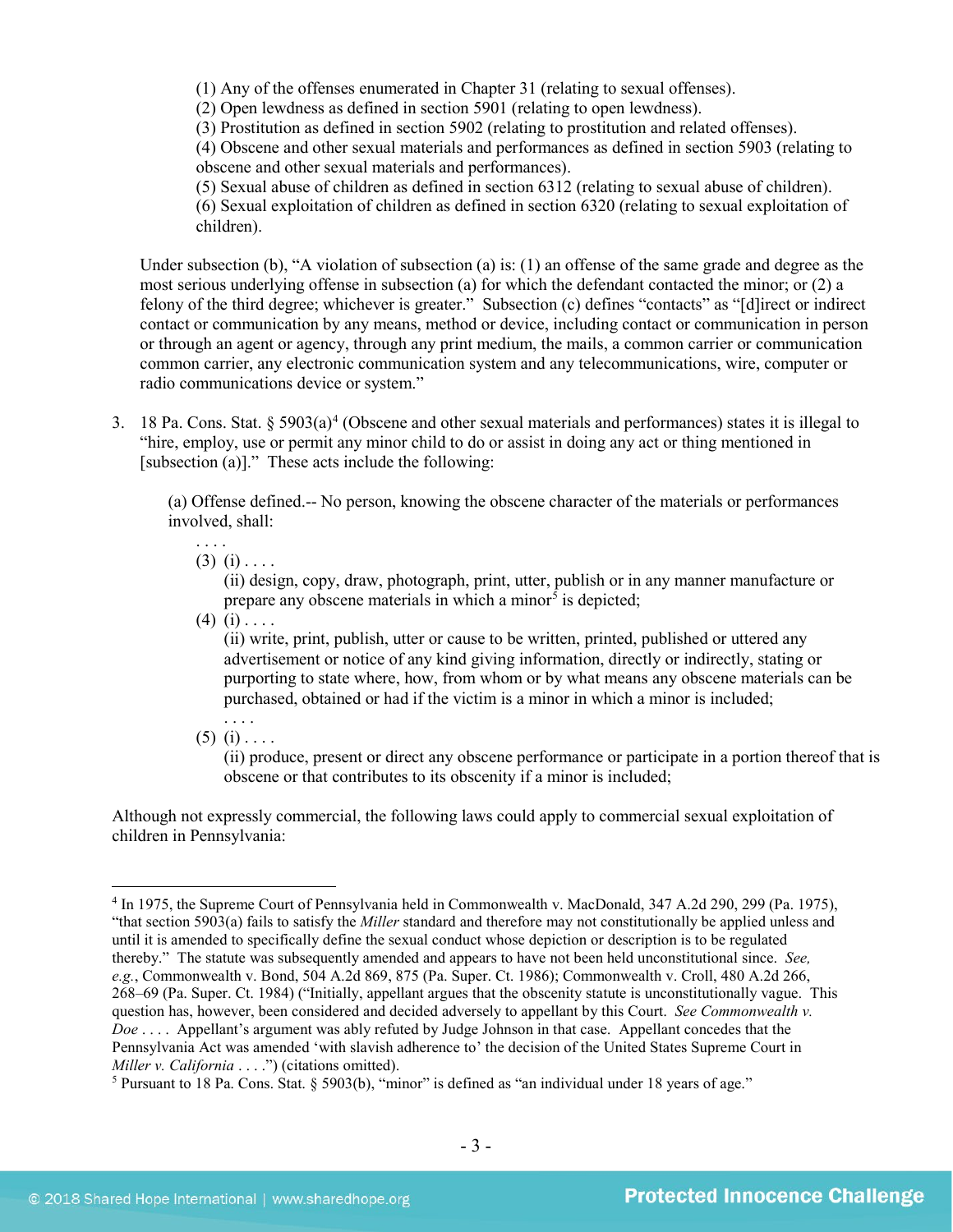(1) Any of the offenses enumerated in Chapter 31 (relating to sexual offenses).
(2) Open lewdness as defined in section 5901 (relating to open lewdness).
(3) Prostitution as defined in section 5902 (relating to prostitution and related offenses).
(4) Obscene and other sexual materials and performances as defined in section 5903 (relating to obscene and other sexual materials and performances).
(5) Sexual abuse of children as defined in section 6312 (relating to sexual abuse of children).
(6) Sexual exploitation of children as defined in section 6320 (relating to sexual exploitation of children).

Under subsection (b), "A violation of subsection (a) is: (1) an offense of the same grade and degree as the most serious underlying offense in subsection (a) for which the defendant contacted the minor; or (2) a felony of the third degree; whichever is greater." Subsection (c) defines "contacts" as "[d]irect or indirect contact or communication by any means, method or device, including contact or communication in person or through an agent or agency, through any print medium, the mails, a common carrier or communication common carrier, any electronic communication system and any telecommunications, wire, computer or radio communications device or system."

3. 18 Pa. Cons. Stat. § 5903(a)[4] (Obscene and other sexual materials and performances) states it is illegal to "hire, employ, use or permit any minor child to do or assist in doing any act or thing mentioned in [subsection (a)]." These acts include the following:

   (a) Offense defined.-- No person, knowing the obscene character of the materials or performances involved, shall:

   . . . .

   (3) (i) . . . .
   (ii) design, copy, draw, photograph, print, utter, publish or in any manner manufacture or prepare any obscene materials in which a minor[5] is depicted;

   (4) (i) . . . .
   (ii) write, print, publish, utter or cause to be written, printed, published or uttered any advertisement or notice of any kind giving information, directly or indirectly, stating or purporting to state where, how, from whom or by what means any obscene materials can be purchased, obtained or had if the victim is a minor in which a minor is included;

   . . . .

   (5) (i) . . . .
   (ii) produce, present or direct any obscene performance or participate in a portion thereof that is obscene or that contributes to its obscenity if a minor is included;

Although not expressly commercial, the following laws could apply to commercial sexual exploitation of children in Pennsylvania:

---

[4] In 1975, the Supreme Court of Pennsylvania held in Commonwealth v. MacDonald, 347 A.2d 290, 299 (Pa. 1975), "that section 5903(a) fails to satisfy the *Miller* standard and therefore may not constitutionally be applied unless and until it is amended to specifically define the sexual conduct whose depiction or description is to be regulated thereby." The statute was subsequently amended and appears to have not been held unconstitutional since. *See, e.g.*, Commonwealth v. Bond, 504 A.2d 869, 875 (Pa. Super. Ct. 1986); Commonwealth v. Croll, 480 A.2d 266, 268–69 (Pa. Super. Ct. 1984) ("Initially, appellant argues that the obscenity statute is unconstitutionally vague. This question has, however, been considered and decided adversely to appellant by this Court. *See Commonwealth v. Doe* . . . . Appellant's argument was ably refuted by Judge Johnson in that case. Appellant concedes that the Pennsylvania Act was amended 'with slavish adherence to' the decision of the United States Supreme Court in *Miller v. California* . . . .") (citations omitted).

[5] Pursuant to 18 Pa. Cons. Stat. § 5903(b), "minor" is defined as "an individual under 18 years of age."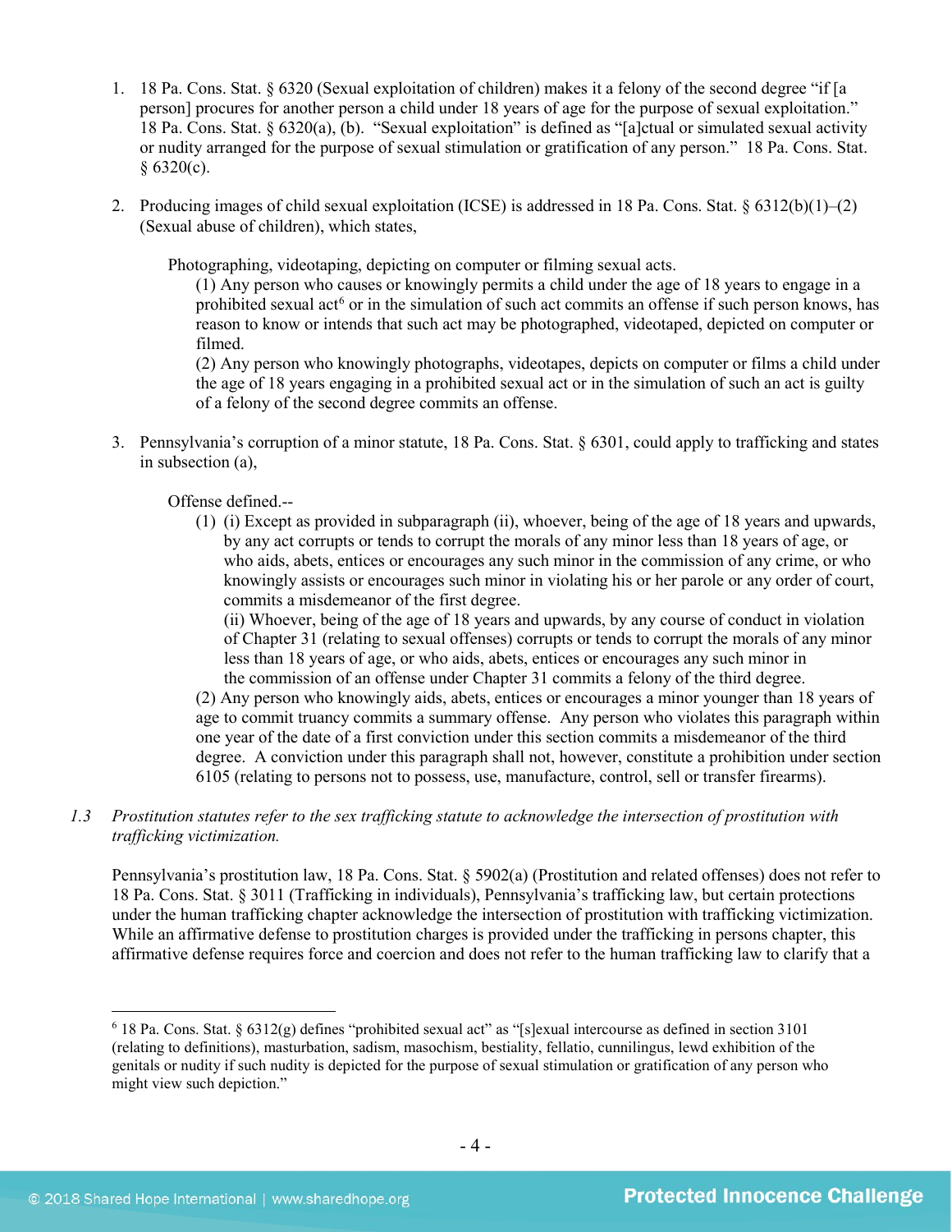1. 18 Pa. Cons. Stat. § 6320 (Sexual exploitation of children) makes it a felony of the second degree "if [a person] procures for another person a child under 18 years of age for the purpose of sexual exploitation." 18 Pa. Cons. Stat. § 6320(a), (b). "Sexual exploitation" is defined as "[a]ctual or simulated sexual activity or nudity arranged for the purpose of sexual stimulation or gratification of any person." 18 Pa. Cons. Stat. § 6320(c).

2. Producing images of child sexual exploitation (ICSE) is addressed in 18 Pa. Cons. Stat. § 6312(b)(1)–(2) (Sexual abuse of children), which states,

   > Photographing, videotaping, depicting on computer or filming sexual acts.
   >
   > (1) Any person who causes or knowingly permits a child under the age of 18 years to engage in a prohibited sexual act[6] or in the simulation of such act commits an offense if such person knows, has reason to know or intends that such act may be photographed, videotaped, depicted on computer or filmed.
   >
   > (2) Any person who knowingly photographs, videotapes, depicts on computer or films a child under the age of 18 years engaging in a prohibited sexual act or in the simulation of such an act is guilty of a felony of the second degree commits an offense.

3. Pennsylvania's corruption of a minor statute, 18 Pa. Cons. Stat. § 6301, could apply to trafficking and states in subsection (a),

   > Offense defined.--
   >
   > (1) (i) Except as provided in subparagraph (ii), whoever, being of the age of 18 years and upwards, by any act corrupts or tends to corrupt the morals of any minor less than 18 years of age, or who aids, abets, entices or encourages any such minor in the commission of any crime, or who knowingly assists or encourages such minor in violating his or her parole or any order of court, commits a misdemeanor of the first degree.
   >
   > (ii) Whoever, being of the age of 18 years and upwards, by any course of conduct in violation of Chapter 31 (relating to sexual offenses) corrupts or tends to corrupt the morals of any minor less than 18 years of age, or who aids, abets, entices or encourages any such minor in the commission of an offense under Chapter 31 commits a felony of the third degree.
   >
   > (2) Any person who knowingly aids, abets, entices or encourages a minor younger than 18 years of age to commit truancy commits a summary offense. Any person who violates this paragraph within one year of the date of a first conviction under this section commits a misdemeanor of the third degree. A conviction under this paragraph shall not, however, constitute a prohibition under section 6105 (relating to persons not to possess, use, manufacture, control, sell or transfer firearms).

*1.3 Prostitution statutes refer to the sex trafficking statute to acknowledge the intersection of prostitution with trafficking victimization.*

Pennsylvania's prostitution law, 18 Pa. Cons. Stat. § 5902(a) (Prostitution and related offenses) does not refer to 18 Pa. Cons. Stat. § 3011 (Trafficking in individuals), Pennsylvania's trafficking law, but certain protections under the human trafficking chapter acknowledge the intersection of prostitution with trafficking victimization. While an affirmative defense to prostitution charges is provided under the trafficking in persons chapter, this affirmative defense requires force and coercion and does not refer to the human trafficking law to clarify that a

---

[6] 18 Pa. Cons. Stat. § 6312(g) defines "prohibited sexual act" as "[s]exual intercourse as defined in section 3101 (relating to definitions), masturbation, sadism, masochism, bestiality, fellatio, cunnilingus, lewd exhibition of the genitals or nudity if such nudity is depicted for the purpose of sexual stimulation or gratification of any person who might view such depiction."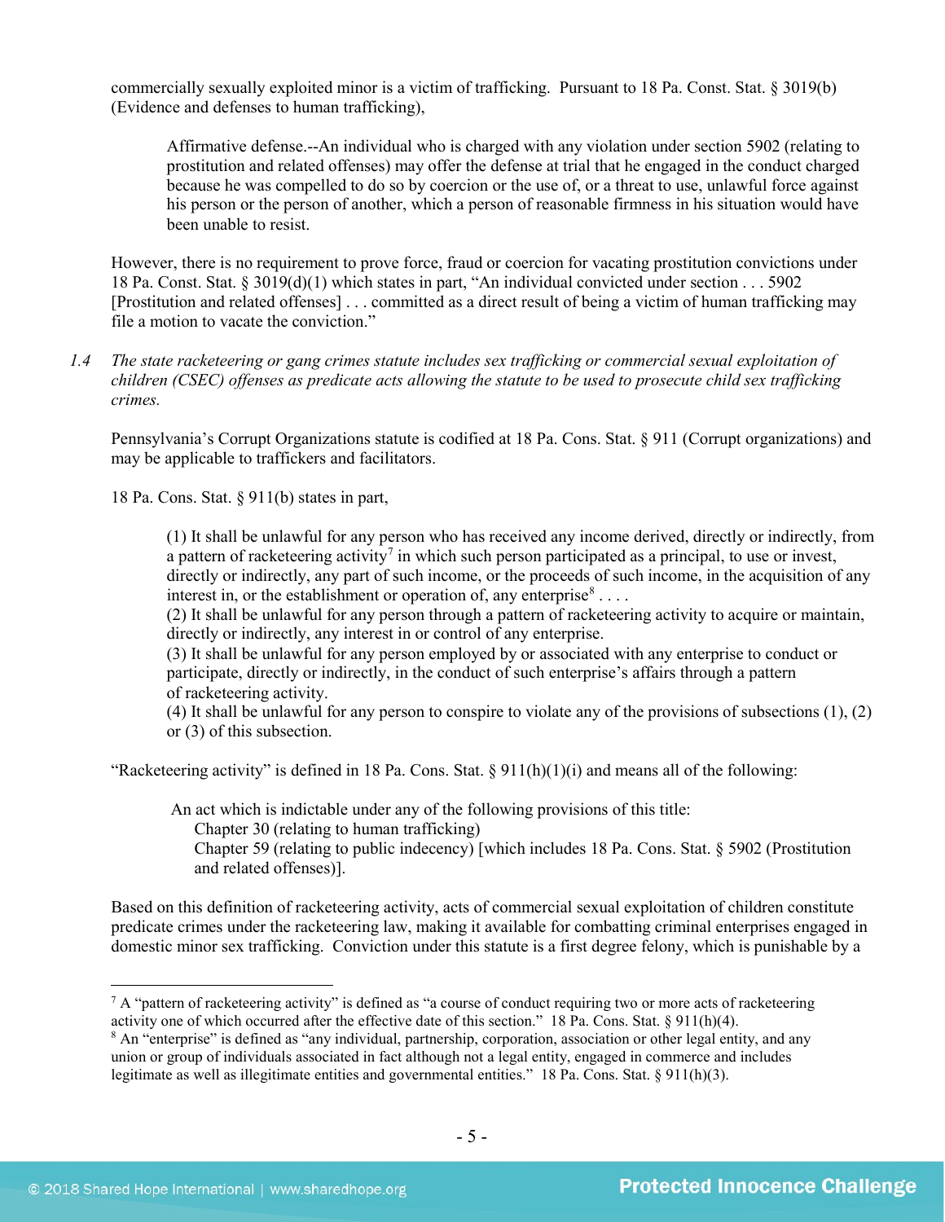commercially sexually exploited minor is a victim of trafficking. Pursuant to 18 Pa. Const. Stat. § 3019(b) (Evidence and defenses to human trafficking),

> Affirmative defense.--An individual who is charged with any violation under section 5902 (relating to prostitution and related offenses) may offer the defense at trial that he engaged in the conduct charged because he was compelled to do so by coercion or the use of, or a threat to use, unlawful force against his person or the person of another, which a person of reasonable firmness in his situation would have been unable to resist.

However, there is no requirement to prove force, fraud or coercion for vacating prostitution convictions under 18 Pa. Const. Stat. § 3019(d)(1) which states in part, "An individual convicted under section . . . 5902 [Prostitution and related offenses] . . . committed as a direct result of being a victim of human trafficking may file a motion to vacate the conviction."

*1.4 The state racketeering or gang crimes statute includes sex trafficking or commercial sexual exploitation of children (CSEC) offenses as predicate acts allowing the statute to be used to prosecute child sex trafficking crimes.*

Pennsylvania's Corrupt Organizations statute is codified at 18 Pa. Cons. Stat. § 911 (Corrupt organizations) and may be applicable to traffickers and facilitators.

18 Pa. Cons. Stat. § 911(b) states in part,

> (1) It shall be unlawful for any person who has received any income derived, directly or indirectly, from a pattern of racketeering activity[7] in which such person participated as a principal, to use or invest, directly or indirectly, any part of such income, or the proceeds of such income, in the acquisition of any interest in, or the establishment or operation of, any enterprise[8] . . . .
> (2) It shall be unlawful for any person through a pattern of racketeering activity to acquire or maintain, directly or indirectly, any interest in or control of any enterprise.
> (3) It shall be unlawful for any person employed by or associated with any enterprise to conduct or participate, directly or indirectly, in the conduct of such enterprise's affairs through a pattern of racketeering activity.
> (4) It shall be unlawful for any person to conspire to violate any of the provisions of subsections (1), (2) or (3) of this subsection.

"Racketeering activity" is defined in 18 Pa. Cons. Stat. § 911(h)(1)(i) and means all of the following:

> An act which is indictable under any of the following provisions of this title:
> Chapter 30 (relating to human trafficking)
> Chapter 59 (relating to public indecency) [which includes 18 Pa. Cons. Stat. § 5902 (Prostitution and related offenses)].

Based on this definition of racketeering activity, acts of commercial sexual exploitation of children constitute predicate crimes under the racketeering law, making it available for combatting criminal enterprises engaged in domestic minor sex trafficking. Conviction under this statute is a first degree felony, which is punishable by a

[7] A "pattern of racketeering activity" is defined as "a course of conduct requiring two or more acts of racketeering activity one of which occurred after the effective date of this section." 18 Pa. Cons. Stat. § 911(h)(4).

[8] An "enterprise" is defined as "any individual, partnership, corporation, association or other legal entity, and any union or group of individuals associated in fact although not a legal entity, engaged in commerce and includes legitimate as well as illegitimate entities and governmental entities." 18 Pa. Cons. Stat. § 911(h)(3).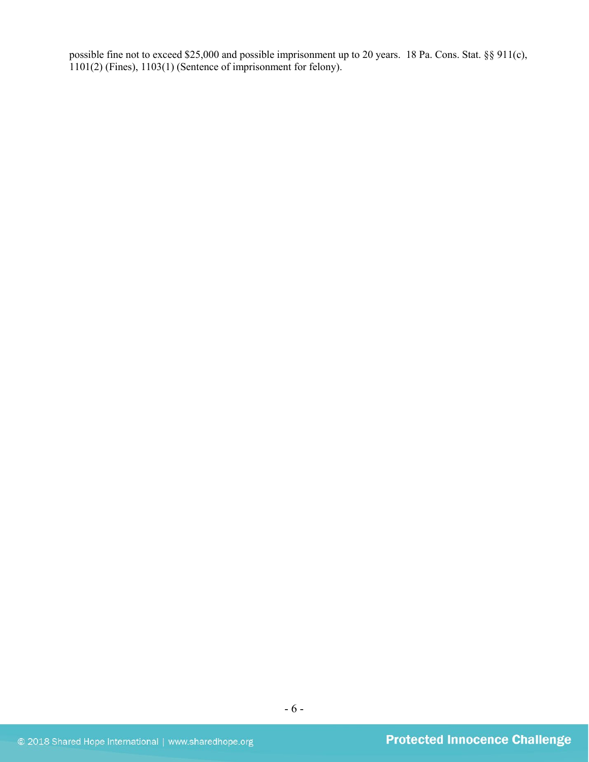possible fine not to exceed $25,000 and possible imprisonment up to 20 years. 18 Pa. Cons. Stat. §§ 911(c), 1101(2) (Fines), 1103(1) (Sentence of imprisonment for felony).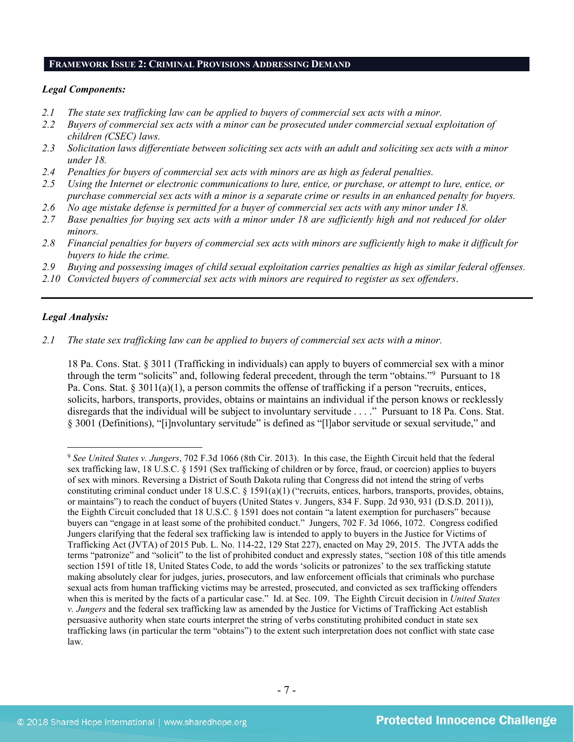## FRAMEWORK ISSUE 2: CRIMINAL PROVISIONS ADDRESSING DEMAND

***Legal Components:***

*2.1 The state sex trafficking law can be applied to buyers of commercial sex acts with a minor.*
*2.2 Buyers of commercial sex acts with a minor can be prosecuted under commercial sexual exploitation of children (CSEC) laws.*
*2.3 Solicitation laws differentiate between soliciting sex acts with an adult and soliciting sex acts with a minor under 18.*
*2.4 Penalties for buyers of commercial sex acts with minors are as high as federal penalties.*
*2.5 Using the Internet or electronic communications to lure, entice, or purchase, or attempt to lure, entice, or purchase commercial sex acts with a minor is a separate crime or results in an enhanced penalty for buyers.*
*2.6 No age mistake defense is permitted for a buyer of commercial sex acts with any minor under 18.*
*2.7 Base penalties for buying sex acts with a minor under 18 are sufficiently high and not reduced for older minors.*
*2.8 Financial penalties for buyers of commercial sex acts with minors are sufficiently high to make it difficult for buyers to hide the crime.*
*2.9 Buying and possessing images of child sexual exploitation carries penalties as high as similar federal offenses.*
*2.10 Convicted buyers of commercial sex acts with minors are required to register as sex offenders.*

---

***Legal Analysis:***

*2.1 The state sex trafficking law can be applied to buyers of commercial sex acts with a minor.*

18 Pa. Cons. Stat. § 3011 (Trafficking in individuals) can apply to buyers of commercial sex with a minor through the term "solicits" and, following federal precedent, through the term "obtains."[9] Pursuant to 18 Pa. Cons. Stat. § 3011(a)(1), a person commits the offense of trafficking if a person "recruits, entices, solicits, harbors, transports, provides, obtains or maintains an individual if the person knows or recklessly disregards that the individual will be subject to involuntary servitude . . . ." Pursuant to 18 Pa. Cons. Stat. § 3001 (Definitions), "[i]nvoluntary servitude" is defined as "[l]abor servitude or sexual servitude," and

---

[9] *See United States v. Jungers*, 702 F.3d 1066 (8th Cir. 2013). In this case, the Eighth Circuit held that the federal sex trafficking law, 18 U.S.C. § 1591 (Sex trafficking of children or by force, fraud, or coercion) applies to buyers of sex with minors. Reversing a District of South Dakota ruling that Congress did not intend the string of verbs constituting criminal conduct under 18 U.S.C. § 1591(a)(1) ("recruits, entices, harbors, transports, provides, obtains, or maintains") to reach the conduct of buyers (United States v. Jungers, 834 F. Supp. 2d 930, 931 (D.S.D. 2011)), the Eighth Circuit concluded that 18 U.S.C. § 1591 does not contain "a latent exemption for purchasers" because buyers can "engage in at least some of the prohibited conduct." Jungers, 702 F. 3d 1066, 1072. Congress codified Jungers clarifying that the federal sex trafficking law is intended to apply to buyers in the Justice for Victims of Trafficking Act (JVTA) of 2015 Pub. L. No. 114-22, 129 Stat 227), enacted on May 29, 2015. The JVTA adds the terms "patronize" and "solicit" to the list of prohibited conduct and expressly states, "section 108 of this title amends section 1591 of title 18, United States Code, to add the words 'solicits or patronizes' to the sex trafficking statute making absolutely clear for judges, juries, prosecutors, and law enforcement officials that criminals who purchase sexual acts from human trafficking victims may be arrested, prosecuted, and convicted as sex trafficking offenders when this is merited by the facts of a particular case." Id. at Sec. 109. The Eighth Circuit decision in *United States v. Jungers* and the federal sex trafficking law as amended by the Justice for Victims of Trafficking Act establish persuasive authority when state courts interpret the string of verbs constituting prohibited conduct in state sex trafficking laws (in particular the term "obtains") to the extent such interpretation does not conflict with state case law.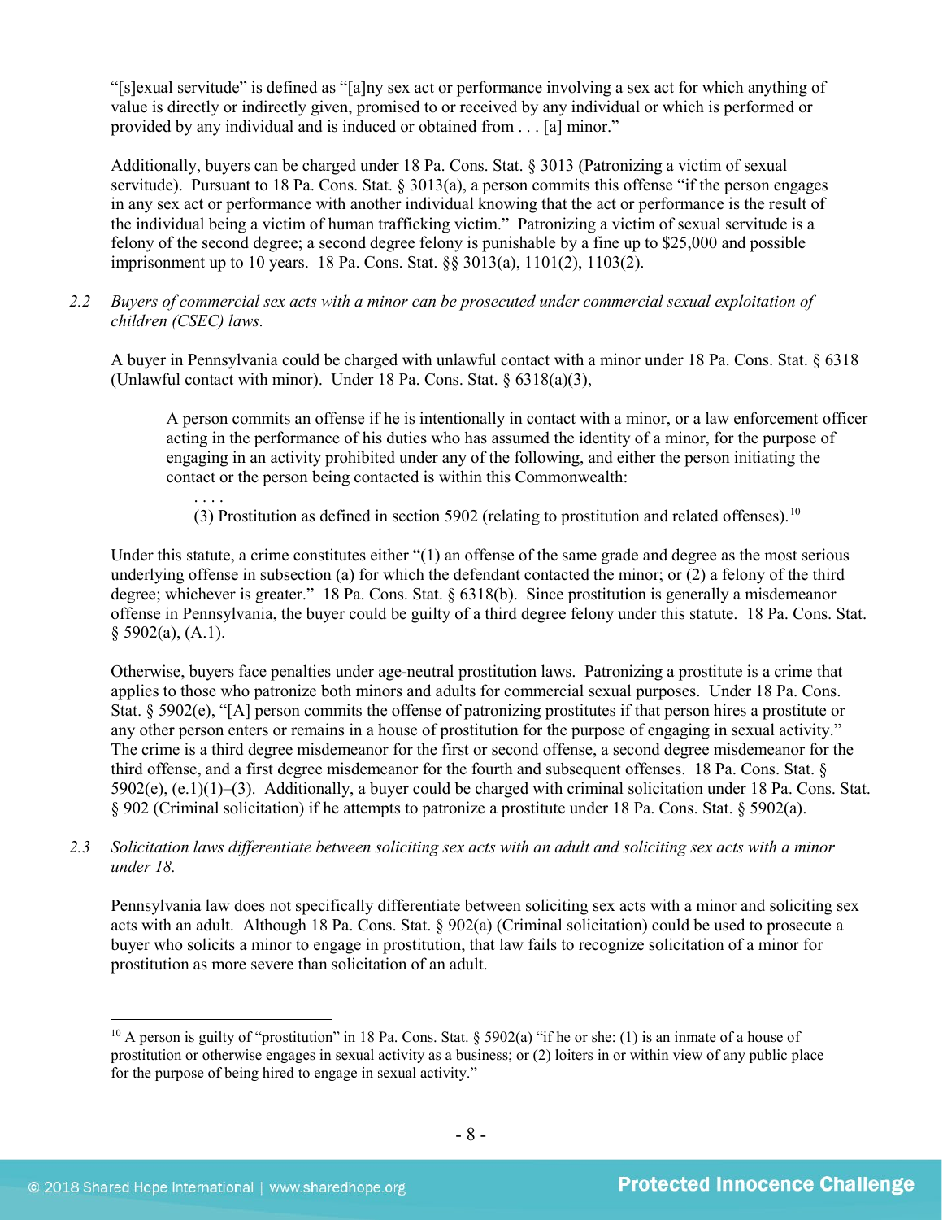"[s]exual servitude" is defined as "[a]ny sex act or performance involving a sex act for which anything of value is directly or indirectly given, promised to or received by any individual or which is performed or provided by any individual and is induced or obtained from . . . [a] minor."

Additionally, buyers can be charged under 18 Pa. Cons. Stat. § 3013 (Patronizing a victim of sexual servitude). Pursuant to 18 Pa. Cons. Stat. § 3013(a), a person commits this offense "if the person engages in any sex act or performance with another individual knowing that the act or performance is the result of the individual being a victim of human trafficking victim." Patronizing a victim of sexual servitude is a felony of the second degree; a second degree felony is punishable by a fine up to $25,000 and possible imprisonment up to 10 years. 18 Pa. Cons. Stat. §§ 3013(a), 1101(2), 1103(2).

*2.2 Buyers of commercial sex acts with a minor can be prosecuted under commercial sexual exploitation of children (CSEC) laws.*

A buyer in Pennsylvania could be charged with unlawful contact with a minor under 18 Pa. Cons. Stat. § 6318 (Unlawful contact with minor). Under 18 Pa. Cons. Stat. § 6318(a)(3),

> A person commits an offense if he is intentionally in contact with a minor, or a law enforcement officer acting in the performance of his duties who has assumed the identity of a minor, for the purpose of engaging in an activity prohibited under any of the following, and either the person initiating the contact or the person being contacted is within this Commonwealth:
>
> . . . .
>
> (3) Prostitution as defined in section 5902 (relating to prostitution and related offenses).[10]

Under this statute, a crime constitutes either "(1) an offense of the same grade and degree as the most serious underlying offense in subsection (a) for which the defendant contacted the minor; or (2) a felony of the third degree; whichever is greater." 18 Pa. Cons. Stat. § 6318(b). Since prostitution is generally a misdemeanor offense in Pennsylvania, the buyer could be guilty of a third degree felony under this statute. 18 Pa. Cons. Stat. § 5902(a), (A.1).

Otherwise, buyers face penalties under age-neutral prostitution laws. Patronizing a prostitute is a crime that applies to those who patronize both minors and adults for commercial sexual purposes. Under 18 Pa. Cons. Stat. § 5902(e), "[A] person commits the offense of patronizing prostitutes if that person hires a prostitute or any other person enters or remains in a house of prostitution for the purpose of engaging in sexual activity." The crime is a third degree misdemeanor for the first or second offense, a second degree misdemeanor for the third offense, and a first degree misdemeanor for the fourth and subsequent offenses. 18 Pa. Cons. Stat. § 5902(e), (e.1)(1)–(3). Additionally, a buyer could be charged with criminal solicitation under 18 Pa. Cons. Stat. § 902 (Criminal solicitation) if he attempts to patronize a prostitute under 18 Pa. Cons. Stat. § 5902(a).

*2.3 Solicitation laws differentiate between soliciting sex acts with an adult and soliciting sex acts with a minor under 18.*

Pennsylvania law does not specifically differentiate between soliciting sex acts with a minor and soliciting sex acts with an adult. Although 18 Pa. Cons. Stat. § 902(a) (Criminal solicitation) could be used to prosecute a buyer who solicits a minor to engage in prostitution, that law fails to recognize solicitation of a minor for prostitution as more severe than solicitation of an adult.

---

[10] A person is guilty of "prostitution" in 18 Pa. Cons. Stat. § 5902(a) "if he or she: (1) is an inmate of a house of prostitution or otherwise engages in sexual activity as a business; or (2) loiters in or within view of any public place for the purpose of being hired to engage in sexual activity."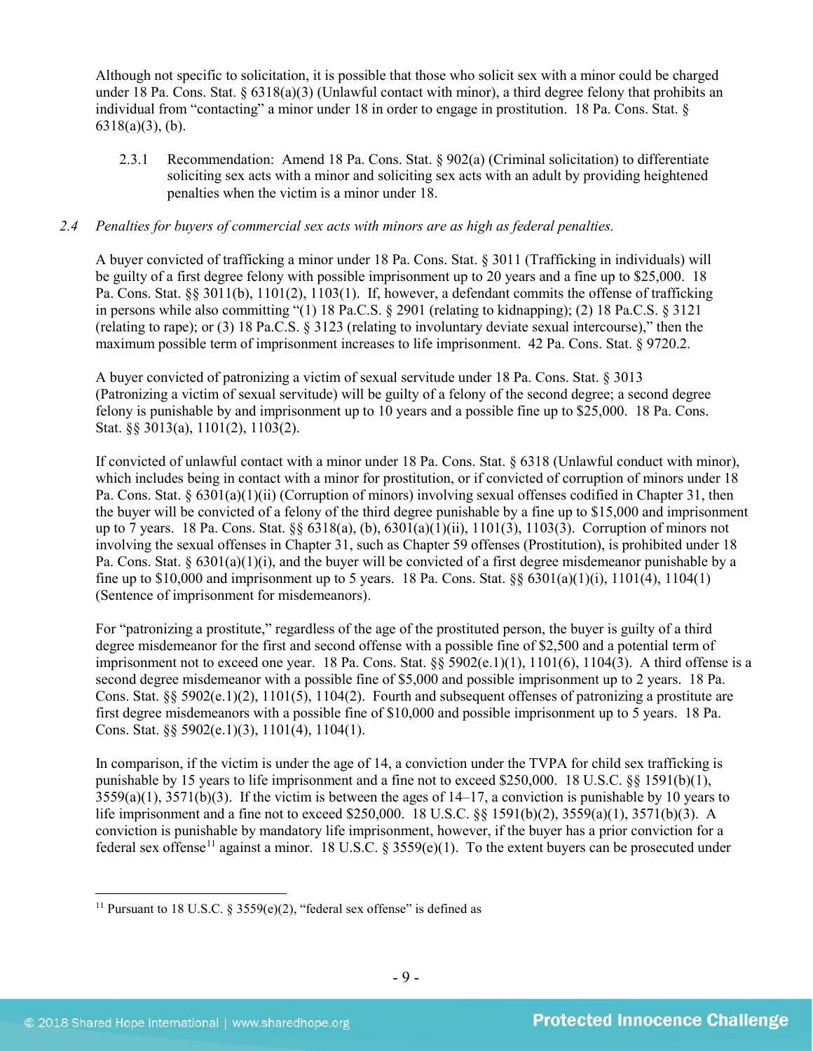Although not specific to solicitation, it is possible that those who solicit sex with a minor could be charged under 18 Pa. Cons. Stat. § 6318(a)(3) (Unlawful contact with minor), a third degree felony that prohibits an individual from "contacting" a minor under 18 in order to engage in prostitution. 18 Pa. Cons. Stat. § 6318(a)(3), (b).

> 2.3.1 Recommendation: Amend 18 Pa. Cons. Stat. § 902(a) (Criminal solicitation) to differentiate soliciting sex acts with a minor and soliciting sex acts with an adult by providing heightened penalties when the victim is a minor under 18.

*2.4 Penalties for buyers of commercial sex acts with minors are as high as federal penalties.*

A buyer convicted of trafficking a minor under 18 Pa. Cons. Stat. § 3011 (Trafficking in individuals) will be guilty of a first degree felony with possible imprisonment up to 20 years and a fine up to $25,000. 18 Pa. Cons. Stat. §§ 3011(b), 1101(2), 1103(1). If, however, a defendant commits the offense of trafficking in persons while also committing "(1) 18 Pa.C.S. § 2901 (relating to kidnapping); (2) 18 Pa.C.S. § 3121 (relating to rape); or (3) 18 Pa.C.S. § 3123 (relating to involuntary deviate sexual intercourse)," then the maximum possible term of imprisonment increases to life imprisonment. 42 Pa. Cons. Stat. § 9720.2.

A buyer convicted of patronizing a victim of sexual servitude under 18 Pa. Cons. Stat. § 3013 (Patronizing a victim of sexual servitude) will be guilty of a felony of the second degree; a second degree felony is punishable by and imprisonment up to 10 years and a possible fine up to $25,000. 18 Pa. Cons. Stat. §§ 3013(a), 1101(2), 1103(2).

If convicted of unlawful contact with a minor under 18 Pa. Cons. Stat. § 6318 (Unlawful conduct with minor), which includes being in contact with a minor for prostitution, or if convicted of corruption of minors under 18 Pa. Cons. Stat. § 6301(a)(1)(ii) (Corruption of minors) involving sexual offenses codified in Chapter 31, then the buyer will be convicted of a felony of the third degree punishable by a fine up to $15,000 and imprisonment up to 7 years. 18 Pa. Cons. Stat. §§ 6318(a), (b), 6301(a)(1)(ii), 1101(3), 1103(3). Corruption of minors not involving the sexual offenses in Chapter 31, such as Chapter 59 offenses (Prostitution), is prohibited under 18 Pa. Cons. Stat. § 6301(a)(1)(i), and the buyer will be convicted of a first degree misdemeanor punishable by a fine up to $10,000 and imprisonment up to 5 years. 18 Pa. Cons. Stat. §§ 6301(a)(1)(i), 1101(4), 1104(1) (Sentence of imprisonment for misdemeanors).

For "patronizing a prostitute," regardless of the age of the prostituted person, the buyer is guilty of a third degree misdemeanor for the first and second offense with a possible fine of $2,500 and a potential term of imprisonment not to exceed one year. 18 Pa. Cons. Stat. §§ 5902(e.1)(1), 1101(6), 1104(3). A third offense is a second degree misdemeanor with a possible fine of $5,000 and possible imprisonment up to 2 years. 18 Pa. Cons. Stat. §§ 5902(e.1)(2), 1101(5), 1104(2). Fourth and subsequent offenses of patronizing a prostitute are first degree misdemeanors with a possible fine of $10,000 and possible imprisonment up to 5 years. 18 Pa. Cons. Stat. §§ 5902(e.1)(3), 1101(4), 1104(1).

In comparison, if the victim is under the age of 14, a conviction under the TVPA for child sex trafficking is punishable by 15 years to life imprisonment and a fine not to exceed $250,000. 18 U.S.C. §§ 1591(b)(1), 3559(a)(1), 3571(b)(3). If the victim is between the ages of 14–17, a conviction is punishable by 10 years to life imprisonment and a fine not to exceed $250,000. 18 U.S.C. §§ 1591(b)(2), 3559(a)(1), 3571(b)(3). A conviction is punishable by mandatory life imprisonment, however, if the buyer has a prior conviction for a federal sex offense[11] against a minor. 18 U.S.C. § 3559(e)(1). To the extent buyers can be prosecuted under

---

[11] Pursuant to 18 U.S.C. § 3559(e)(2), "federal sex offense" is defined as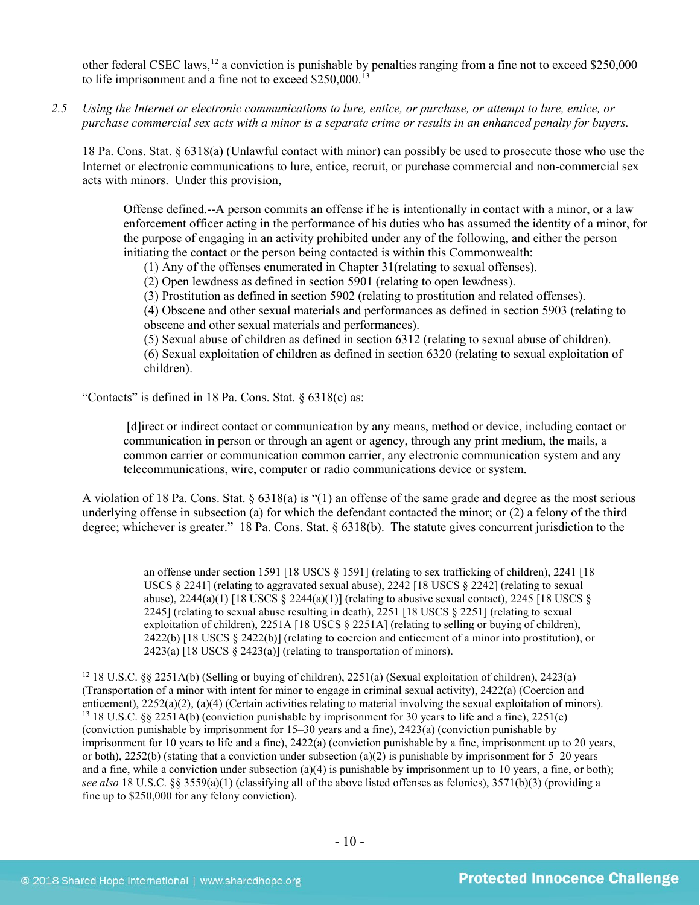other federal CSEC laws,[12] a conviction is punishable by penalties ranging from a fine not to exceed $250,000 to life imprisonment and a fine not to exceed $250,000.[13]

*2.5 Using the Internet or electronic communications to lure, entice, or purchase, or attempt to lure, entice, or purchase commercial sex acts with a minor is a separate crime or results in an enhanced penalty for buyers.*

18 Pa. Cons. Stat. § 6318(a) (Unlawful contact with minor) can possibly be used to prosecute those who use the Internet or electronic communications to lure, entice, recruit, or purchase commercial and non-commercial sex acts with minors. Under this provision,

> Offense defined.--A person commits an offense if he is intentionally in contact with a minor, or a law enforcement officer acting in the performance of his duties who has assumed the identity of a minor, for the purpose of engaging in an activity prohibited under any of the following, and either the person initiating the contact or the person being contacted is within this Commonwealth:
> (1) Any of the offenses enumerated in Chapter 31(relating to sexual offenses).
> (2) Open lewdness as defined in section 5901 (relating to open lewdness).
> (3) Prostitution as defined in section 5902 (relating to prostitution and related offenses).
> (4) Obscene and other sexual materials and performances as defined in section 5903 (relating to obscene and other sexual materials and performances).
> (5) Sexual abuse of children as defined in section 6312 (relating to sexual abuse of children).
> (6) Sexual exploitation of children as defined in section 6320 (relating to sexual exploitation of children).

"Contacts" is defined in 18 Pa. Cons. Stat. § 6318(c) as:

> [d]irect or indirect contact or communication by any means, method or device, including contact or communication in person or through an agent or agency, through any print medium, the mails, a common carrier or communication common carrier, any electronic communication system and any telecommunications, wire, computer or radio communications device or system.

A violation of 18 Pa. Cons. Stat. § 6318(a) is "(1) an offense of the same grade and degree as the most serious underlying offense in subsection (a) for which the defendant contacted the minor; or (2) a felony of the third degree; whichever is greater." 18 Pa. Cons. Stat. § 6318(b). The statute gives concurrent jurisdiction to the

---

an offense under section 1591 [18 USCS § 1591] (relating to sex trafficking of children), 2241 [18 USCS § 2241] (relating to aggravated sexual abuse), 2242 [18 USCS § 2242] (relating to sexual abuse), 2244(a)(1) [18 USCS § 2244(a)(1)] (relating to abusive sexual contact), 2245 [18 USCS § 2245] (relating to sexual abuse resulting in death), 2251 [18 USCS § 2251] (relating to sexual exploitation of children), 2251A [18 USCS § 2251A] (relating to selling or buying of children), 2422(b) [18 USCS § 2422(b)] (relating to coercion and enticement of a minor into prostitution), or 2423(a) [18 USCS § 2423(a)] (relating to transportation of minors).

[12] 18 U.S.C. §§ 2251A(b) (Selling or buying of children), 2251(a) (Sexual exploitation of children), 2423(a) (Transportation of a minor with intent for minor to engage in criminal sexual activity), 2422(a) (Coercion and enticement), 2252(a)(2), (a)(4) (Certain activities relating to material involving the sexual exploitation of minors).

[13] 18 U.S.C. §§ 2251A(b) (conviction punishable by imprisonment for 30 years to life and a fine), 2251(e) (conviction punishable by imprisonment for 15–30 years and a fine), 2423(a) (conviction punishable by imprisonment for 10 years to life and a fine), 2422(a) (conviction punishable by a fine, imprisonment up to 20 years, or both), 2252(b) (stating that a conviction under subsection (a)(2) is punishable by imprisonment for 5–20 years and a fine, while a conviction under subsection (a)(4) is punishable by imprisonment up to 10 years, a fine, or both); *see also* 18 U.S.C. §§ 3559(a)(1) (classifying all of the above listed offenses as felonies), 3571(b)(3) (providing a fine up to $250,000 for any felony conviction).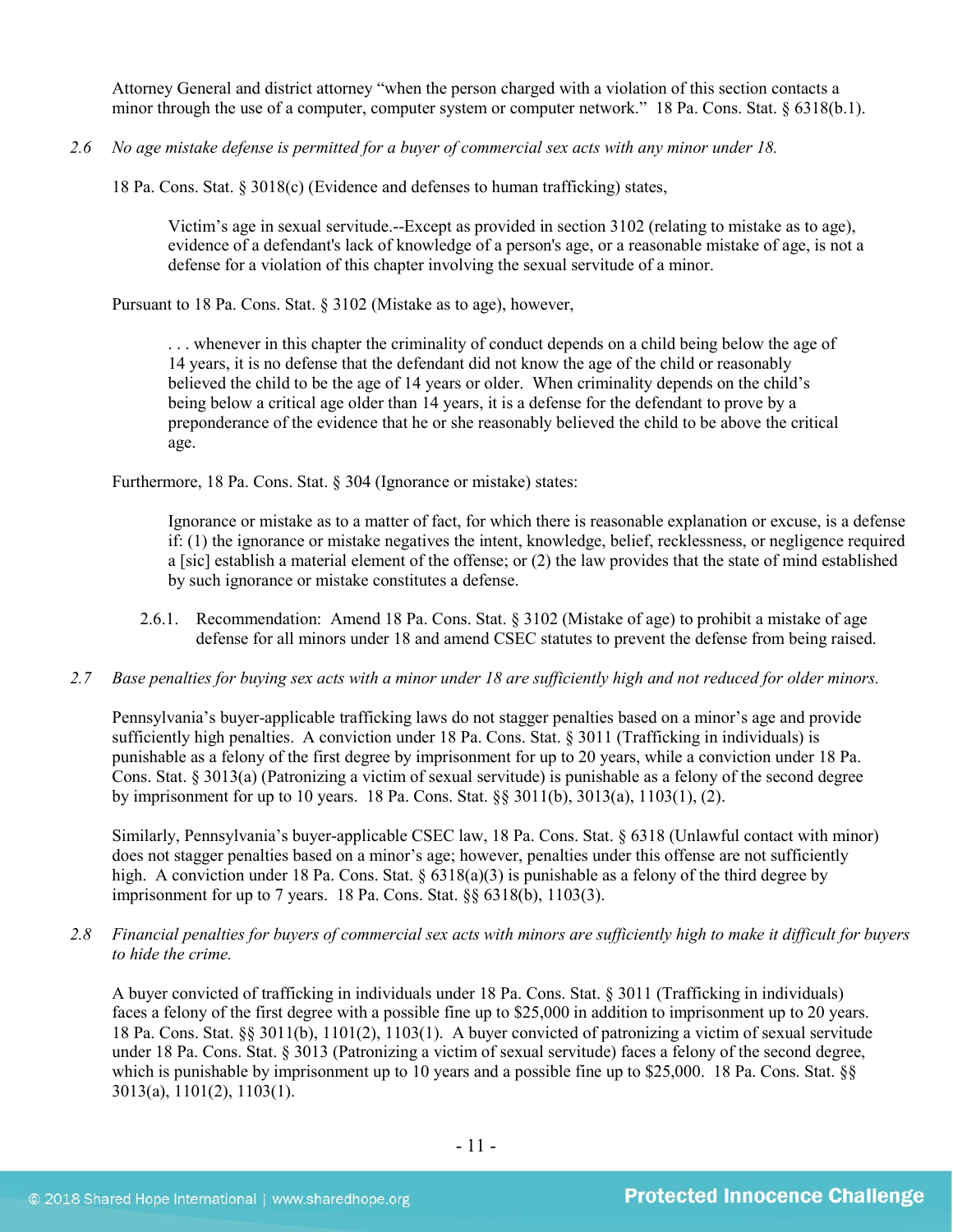Attorney General and district attorney "when the person charged with a violation of this section contacts a minor through the use of a computer, computer system or computer network." 18 Pa. Cons. Stat. § 6318(b.1).

*2.6 No age mistake defense is permitted for a buyer of commercial sex acts with any minor under 18.*

18 Pa. Cons. Stat. § 3018(c) (Evidence and defenses to human trafficking) states,

> Victim's age in sexual servitude.--Except as provided in section 3102 (relating to mistake as to age), evidence of a defendant's lack of knowledge of a person's age, or a reasonable mistake of age, is not a defense for a violation of this chapter involving the sexual servitude of a minor.

Pursuant to 18 Pa. Cons. Stat. § 3102 (Mistake as to age), however,

> . . . whenever in this chapter the criminality of conduct depends on a child being below the age of 14 years, it is no defense that the defendant did not know the age of the child or reasonably believed the child to be the age of 14 years or older. When criminality depends on the child's being below a critical age older than 14 years, it is a defense for the defendant to prove by a preponderance of the evidence that he or she reasonably believed the child to be above the critical age.

Furthermore, 18 Pa. Cons. Stat. § 304 (Ignorance or mistake) states:

> Ignorance or mistake as to a matter of fact, for which there is reasonable explanation or excuse, is a defense if: (1) the ignorance or mistake negatives the intent, knowledge, belief, recklessness, or negligence required a [sic] establish a material element of the offense; or (2) the law provides that the state of mind established by such ignorance or mistake constitutes a defense.

2.6.1. Recommendation: Amend 18 Pa. Cons. Stat. § 3102 (Mistake of age) to prohibit a mistake of age defense for all minors under 18 and amend CSEC statutes to prevent the defense from being raised.

*2.7 Base penalties for buying sex acts with a minor under 18 are sufficiently high and not reduced for older minors.*

Pennsylvania's buyer-applicable trafficking laws do not stagger penalties based on a minor's age and provide sufficiently high penalties. A conviction under 18 Pa. Cons. Stat. § 3011 (Trafficking in individuals) is punishable as a felony of the first degree by imprisonment for up to 20 years, while a conviction under 18 Pa. Cons. Stat. § 3013(a) (Patronizing a victim of sexual servitude) is punishable as a felony of the second degree by imprisonment for up to 10 years. 18 Pa. Cons. Stat. §§ 3011(b), 3013(a), 1103(1), (2).

Similarly, Pennsylvania's buyer-applicable CSEC law, 18 Pa. Cons. Stat. § 6318 (Unlawful contact with minor) does not stagger penalties based on a minor's age; however, penalties under this offense are not sufficiently high. A conviction under 18 Pa. Cons. Stat. § 6318(a)(3) is punishable as a felony of the third degree by imprisonment for up to 7 years. 18 Pa. Cons. Stat. §§ 6318(b), 1103(3).

*2.8 Financial penalties for buyers of commercial sex acts with minors are sufficiently high to make it difficult for buyers to hide the crime.*

A buyer convicted of trafficking in individuals under 18 Pa. Cons. Stat. § 3011 (Trafficking in individuals) faces a felony of the first degree with a possible fine up to $25,000 in addition to imprisonment up to 20 years. 18 Pa. Cons. Stat. §§ 3011(b), 1101(2), 1103(1). A buyer convicted of patronizing a victim of sexual servitude under 18 Pa. Cons. Stat. § 3013 (Patronizing a victim of sexual servitude) faces a felony of the second degree, which is punishable by imprisonment up to 10 years and a possible fine up to $25,000. 18 Pa. Cons. Stat. §§ 3013(a), 1101(2), 1103(1).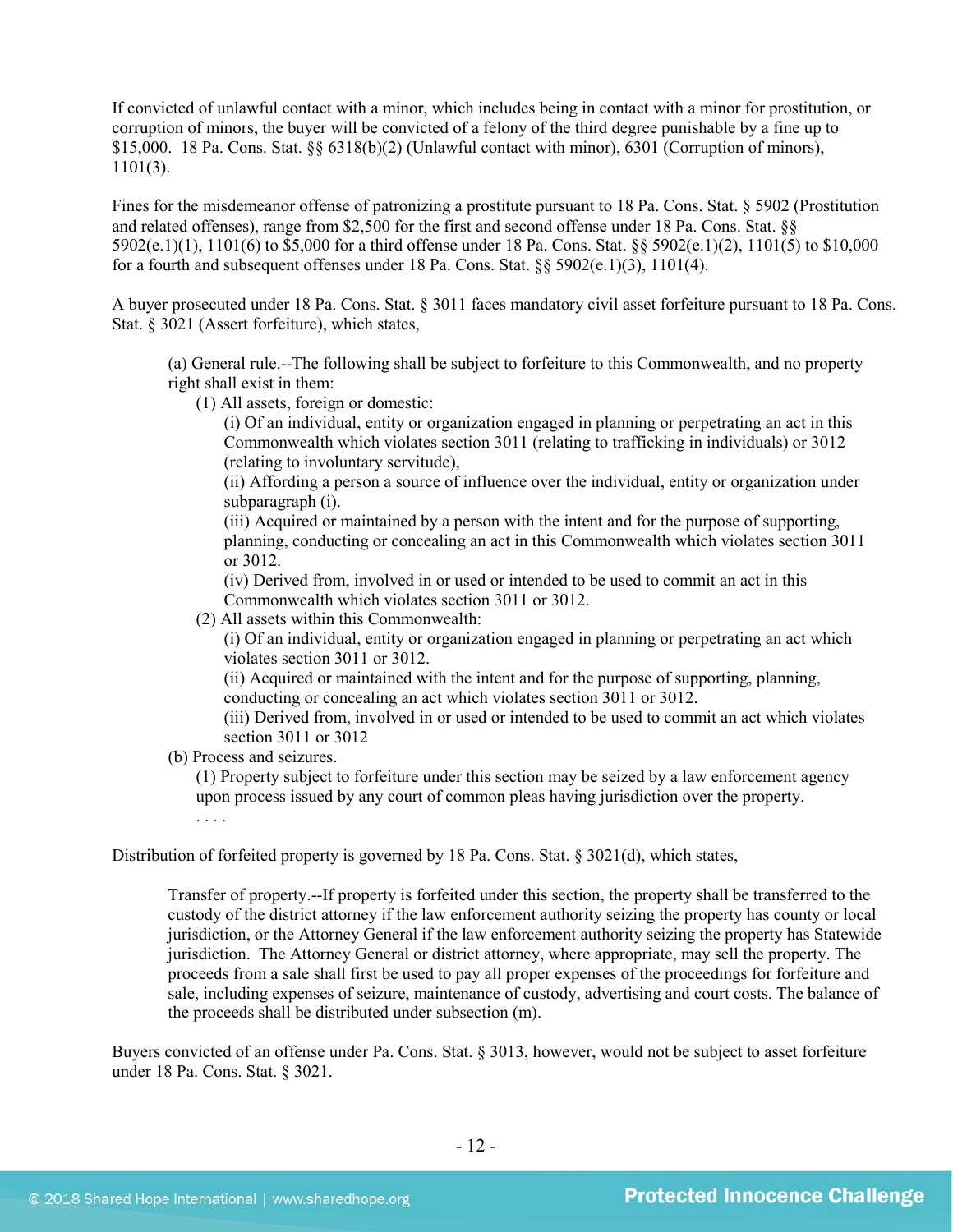If convicted of unlawful contact with a minor, which includes being in contact with a minor for prostitution, or corruption of minors, the buyer will be convicted of a felony of the third degree punishable by a fine up to $15,000. 18 Pa. Cons. Stat. §§ 6318(b)(2) (Unlawful contact with minor), 6301 (Corruption of minors), 1101(3).

Fines for the misdemeanor offense of patronizing a prostitute pursuant to 18 Pa. Cons. Stat. § 5902 (Prostitution and related offenses), range from $2,500 for the first and second offense under 18 Pa. Cons. Stat. §§ 5902(e.1)(1), 1101(6) to $5,000 for a third offense under 18 Pa. Cons. Stat. §§ 5902(e.1)(2), 1101(5) to $10,000 for a fourth and subsequent offenses under 18 Pa. Cons. Stat. §§ 5902(e.1)(3), 1101(4).

A buyer prosecuted under 18 Pa. Cons. Stat. § 3011 faces mandatory civil asset forfeiture pursuant to 18 Pa. Cons. Stat. § 3021 (Assert forfeiture), which states,

> (a) General rule.--The following shall be subject to forfeiture to this Commonwealth, and no property right shall exist in them:
>
> (1) All assets, foreign or domestic:
>
> (i) Of an individual, entity or organization engaged in planning or perpetrating an act in this Commonwealth which violates section 3011 (relating to trafficking in individuals) or 3012 (relating to involuntary servitude),
>
> (ii) Affording a person a source of influence over the individual, entity or organization under subparagraph (i).
>
> (iii) Acquired or maintained by a person with the intent and for the purpose of supporting, planning, conducting or concealing an act in this Commonwealth which violates section 3011 or 3012.
>
> (iv) Derived from, involved in or used or intended to be used to commit an act in this Commonwealth which violates section 3011 or 3012.
>
> (2) All assets within this Commonwealth:
>
> (i) Of an individual, entity or organization engaged in planning or perpetrating an act which violates section 3011 or 3012.
>
> (ii) Acquired or maintained with the intent and for the purpose of supporting, planning, conducting or concealing an act which violates section 3011 or 3012.
>
> (iii) Derived from, involved in or used or intended to be used to commit an act which violates section 3011 or 3012
>
> (b) Process and seizures.
>
> (1) Property subject to forfeiture under this section may be seized by a law enforcement agency upon process issued by any court of common pleas having jurisdiction over the property.
>
> . . . .

Distribution of forfeited property is governed by 18 Pa. Cons. Stat. § 3021(d), which states,

> Transfer of property.--If property is forfeited under this section, the property shall be transferred to the custody of the district attorney if the law enforcement authority seizing the property has county or local jurisdiction, or the Attorney General if the law enforcement authority seizing the property has Statewide jurisdiction. The Attorney General or district attorney, where appropriate, may sell the property. The proceeds from a sale shall first be used to pay all proper expenses of the proceedings for forfeiture and sale, including expenses of seizure, maintenance of custody, advertising and court costs. The balance of the proceeds shall be distributed under subsection (m).

Buyers convicted of an offense under Pa. Cons. Stat. § 3013, however, would not be subject to asset forfeiture under 18 Pa. Cons. Stat. § 3021.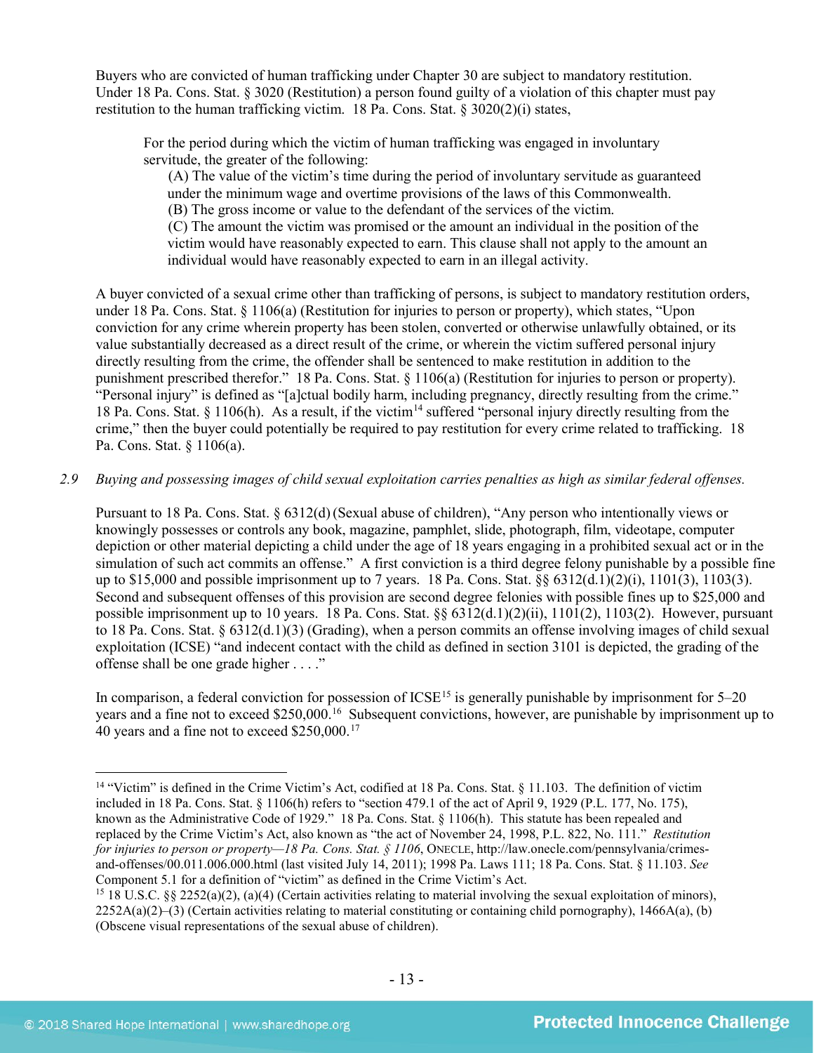Buyers who are convicted of human trafficking under Chapter 30 are subject to mandatory restitution. Under 18 Pa. Cons. Stat. § 3020 (Restitution) a person found guilty of a violation of this chapter must pay restitution to the human trafficking victim. 18 Pa. Cons. Stat. § 3020(2)(i) states,

> For the period during which the victim of human trafficking was engaged in involuntary servitude, the greater of the following:
>
> (A) The value of the victim's time during the period of involuntary servitude as guaranteed under the minimum wage and overtime provisions of the laws of this Commonwealth.
>
> (B) The gross income or value to the defendant of the services of the victim.
>
> (C) The amount the victim was promised or the amount an individual in the position of the victim would have reasonably expected to earn. This clause shall not apply to the amount an individual would have reasonably expected to earn in an illegal activity.

A buyer convicted of a sexual crime other than trafficking of persons, is subject to mandatory restitution orders, under 18 Pa. Cons. Stat. § 1106(a) (Restitution for injuries to person or property), which states, "Upon conviction for any crime wherein property has been stolen, converted or otherwise unlawfully obtained, or its value substantially decreased as a direct result of the crime, or wherein the victim suffered personal injury directly resulting from the crime, the offender shall be sentenced to make restitution in addition to the punishment prescribed therefor." 18 Pa. Cons. Stat. § 1106(a) (Restitution for injuries to person or property). "Personal injury" is defined as "[a]ctual bodily harm, including pregnancy, directly resulting from the crime." 18 Pa. Cons. Stat. § 1106(h). As a result, if the victim[14] suffered "personal injury directly resulting from the crime," then the buyer could potentially be required to pay restitution for every crime related to trafficking. 18 Pa. Cons. Stat. § 1106(a).

*2.9 Buying and possessing images of child sexual exploitation carries penalties as high as similar federal offenses.*

Pursuant to 18 Pa. Cons. Stat. § 6312(d) (Sexual abuse of children), "Any person who intentionally views or knowingly possesses or controls any book, magazine, pamphlet, slide, photograph, film, videotape, computer depiction or other material depicting a child under the age of 18 years engaging in a prohibited sexual act or in the simulation of such act commits an offense." A first conviction is a third degree felony punishable by a possible fine up to $15,000 and possible imprisonment up to 7 years. 18 Pa. Cons. Stat. §§ 6312(d.1)(2)(i), 1101(3), 1103(3). Second and subsequent offenses of this provision are second degree felonies with possible fines up to $25,000 and possible imprisonment up to 10 years. 18 Pa. Cons. Stat. §§ 6312(d.1)(2)(ii), 1101(2), 1103(2). However, pursuant to 18 Pa. Cons. Stat. § 6312(d.1)(3) (Grading), when a person commits an offense involving images of child sexual exploitation (ICSE) "and indecent contact with the child as defined in section 3101 is depicted, the grading of the offense shall be one grade higher . . . ."

In comparison, a federal conviction for possession of ICSE[15] is generally punishable by imprisonment for 5–20 years and a fine not to exceed $250,000.[16] Subsequent convictions, however, are punishable by imprisonment up to 40 years and a fine not to exceed $250,000.[17]

---

[14] "Victim" is defined in the Crime Victim's Act, codified at 18 Pa. Cons. Stat. § 11.103. The definition of victim included in 18 Pa. Cons. Stat. § 1106(h) refers to "section 479.1 of the act of April 9, 1929 (P.L. 177, No. 175), known as the Administrative Code of 1929." 18 Pa. Cons. Stat. § 1106(h). This statute has been repealed and replaced by the Crime Victim's Act, also known as "the act of November 24, 1998, P.L. 822, No. 111." *Restitution for injuries to person or property—18 Pa. Cons. Stat. § 1106*, ONECLE, http://law.onecle.com/pennsylvania/crimes-and-offenses/00.011.006.000.html (last visited July 14, 2011); 1998 Pa. Laws 111; 18 Pa. Cons. Stat. § 11.103. *See* Component 5.1 for a definition of "victim" as defined in the Crime Victim's Act.

[15] 18 U.S.C. §§ 2252(a)(2), (a)(4) (Certain activities relating to material involving the sexual exploitation of minors), 2252A(a)(2)–(3) (Certain activities relating to material constituting or containing child pornography), 1466A(a), (b) (Obscene visual representations of the sexual abuse of children).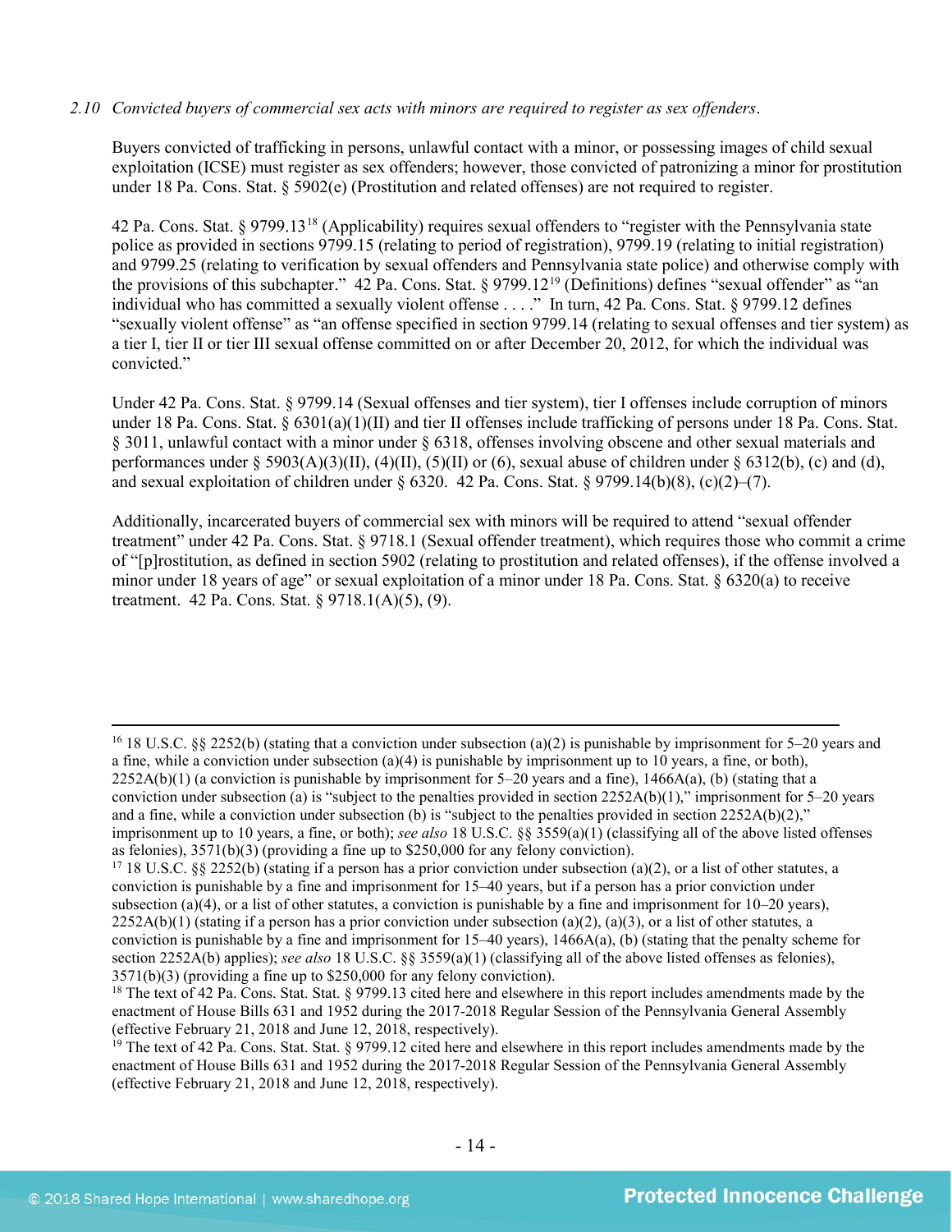*2.10 Convicted buyers of commercial sex acts with minors are required to register as sex offenders.*

Buyers convicted of trafficking in persons, unlawful contact with a minor, or possessing images of child sexual exploitation (ICSE) must register as sex offenders; however, those convicted of patronizing a minor for prostitution under 18 Pa. Cons. Stat. § 5902(e) (Prostitution and related offenses) are not required to register.

42 Pa. Cons. Stat. § 9799.13[18] (Applicability) requires sexual offenders to "register with the Pennsylvania state police as provided in sections 9799.15 (relating to period of registration), 9799.19 (relating to initial registration) and 9799.25 (relating to verification by sexual offenders and Pennsylvania state police) and otherwise comply with the provisions of this subchapter." 42 Pa. Cons. Stat. § 9799.12[19] (Definitions) defines "sexual offender" as "an individual who has committed a sexually violent offense . . . ." In turn, 42 Pa. Cons. Stat. § 9799.12 defines "sexually violent offense" as "an offense specified in section 9799.14 (relating to sexual offenses and tier system) as a tier I, tier II or tier III sexual offense committed on or after December 20, 2012, for which the individual was convicted."

Under 42 Pa. Cons. Stat. § 9799.14 (Sexual offenses and tier system), tier I offenses include corruption of minors under 18 Pa. Cons. Stat. § 6301(a)(1)(II) and tier II offenses include trafficking of persons under 18 Pa. Cons. Stat. § 3011, unlawful contact with a minor under § 6318, offenses involving obscene and other sexual materials and performances under § 5903(A)(3)(II), (4)(II), (5)(II) or (6), sexual abuse of children under § 6312(b), (c) and (d), and sexual exploitation of children under § 6320. 42 Pa. Cons. Stat. § 9799.14(b)(8), (c)(2)–(7).

Additionally, incarcerated buyers of commercial sex with minors will be required to attend "sexual offender treatment" under 42 Pa. Cons. Stat. § 9718.1 (Sexual offender treatment), which requires those who commit a crime of "[p]rostitution, as defined in section 5902 (relating to prostitution and related offenses), if the offense involved a minor under 18 years of age" or sexual exploitation of a minor under 18 Pa. Cons. Stat. § 6320(a) to receive treatment. 42 Pa. Cons. Stat. § 9718.1(A)(5), (9).

---

[16] 18 U.S.C. §§ 2252(b) (stating that a conviction under subsection (a)(2) is punishable by imprisonment for 5–20 years and a fine, while a conviction under subsection (a)(4) is punishable by imprisonment up to 10 years, a fine, or both), 2252A(b)(1) (a conviction is punishable by imprisonment for 5–20 years and a fine), 1466A(a), (b) (stating that a conviction under subsection (a) is "subject to the penalties provided in section 2252A(b)(1)," imprisonment for 5–20 years and a fine, while a conviction under subsection (b) is "subject to the penalties provided in section 2252A(b)(2)," imprisonment up to 10 years, a fine, or both); *see also* 18 U.S.C. §§ 3559(a)(1) (classifying all of the above listed offenses as felonies), 3571(b)(3) (providing a fine up to $250,000 for any felony conviction).

[17] 18 U.S.C. §§ 2252(b) (stating if a person has a prior conviction under subsection (a)(2), or a list of other statutes, a conviction is punishable by a fine and imprisonment for 15–40 years, but if a person has a prior conviction under subsection (a)(4), or a list of other statutes, a conviction is punishable by a fine and imprisonment for 10–20 years), 2252A(b)(1) (stating if a person has a prior conviction under subsection (a)(2), (a)(3), or a list of other statutes, a conviction is punishable by a fine and imprisonment for 15–40 years), 1466A(a), (b) (stating that the penalty scheme for section 2252A(b) applies); *see also* 18 U.S.C. §§ 3559(a)(1) (classifying all of the above listed offenses as felonies), 3571(b)(3) (providing a fine up to $250,000 for any felony conviction).

[18] The text of 42 Pa. Cons. Stat. Stat. § 9799.13 cited here and elsewhere in this report includes amendments made by the enactment of House Bills 631 and 1952 during the 2017-2018 Regular Session of the Pennsylvania General Assembly (effective February 21, 2018 and June 12, 2018, respectively).

[19] The text of 42 Pa. Cons. Stat. Stat. § 9799.12 cited here and elsewhere in this report includes amendments made by the enactment of House Bills 631 and 1952 during the 2017-2018 Regular Session of the Pennsylvania General Assembly (effective February 21, 2018 and June 12, 2018, respectively).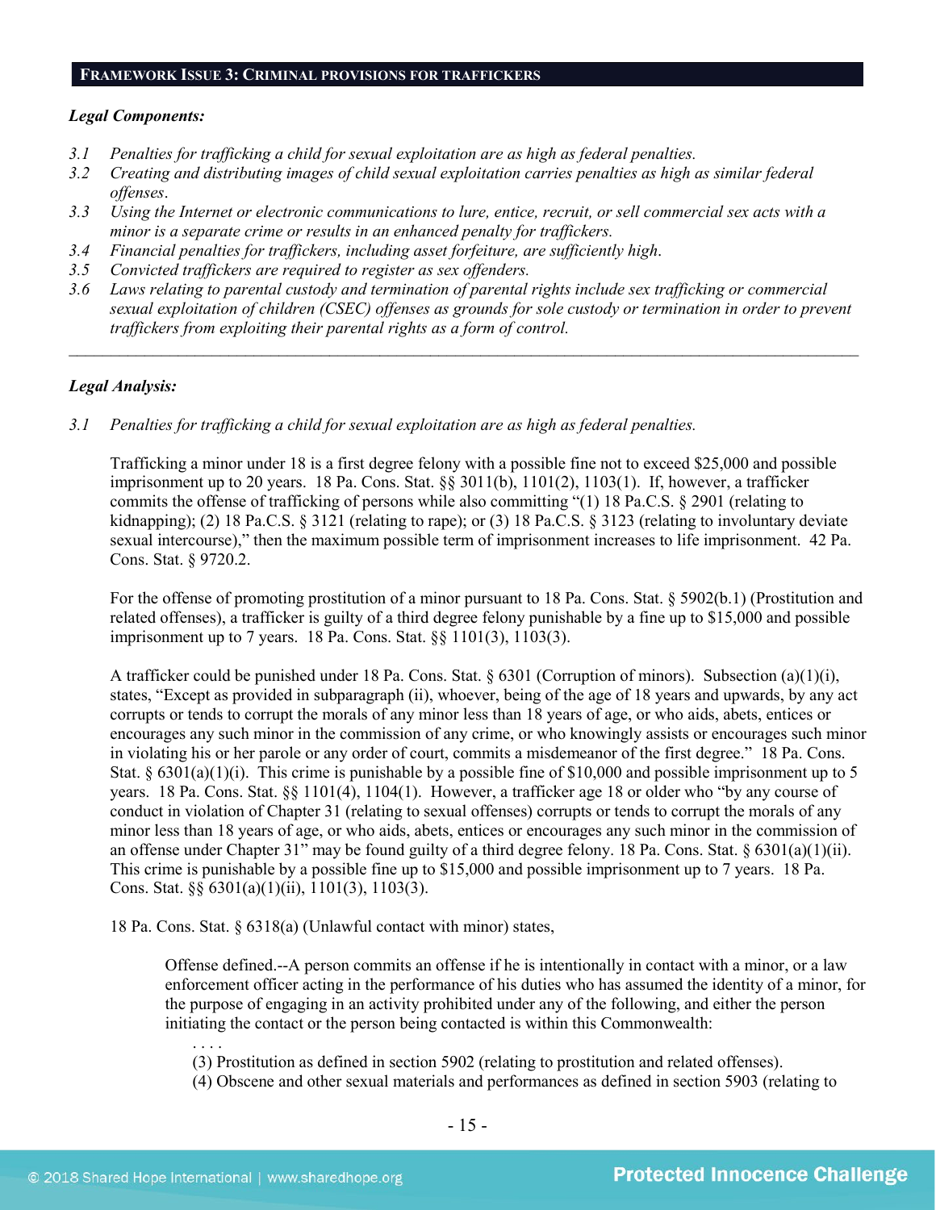## Framework Issue 3: Criminal provisions for traffickers

***Legal Components:***

*3.1 Penalties for trafficking a child for sexual exploitation are as high as federal penalties.*
*3.2 Creating and distributing images of child sexual exploitation carries penalties as high as similar federal offenses.*
*3.3 Using the Internet or electronic communications to lure, entice, recruit, or sell commercial sex acts with a minor is a separate crime or results in an enhanced penalty for traffickers.*
*3.4 Financial penalties for traffickers, including asset forfeiture, are sufficiently high.*
*3.5 Convicted traffickers are required to register as sex offenders.*
*3.6 Laws relating to parental custody and termination of parental rights include sex trafficking or commercial sexual exploitation of children (CSEC) offenses as grounds for sole custody or termination in order to prevent traffickers from exploiting their parental rights as a form of control.*

---

***Legal Analysis:***

*3.1 Penalties for trafficking a child for sexual exploitation are as high as federal penalties.*

Trafficking a minor under 18 is a first degree felony with a possible fine not to exceed $25,000 and possible imprisonment up to 20 years. 18 Pa. Cons. Stat. §§ 3011(b), 1101(2), 1103(1). If, however, a trafficker commits the offense of trafficking of persons while also committing "(1) 18 Pa.C.S. § 2901 (relating to kidnapping); (2) 18 Pa.C.S. § 3121 (relating to rape); or (3) 18 Pa.C.S. § 3123 (relating to involuntary deviate sexual intercourse)," then the maximum possible term of imprisonment increases to life imprisonment. 42 Pa. Cons. Stat. § 9720.2.

For the offense of promoting prostitution of a minor pursuant to 18 Pa. Cons. Stat. § 5902(b.1) (Prostitution and related offenses), a trafficker is guilty of a third degree felony punishable by a fine up to $15,000 and possible imprisonment up to 7 years. 18 Pa. Cons. Stat. §§ 1101(3), 1103(3).

A trafficker could be punished under 18 Pa. Cons. Stat. § 6301 (Corruption of minors). Subsection (a)(1)(i), states, "Except as provided in subparagraph (ii), whoever, being of the age of 18 years and upwards, by any act corrupts or tends to corrupt the morals of any minor less than 18 years of age, or who aids, abets, entices or encourages any such minor in the commission of any crime, or who knowingly assists or encourages such minor in violating his or her parole or any order of court, commits a misdemeanor of the first degree." 18 Pa. Cons. Stat. § 6301(a)(1)(i). This crime is punishable by a possible fine of $10,000 and possible imprisonment up to 5 years. 18 Pa. Cons. Stat. §§ 1101(4), 1104(1). However, a trafficker age 18 or older who "by any course of conduct in violation of Chapter 31 (relating to sexual offenses) corrupts or tends to corrupt the morals of any minor less than 18 years of age, or who aids, abets, entices or encourages any such minor in the commission of an offense under Chapter 31" may be found guilty of a third degree felony. 18 Pa. Cons. Stat. § 6301(a)(1)(ii). This crime is punishable by a possible fine up to $15,000 and possible imprisonment up to 7 years. 18 Pa. Cons. Stat. §§ 6301(a)(1)(ii), 1101(3), 1103(3).

18 Pa. Cons. Stat. § 6318(a) (Unlawful contact with minor) states,

> Offense defined.--A person commits an offense if he is intentionally in contact with a minor, or a law enforcement officer acting in the performance of his duties who has assumed the identity of a minor, for the purpose of engaging in an activity prohibited under any of the following, and either the person initiating the contact or the person being contacted is within this Commonwealth:
>
> . . . .
> (3) Prostitution as defined in section 5902 (relating to prostitution and related offenses).
> (4) Obscene and other sexual materials and performances as defined in section 5903 (relating to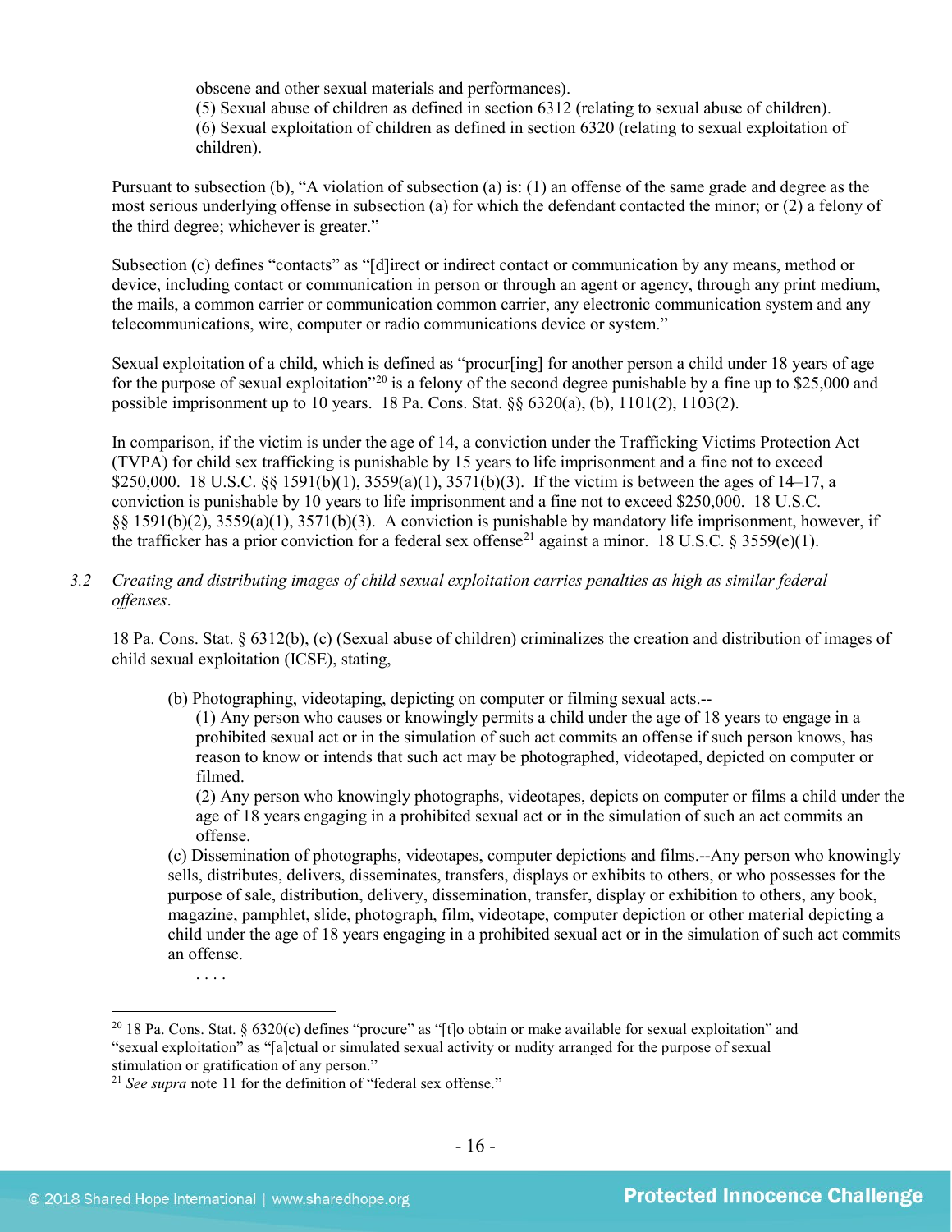obscene and other sexual materials and performances).
(5) Sexual abuse of children as defined in section 6312 (relating to sexual abuse of children).
(6) Sexual exploitation of children as defined in section 6320 (relating to sexual exploitation of children).

Pursuant to subsection (b), "A violation of subsection (a) is: (1) an offense of the same grade and degree as the most serious underlying offense in subsection (a) for which the defendant contacted the minor; or (2) a felony of the third degree; whichever is greater."

Subsection (c) defines "contacts" as "[d]irect or indirect contact or communication by any means, method or device, including contact or communication in person or through an agent or agency, through any print medium, the mails, a common carrier or communication common carrier, any electronic communication system and any telecommunications, wire, computer or radio communications device or system."

Sexual exploitation of a child, which is defined as "procur[ing] for another person a child under 18 years of age for the purpose of sexual exploitation"[20] is a felony of the second degree punishable by a fine up to $25,000 and possible imprisonment up to 10 years. 18 Pa. Cons. Stat. §§ 6320(a), (b), 1101(2), 1103(2).

In comparison, if the victim is under the age of 14, a conviction under the Trafficking Victims Protection Act (TVPA) for child sex trafficking is punishable by 15 years to life imprisonment and a fine not to exceed $250,000. 18 U.S.C. §§ 1591(b)(1), 3559(a)(1), 3571(b)(3). If the victim is between the ages of 14–17, a conviction is punishable by 10 years to life imprisonment and a fine not to exceed $250,000. 18 U.S.C. §§ 1591(b)(2), 3559(a)(1), 3571(b)(3). A conviction is punishable by mandatory life imprisonment, however, if the trafficker has a prior conviction for a federal sex offense[21] against a minor. 18 U.S.C. § 3559(e)(1).

3.2 *Creating and distributing images of child sexual exploitation carries penalties as high as similar federal offenses.*

18 Pa. Cons. Stat. § 6312(b), (c) (Sexual abuse of children) criminalizes the creation and distribution of images of child sexual exploitation (ICSE), stating,

> (b) Photographing, videotaping, depicting on computer or filming sexual acts.--
> (1) Any person who causes or knowingly permits a child under the age of 18 years to engage in a prohibited sexual act or in the simulation of such act commits an offense if such person knows, has reason to know or intends that such act may be photographed, videotaped, depicted on computer or filmed.
> (2) Any person who knowingly photographs, videotapes, depicts on computer or films a child under the age of 18 years engaging in a prohibited sexual act or in the simulation of such an act commits an offense.
> (c) Dissemination of photographs, videotapes, computer depictions and films.--Any person who knowingly sells, distributes, delivers, disseminates, transfers, displays or exhibits to others, or who possesses for the purpose of sale, distribution, delivery, dissemination, transfer, display or exhibition to others, any book, magazine, pamphlet, slide, photograph, film, videotape, computer depiction or other material depicting a child under the age of 18 years engaging in a prohibited sexual act or in the simulation of such act commits an offense.
> . . . .

[20] 18 Pa. Cons. Stat. § 6320(c) defines "procure" as "[t]o obtain or make available for sexual exploitation" and "sexual exploitation" as "[a]ctual or simulated sexual activity or nudity arranged for the purpose of sexual stimulation or gratification of any person."

[21] *See supra* note 11 for the definition of "federal sex offense."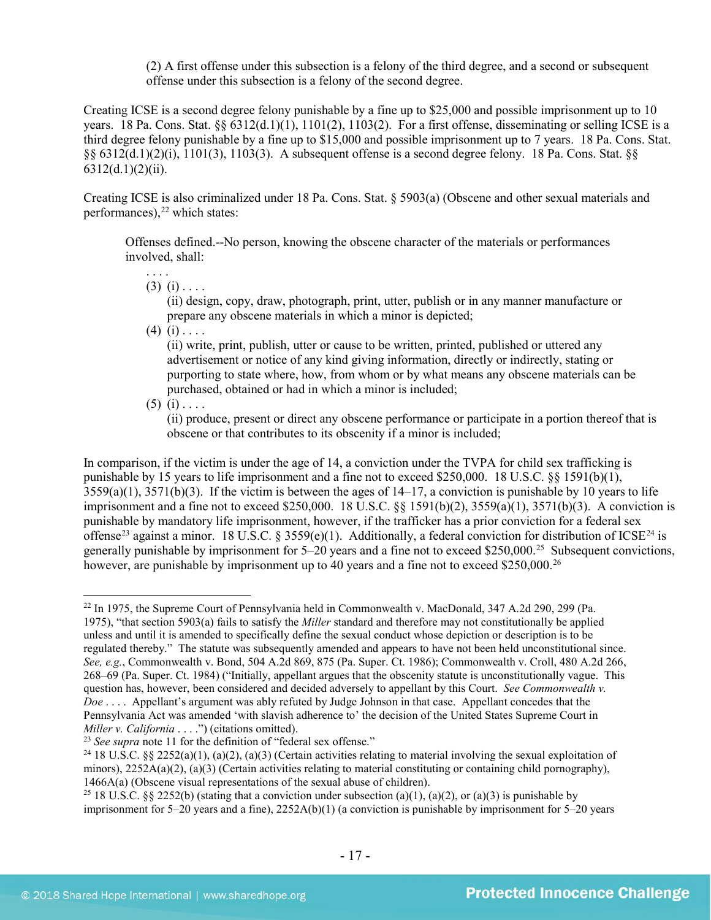(2) A first offense under this subsection is a felony of the third degree, and a second or subsequent offense under this subsection is a felony of the second degree.

Creating ICSE is a second degree felony punishable by a fine up to $25,000 and possible imprisonment up to 10 years. 18 Pa. Cons. Stat. §§ 6312(d.1)(1), 1101(2), 1103(2). For a first offense, disseminating or selling ICSE is a third degree felony punishable by a fine up to $15,000 and possible imprisonment up to 7 years. 18 Pa. Cons. Stat. §§ 6312(d.1)(2)(i), 1101(3), 1103(3). A subsequent offense is a second degree felony. 18 Pa. Cons. Stat. §§ 6312(d.1)(2)(ii).

Creating ICSE is also criminalized under 18 Pa. Cons. Stat. § 5903(a) (Obscene and other sexual materials and performances),[22] which states:

> Offenses defined.--No person, knowing the obscene character of the materials or performances involved, shall:
>
> . . . .
>
> (3) (i) . . . .
>
> (ii) design, copy, draw, photograph, print, utter, publish or in any manner manufacture or prepare any obscene materials in which a minor is depicted;
>
> (4) (i) . . . .
>
> (ii) write, print, publish, utter or cause to be written, printed, published or uttered any advertisement or notice of any kind giving information, directly or indirectly, stating or purporting to state where, how, from whom or by what means any obscene materials can be purchased, obtained or had in which a minor is included;
>
> (5) (i) . . . .
>
> (ii) produce, present or direct any obscene performance or participate in a portion thereof that is obscene or that contributes to its obscenity if a minor is included;

In comparison, if the victim is under the age of 14, a conviction under the TVPA for child sex trafficking is punishable by 15 years to life imprisonment and a fine not to exceed $250,000. 18 U.S.C. §§ 1591(b)(1), 3559(a)(1), 3571(b)(3). If the victim is between the ages of 14–17, a conviction is punishable by 10 years to life imprisonment and a fine not to exceed $250,000. 18 U.S.C. §§ 1591(b)(2), 3559(a)(1), 3571(b)(3). A conviction is punishable by mandatory life imprisonment, however, if the trafficker has a prior conviction for a federal sex offense[23] against a minor. 18 U.S.C. § 3559(e)(1). Additionally, a federal conviction for distribution of ICSE[24] is generally punishable by imprisonment for 5–20 years and a fine not to exceed $250,000.[25] Subsequent convictions, however, are punishable by imprisonment up to 40 years and a fine not to exceed $250,000.[26]

---

[22] In 1975, the Supreme Court of Pennsylvania held in Commonwealth v. MacDonald, 347 A.2d 290, 299 (Pa. 1975), "that section 5903(a) fails to satisfy the *Miller* standard and therefore may not constitutionally be applied unless and until it is amended to specifically define the sexual conduct whose depiction or description is to be regulated thereby." The statute was subsequently amended and appears to have not been held unconstitutional since. *See, e.g.*, Commonwealth v. Bond, 504 A.2d 869, 875 (Pa. Super. Ct. 1986); Commonwealth v. Croll, 480 A.2d 266, 268–69 (Pa. Super. Ct. 1984) ("Initially, appellant argues that the obscenity statute is unconstitutionally vague. This question has, however, been considered and decided adversely to appellant by this Court. *See Commonwealth v. Doe* . . . . Appellant's argument was ably refuted by Judge Johnson in that case. Appellant concedes that the Pennsylvania Act was amended 'with slavish adherence to' the decision of the United States Supreme Court in *Miller v. California* . . . .") (citations omitted).

[23] *See supra* note 11 for the definition of "federal sex offense."

[24] 18 U.S.C. §§ 2252(a)(1), (a)(2), (a)(3) (Certain activities relating to material involving the sexual exploitation of minors), 2252A(a)(2), (a)(3) (Certain activities relating to material constituting or containing child pornography), 1466A(a) (Obscene visual representations of the sexual abuse of children).

[25] 18 U.S.C. §§ 2252(b) (stating that a conviction under subsection (a)(1), (a)(2), or (a)(3) is punishable by imprisonment for 5–20 years and a fine), 2252A(b)(1) (a conviction is punishable by imprisonment for 5–20 years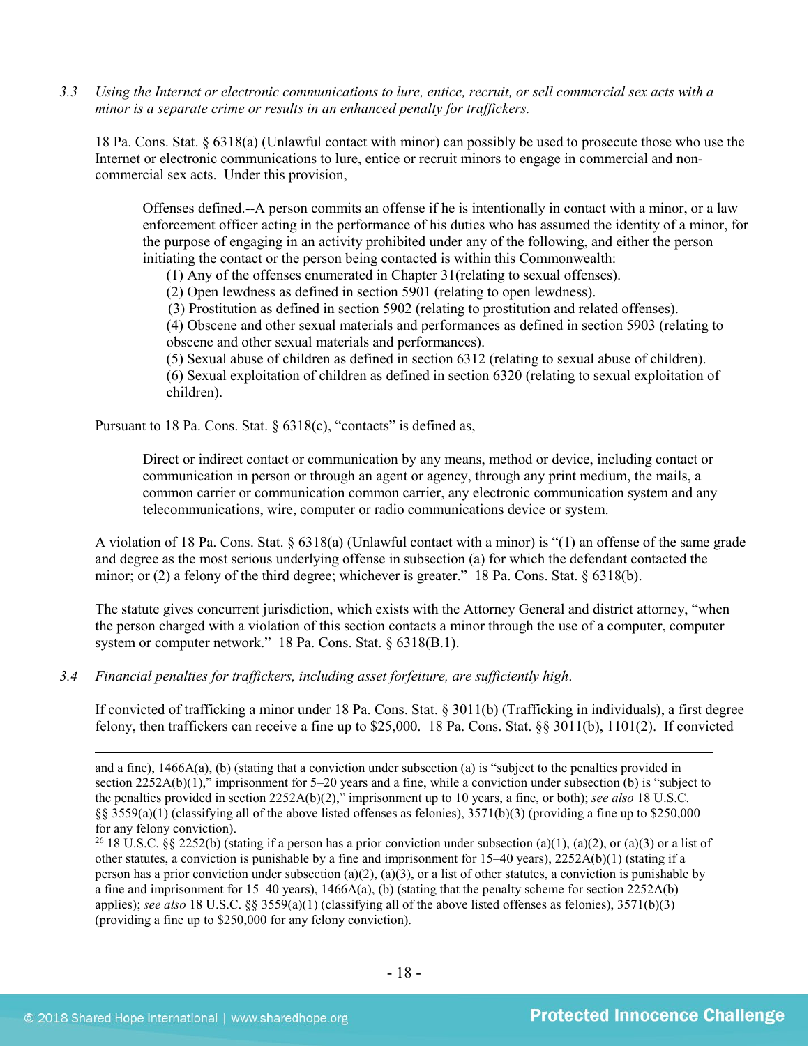*3.3 Using the Internet or electronic communications to lure, entice, recruit, or sell commercial sex acts with a minor is a separate crime or results in an enhanced penalty for traffickers.*

18 Pa. Cons. Stat. § 6318(a) (Unlawful contact with minor) can possibly be used to prosecute those who use the Internet or electronic communications to lure, entice or recruit minors to engage in commercial and non-commercial sex acts. Under this provision,

> Offenses defined.--A person commits an offense if he is intentionally in contact with a minor, or a law enforcement officer acting in the performance of his duties who has assumed the identity of a minor, for the purpose of engaging in an activity prohibited under any of the following, and either the person initiating the contact or the person being contacted is within this Commonwealth:
> (1) Any of the offenses enumerated in Chapter 31(relating to sexual offenses).
> (2) Open lewdness as defined in section 5901 (relating to open lewdness).
> (3) Prostitution as defined in section 5902 (relating to prostitution and related offenses).
> (4) Obscene and other sexual materials and performances as defined in section 5903 (relating to obscene and other sexual materials and performances).
> (5) Sexual abuse of children as defined in section 6312 (relating to sexual abuse of children).
> (6) Sexual exploitation of children as defined in section 6320 (relating to sexual exploitation of children).

Pursuant to 18 Pa. Cons. Stat. § 6318(c), "contacts" is defined as,

> Direct or indirect contact or communication by any means, method or device, including contact or communication in person or through an agent or agency, through any print medium, the mails, a common carrier or communication common carrier, any electronic communication system and any telecommunications, wire, computer or radio communications device or system.

A violation of 18 Pa. Cons. Stat. § 6318(a) (Unlawful contact with a minor) is "(1) an offense of the same grade and degree as the most serious underlying offense in subsection (a) for which the defendant contacted the minor; or (2) a felony of the third degree; whichever is greater." 18 Pa. Cons. Stat. § 6318(b).

The statute gives concurrent jurisdiction, which exists with the Attorney General and district attorney, "when the person charged with a violation of this section contacts a minor through the use of a computer, computer system or computer network." 18 Pa. Cons. Stat. § 6318(B.1).

*3.4 Financial penalties for traffickers, including asset forfeiture, are sufficiently high.*

If convicted of trafficking a minor under 18 Pa. Cons. Stat. § 3011(b) (Trafficking in individuals), a first degree felony, then traffickers can receive a fine up to $25,000. 18 Pa. Cons. Stat. §§ 3011(b), 1101(2). If convicted

---

and a fine), 1466A(a), (b) (stating that a conviction under subsection (a) is "subject to the penalties provided in section 2252A(b)(1)," imprisonment for 5–20 years and a fine, while a conviction under subsection (b) is "subject to the penalties provided in section 2252A(b)(2)," imprisonment up to 10 years, a fine, or both); *see also* 18 U.S.C. §§ 3559(a)(1) (classifying all of the above listed offenses as felonies), 3571(b)(3) (providing a fine up to $250,000 for any felony conviction).

[26] 18 U.S.C. §§ 2252(b) (stating if a person has a prior conviction under subsection (a)(1), (a)(2), or (a)(3) or a list of other statutes, a conviction is punishable by a fine and imprisonment for 15–40 years), 2252A(b)(1) (stating if a person has a prior conviction under subsection (a)(2), (a)(3), or a list of other statutes, a conviction is punishable by a fine and imprisonment for 15–40 years), 1466A(a), (b) (stating that the penalty scheme for section 2252A(b) applies); *see also* 18 U.S.C. §§ 3559(a)(1) (classifying all of the above listed offenses as felonies), 3571(b)(3) (providing a fine up to $250,000 for any felony conviction).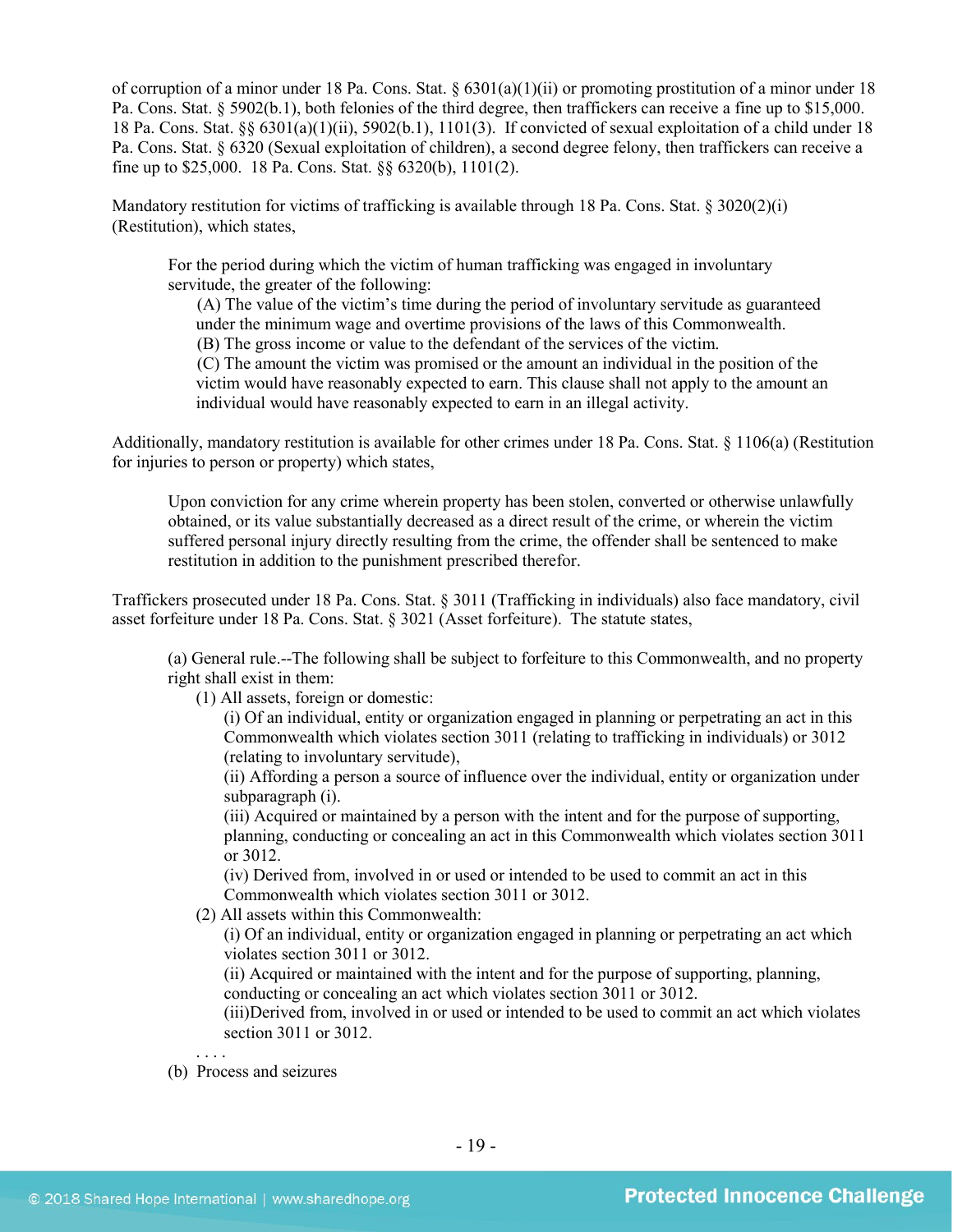of corruption of a minor under 18 Pa. Cons. Stat. § 6301(a)(1)(ii) or promoting prostitution of a minor under 18 Pa. Cons. Stat. § 5902(b.1), both felonies of the third degree, then traffickers can receive a fine up to $15,000. 18 Pa. Cons. Stat. §§ 6301(a)(1)(ii), 5902(b.1), 1101(3). If convicted of sexual exploitation of a child under 18 Pa. Cons. Stat. § 6320 (Sexual exploitation of children), a second degree felony, then traffickers can receive a fine up to $25,000. 18 Pa. Cons. Stat. §§ 6320(b), 1101(2).

Mandatory restitution for victims of trafficking is available through 18 Pa. Cons. Stat. § 3020(2)(i) (Restitution), which states,

> For the period during which the victim of human trafficking was engaged in involuntary servitude, the greater of the following:
>
> (A) The value of the victim's time during the period of involuntary servitude as guaranteed under the minimum wage and overtime provisions of the laws of this Commonwealth.
>
> (B) The gross income or value to the defendant of the services of the victim.
>
> (C) The amount the victim was promised or the amount an individual in the position of the victim would have reasonably expected to earn. This clause shall not apply to the amount an individual would have reasonably expected to earn in an illegal activity.

Additionally, mandatory restitution is available for other crimes under 18 Pa. Cons. Stat. § 1106(a) (Restitution for injuries to person or property) which states,

> Upon conviction for any crime wherein property has been stolen, converted or otherwise unlawfully obtained, or its value substantially decreased as a direct result of the crime, or wherein the victim suffered personal injury directly resulting from the crime, the offender shall be sentenced to make restitution in addition to the punishment prescribed therefor.

Traffickers prosecuted under 18 Pa. Cons. Stat. § 3011 (Trafficking in individuals) also face mandatory, civil asset forfeiture under 18 Pa. Cons. Stat. § 3021 (Asset forfeiture). The statute states,

> (a) General rule.--The following shall be subject to forfeiture to this Commonwealth, and no property right shall exist in them:
>
> (1) All assets, foreign or domestic:
>
> (i) Of an individual, entity or organization engaged in planning or perpetrating an act in this Commonwealth which violates section 3011 (relating to trafficking in individuals) or 3012 (relating to involuntary servitude),
>
> (ii) Affording a person a source of influence over the individual, entity or organization under subparagraph (i).
>
> (iii) Acquired or maintained by a person with the intent and for the purpose of supporting, planning, conducting or concealing an act in this Commonwealth which violates section 3011 or 3012.
>
> (iv) Derived from, involved in or used or intended to be used to commit an act in this Commonwealth which violates section 3011 or 3012.
>
> (2) All assets within this Commonwealth:
>
> (i) Of an individual, entity or organization engaged in planning or perpetrating an act which violates section 3011 or 3012.
>
> (ii) Acquired or maintained with the intent and for the purpose of supporting, planning, conducting or concealing an act which violates section 3011 or 3012.
>
> (iii)Derived from, involved in or used or intended to be used to commit an act which violates section 3011 or 3012.
>
> . . . .
>
> (b) Process and seizures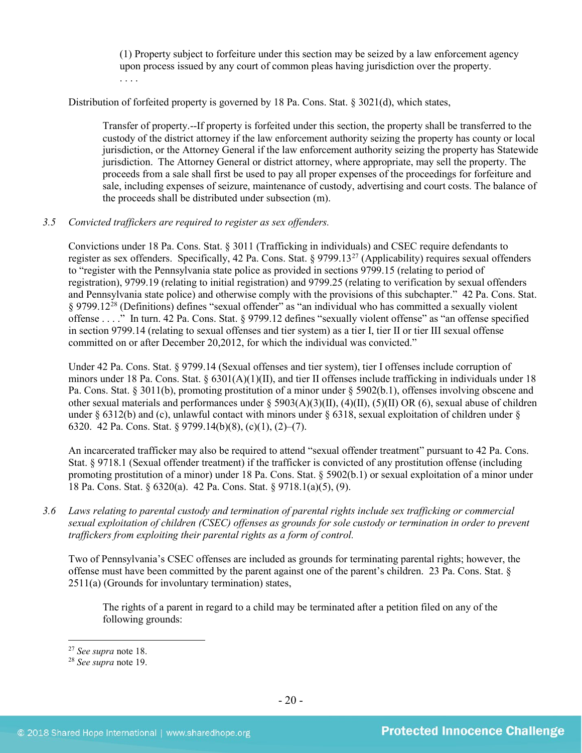> (1) Property subject to forfeiture under this section may be seized by a law enforcement agency upon process issued by any court of common pleas having jurisdiction over the property.
>
> . . . .

Distribution of forfeited property is governed by 18 Pa. Cons. Stat. § 3021(d), which states,

> Transfer of property.--If property is forfeited under this section, the property shall be transferred to the custody of the district attorney if the law enforcement authority seizing the property has county or local jurisdiction, or the Attorney General if the law enforcement authority seizing the property has Statewide jurisdiction. The Attorney General or district attorney, where appropriate, may sell the property. The proceeds from a sale shall first be used to pay all proper expenses of the proceedings for forfeiture and sale, including expenses of seizure, maintenance of custody, advertising and court costs. The balance of the proceeds shall be distributed under subsection (m).

3.5 *Convicted traffickers are required to register as sex offenders.*

Convictions under 18 Pa. Cons. Stat. § 3011 (Trafficking in individuals) and CSEC require defendants to register as sex offenders. Specifically, 42 Pa. Cons. Stat. § 9799.13[27] (Applicability) requires sexual offenders to "register with the Pennsylvania state police as provided in sections 9799.15 (relating to period of registration), 9799.19 (relating to initial registration) and 9799.25 (relating to verification by sexual offenders and Pennsylvania state police) and otherwise comply with the provisions of this subchapter." 42 Pa. Cons. Stat. § 9799.12[28] (Definitions) defines "sexual offender" as "an individual who has committed a sexually violent offense . . . ." In turn. 42 Pa. Cons. Stat. § 9799.12 defines "sexually violent offense" as "an offense specified in section 9799.14 (relating to sexual offenses and tier system) as a tier I, tier II or tier III sexual offense committed on or after December 20,2012, for which the individual was convicted."

Under 42 Pa. Cons. Stat. § 9799.14 (Sexual offenses and tier system), tier I offenses include corruption of minors under 18 Pa. Cons. Stat. § 6301(A)(1)(II), and tier II offenses include trafficking in individuals under 18 Pa. Cons. Stat. § 3011(b), promoting prostitution of a minor under § 5902(b.1), offenses involving obscene and other sexual materials and performances under § 5903(A)(3)(II), (4)(II), (5)(II) OR (6), sexual abuse of children under § 6312(b) and (c), unlawful contact with minors under § 6318, sexual exploitation of children under § 6320. 42 Pa. Cons. Stat. § 9799.14(b)(8), (c)(1), (2)–(7).

An incarcerated trafficker may also be required to attend "sexual offender treatment" pursuant to 42 Pa. Cons. Stat. § 9718.1 (Sexual offender treatment) if the trafficker is convicted of any prostitution offense (including promoting prostitution of a minor) under 18 Pa. Cons. Stat. § 5902(b.1) or sexual exploitation of a minor under 18 Pa. Cons. Stat. § 6320(a). 42 Pa. Cons. Stat. § 9718.1(a)(5), (9).

3.6 *Laws relating to parental custody and termination of parental rights include sex trafficking or commercial sexual exploitation of children (CSEC) offenses as grounds for sole custody or termination in order to prevent traffickers from exploiting their parental rights as a form of control.*

Two of Pennsylvania's CSEC offenses are included as grounds for terminating parental rights; however, the offense must have been committed by the parent against one of the parent's children. 23 Pa. Cons. Stat. § 2511(a) (Grounds for involuntary termination) states,

> The rights of a parent in regard to a child may be terminated after a petition filed on any of the following grounds:

---

[27] *See supra* note 18.

[28] *See supra* note 19.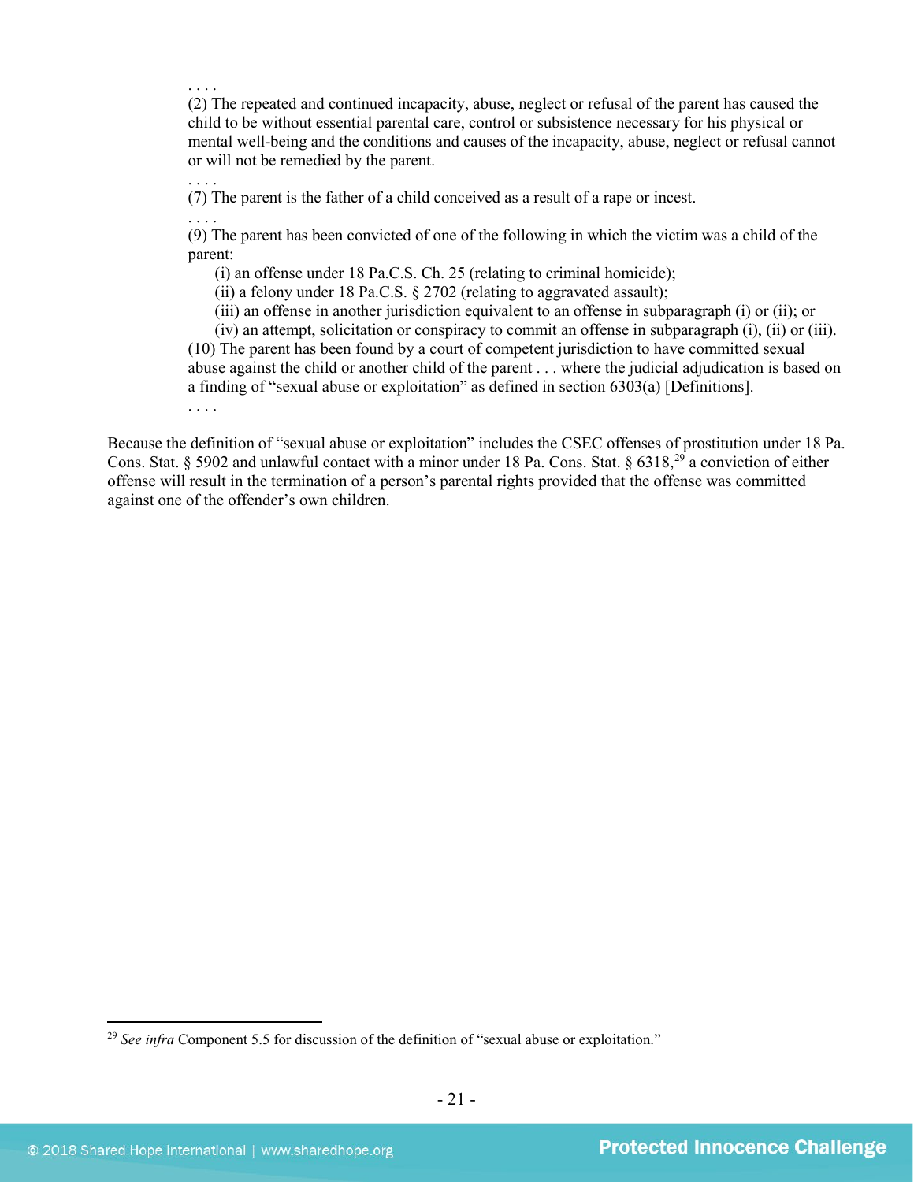. . . .

(2) The repeated and continued incapacity, abuse, neglect or refusal of the parent has caused the child to be without essential parental care, control or subsistence necessary for his physical or mental well-being and the conditions and causes of the incapacity, abuse, neglect or refusal cannot or will not be remedied by the parent.

. . . .

(7) The parent is the father of a child conceived as a result of a rape or incest.

. . . .

(9) The parent has been convicted of one of the following in which the victim was a child of the parent:

(i) an offense under 18 Pa.C.S. Ch. 25 (relating to criminal homicide);

(ii) a felony under 18 Pa.C.S. § 2702 (relating to aggravated assault);

(iii) an offense in another jurisdiction equivalent to an offense in subparagraph (i) or (ii); or

(iv) an attempt, solicitation or conspiracy to commit an offense in subparagraph (i), (ii) or (iii).

(10) The parent has been found by a court of competent jurisdiction to have committed sexual abuse against the child or another child of the parent . . . where the judicial adjudication is based on a finding of "sexual abuse or exploitation" as defined in section 6303(a) [Definitions].

. . . .

Because the definition of "sexual abuse or exploitation" includes the CSEC offenses of prostitution under 18 Pa. Cons. Stat. § 5902 and unlawful contact with a minor under 18 Pa. Cons. Stat. § 6318,[29] a conviction of either offense will result in the termination of a person's parental rights provided that the offense was committed against one of the offender's own children.

[29] *See infra* Component 5.5 for discussion of the definition of "sexual abuse or exploitation."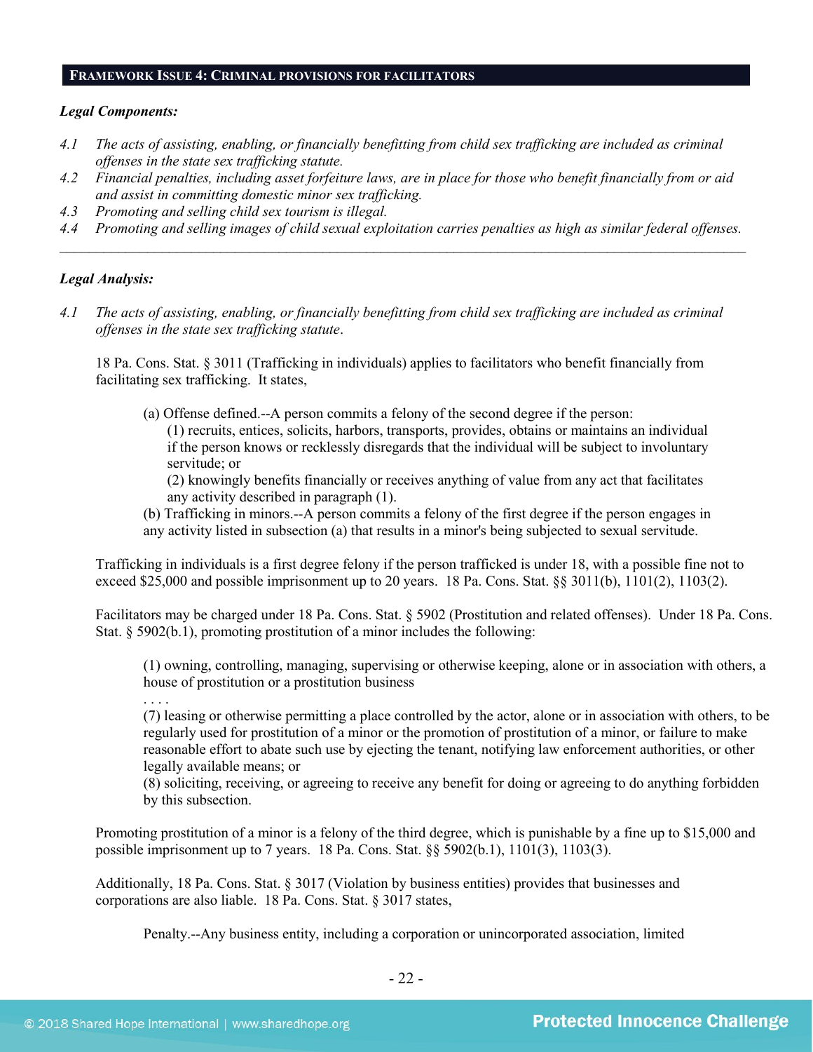## FRAMEWORK ISSUE 4: CRIMINAL PROVISIONS FOR FACILITATORS

***Legal Components:***

*4.1 The acts of assisting, enabling, or financially benefitting from child sex trafficking are included as criminal offenses in the state sex trafficking statute.*

*4.2 Financial penalties, including asset forfeiture laws, are in place for those who benefit financially from or aid and assist in committing domestic minor sex trafficking.*

*4.3 Promoting and selling child sex tourism is illegal.*

*4.4 Promoting and selling images of child sexual exploitation carries penalties as high as similar federal offenses.*

---

***Legal Analysis:***

*4.1 The acts of assisting, enabling, or financially benefitting from child sex trafficking are included as criminal offenses in the state sex trafficking statute.*

18 Pa. Cons. Stat. § 3011 (Trafficking in individuals) applies to facilitators who benefit financially from facilitating sex trafficking. It states,

> (a) Offense defined.--A person commits a felony of the second degree if the person:
> (1) recruits, entices, solicits, harbors, transports, provides, obtains or maintains an individual if the person knows or recklessly disregards that the individual will be subject to involuntary servitude; or
> (2) knowingly benefits financially or receives anything of value from any act that facilitates any activity described in paragraph (1).
> (b) Trafficking in minors.--A person commits a felony of the first degree if the person engages in any activity listed in subsection (a) that results in a minor's being subjected to sexual servitude.

Trafficking in individuals is a first degree felony if the person trafficked is under 18, with a possible fine not to exceed $25,000 and possible imprisonment up to 20 years. 18 Pa. Cons. Stat. §§ 3011(b), 1101(2), 1103(2).

Facilitators may be charged under 18 Pa. Cons. Stat. § 5902 (Prostitution and related offenses). Under 18 Pa. Cons. Stat. § 5902(b.1), promoting prostitution of a minor includes the following:

> (1) owning, controlling, managing, supervising or otherwise keeping, alone or in association with others, a house of prostitution or a prostitution business
> . . . .
> (7) leasing or otherwise permitting a place controlled by the actor, alone or in association with others, to be regularly used for prostitution of a minor or the promotion of prostitution of a minor, or failure to make reasonable effort to abate such use by ejecting the tenant, notifying law enforcement authorities, or other legally available means; or
> (8) soliciting, receiving, or agreeing to receive any benefit for doing or agreeing to do anything forbidden by this subsection.

Promoting prostitution of a minor is a felony of the third degree, which is punishable by a fine up to $15,000 and possible imprisonment up to 7 years. 18 Pa. Cons. Stat. §§ 5902(b.1), 1101(3), 1103(3).

Additionally, 18 Pa. Cons. Stat. § 3017 (Violation by business entities) provides that businesses and corporations are also liable. 18 Pa. Cons. Stat. § 3017 states,

> Penalty.--Any business entity, including a corporation or unincorporated association, limited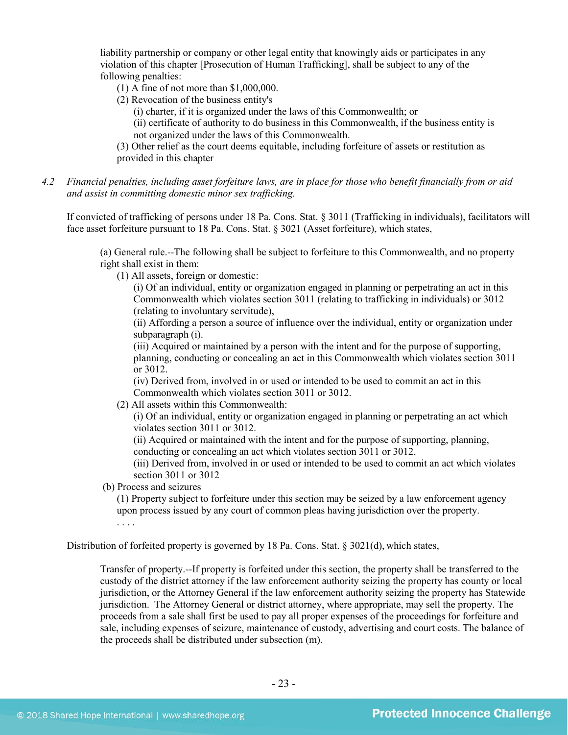liability partnership or company or other legal entity that knowingly aids or participates in any violation of this chapter [Prosecution of Human Trafficking], shall be subject to any of the following penalties:

(1) A fine of not more than $1,000,000.
(2) Revocation of the business entity's
(i) charter, if it is organized under the laws of this Commonwealth; or
(ii) certificate of authority to do business in this Commonwealth, if the business entity is not organized under the laws of this Commonwealth.
(3) Other relief as the court deems equitable, including forfeiture of assets or restitution as provided in this chapter

*4.2 Financial penalties, including asset forfeiture laws, are in place for those who benefit financially from or aid and assist in committing domestic minor sex trafficking.*

If convicted of trafficking of persons under 18 Pa. Cons. Stat. § 3011 (Trafficking in individuals), facilitators will face asset forfeiture pursuant to 18 Pa. Cons. Stat. § 3021 (Asset forfeiture), which states,

> (a) General rule.--The following shall be subject to forfeiture to this Commonwealth, and no property right shall exist in them:
> (1) All assets, foreign or domestic:
> (i) Of an individual, entity or organization engaged in planning or perpetrating an act in this Commonwealth which violates section 3011 (relating to trafficking in individuals) or 3012 (relating to involuntary servitude),
> (ii) Affording a person a source of influence over the individual, entity or organization under subparagraph (i).
> (iii) Acquired or maintained by a person with the intent and for the purpose of supporting, planning, conducting or concealing an act in this Commonwealth which violates section 3011 or 3012.
> (iv) Derived from, involved in or used or intended to be used to commit an act in this Commonwealth which violates section 3011 or 3012.
> (2) All assets within this Commonwealth:
> (i) Of an individual, entity or organization engaged in planning or perpetrating an act which violates section 3011 or 3012.
> (ii) Acquired or maintained with the intent and for the purpose of supporting, planning, conducting or concealing an act which violates section 3011 or 3012.
> (iii) Derived from, involved in or used or intended to be used to commit an act which violates section 3011 or 3012
> (b) Process and seizures
> (1) Property subject to forfeiture under this section may be seized by a law enforcement agency upon process issued by any court of common pleas having jurisdiction over the property.
> . . . .

Distribution of forfeited property is governed by 18 Pa. Cons. Stat. § 3021(d), which states,

> Transfer of property.--If property is forfeited under this section, the property shall be transferred to the custody of the district attorney if the law enforcement authority seizing the property has county or local jurisdiction, or the Attorney General if the law enforcement authority seizing the property has Statewide jurisdiction. The Attorney General or district attorney, where appropriate, may sell the property. The proceeds from a sale shall first be used to pay all proper expenses of the proceedings for forfeiture and sale, including expenses of seizure, maintenance of custody, advertising and court costs. The balance of the proceeds shall be distributed under subsection (m).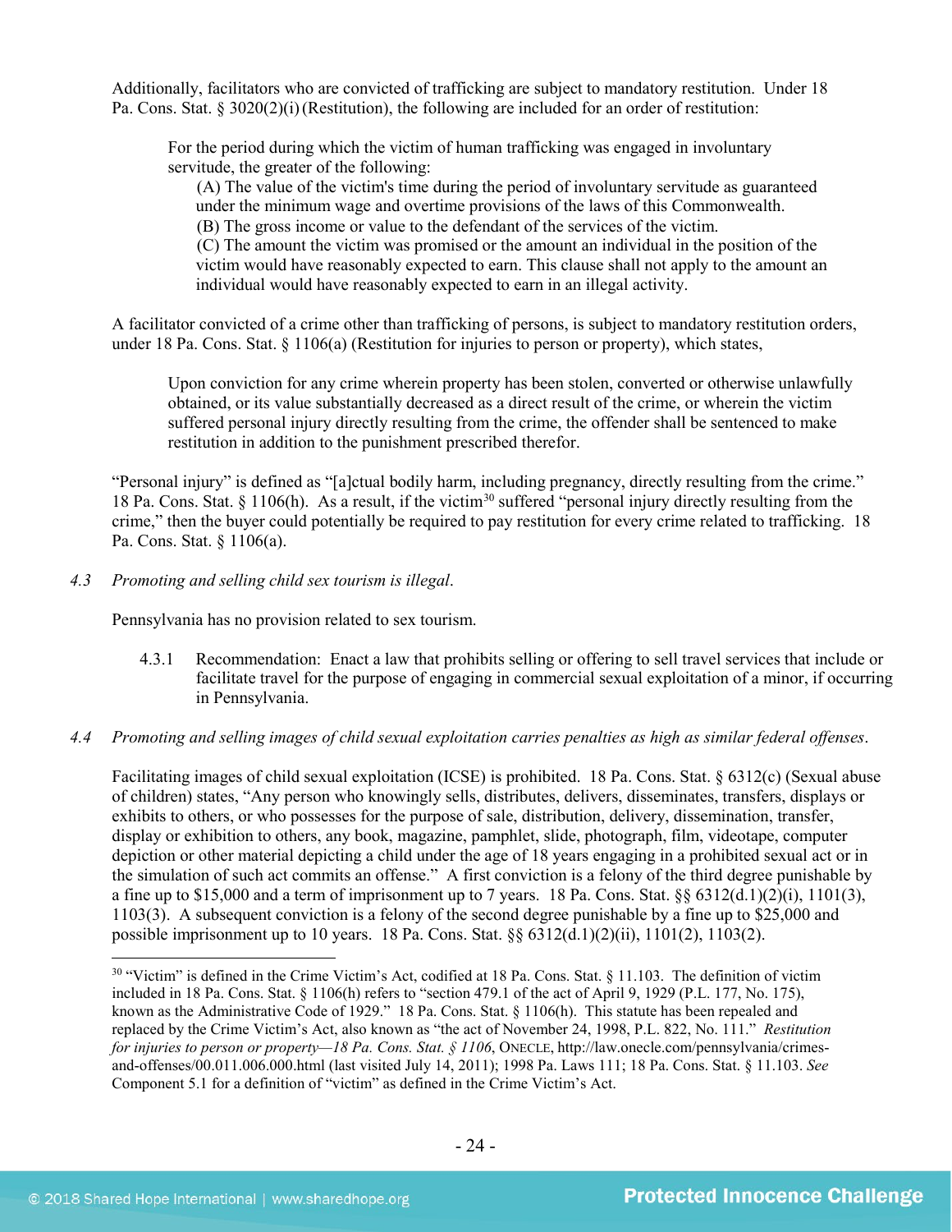Additionally, facilitators who are convicted of trafficking are subject to mandatory restitution. Under 18 Pa. Cons. Stat. § 3020(2)(i) (Restitution), the following are included for an order of restitution:

> For the period during which the victim of human trafficking was engaged in involuntary servitude, the greater of the following:
>
> (A) The value of the victim's time during the period of involuntary servitude as guaranteed under the minimum wage and overtime provisions of the laws of this Commonwealth.
>
> (B) The gross income or value to the defendant of the services of the victim.
>
> (C) The amount the victim was promised or the amount an individual in the position of the victim would have reasonably expected to earn. This clause shall not apply to the amount an individual would have reasonably expected to earn in an illegal activity.

A facilitator convicted of a crime other than trafficking of persons, is subject to mandatory restitution orders, under 18 Pa. Cons. Stat. § 1106(a) (Restitution for injuries to person or property), which states,

> Upon conviction for any crime wherein property has been stolen, converted or otherwise unlawfully obtained, or its value substantially decreased as a direct result of the crime, or wherein the victim suffered personal injury directly resulting from the crime, the offender shall be sentenced to make restitution in addition to the punishment prescribed therefor.

"Personal injury" is defined as "[a]ctual bodily harm, including pregnancy, directly resulting from the crime." 18 Pa. Cons. Stat. § 1106(h). As a result, if the victim[30] suffered "personal injury directly resulting from the crime," then the buyer could potentially be required to pay restitution for every crime related to trafficking. 18 Pa. Cons. Stat. § 1106(a).

*4.3 Promoting and selling child sex tourism is illegal.*

Pennsylvania has no provision related to sex tourism.

4.3.1 Recommendation: Enact a law that prohibits selling or offering to sell travel services that include or facilitate travel for the purpose of engaging in commercial sexual exploitation of a minor, if occurring in Pennsylvania.

*4.4 Promoting and selling images of child sexual exploitation carries penalties as high as similar federal offenses.*

Facilitating images of child sexual exploitation (ICSE) is prohibited. 18 Pa. Cons. Stat. § 6312(c) (Sexual abuse of children) states, "Any person who knowingly sells, distributes, delivers, disseminates, transfers, displays or exhibits to others, or who possesses for the purpose of sale, distribution, delivery, dissemination, transfer, display or exhibition to others, any book, magazine, pamphlet, slide, photograph, film, videotape, computer depiction or other material depicting a child under the age of 18 years engaging in a prohibited sexual act or in the simulation of such act commits an offense." A first conviction is a felony of the third degree punishable by a fine up to $15,000 and a term of imprisonment up to 7 years. 18 Pa. Cons. Stat. §§ 6312(d.1)(2)(i), 1101(3), 1103(3). A subsequent conviction is a felony of the second degree punishable by a fine up to $25,000 and possible imprisonment up to 10 years. 18 Pa. Cons. Stat. §§ 6312(d.1)(2)(ii), 1101(2), 1103(2).

---

[30] "Victim" is defined in the Crime Victim's Act, codified at 18 Pa. Cons. Stat. § 11.103. The definition of victim included in 18 Pa. Cons. Stat. § 1106(h) refers to "section 479.1 of the act of April 9, 1929 (P.L. 177, No. 175), known as the Administrative Code of 1929." 18 Pa. Cons. Stat. § 1106(h). This statute has been repealed and replaced by the Crime Victim's Act, also known as "the act of November 24, 1998, P.L. 822, No. 111." *Restitution for injuries to person or property—18 Pa. Cons. Stat. § 1106*, ONECLE, http://law.onecle.com/pennsylvania/crimes-and-offenses/00.011.006.000.html (last visited July 14, 2011); 1998 Pa. Laws 111; 18 Pa. Cons. Stat. § 11.103. *See* Component 5.1 for a definition of "victim" as defined in the Crime Victim's Act.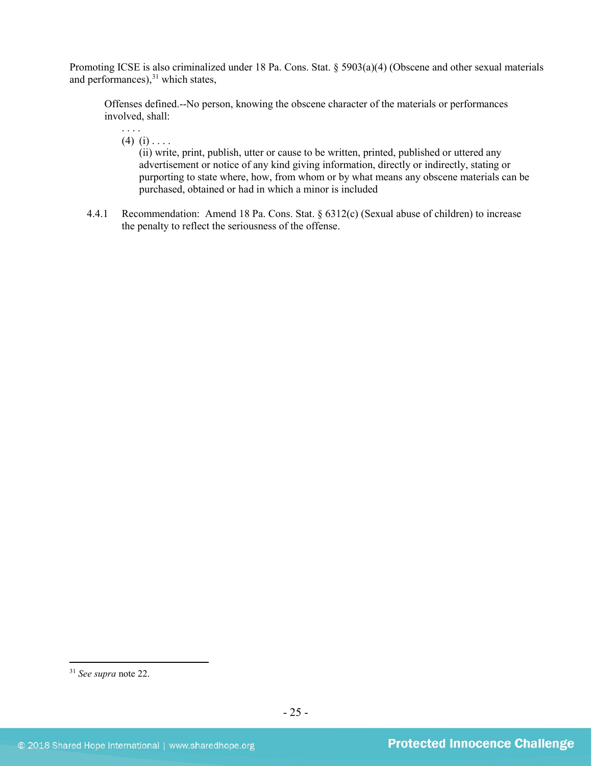Promoting ICSE is also criminalized under 18 Pa. Cons. Stat. § 5903(a)(4) (Obscene and other sexual materials and performances),[31] which states,

> Offenses defined.--No person, knowing the obscene character of the materials or performances involved, shall:
>
> . . . .
>
> (4) (i) . . . .
>
> (ii) write, print, publish, utter or cause to be written, printed, published or uttered any advertisement or notice of any kind giving information, directly or indirectly, stating or purporting to state where, how, from whom or by what means any obscene materials can be purchased, obtained or had in which a minor is included

4.4.1 Recommendation: Amend 18 Pa. Cons. Stat. § 6312(c) (Sexual abuse of children) to increase the penalty to reflect the seriousness of the offense.

---

[31] *See supra* note 22.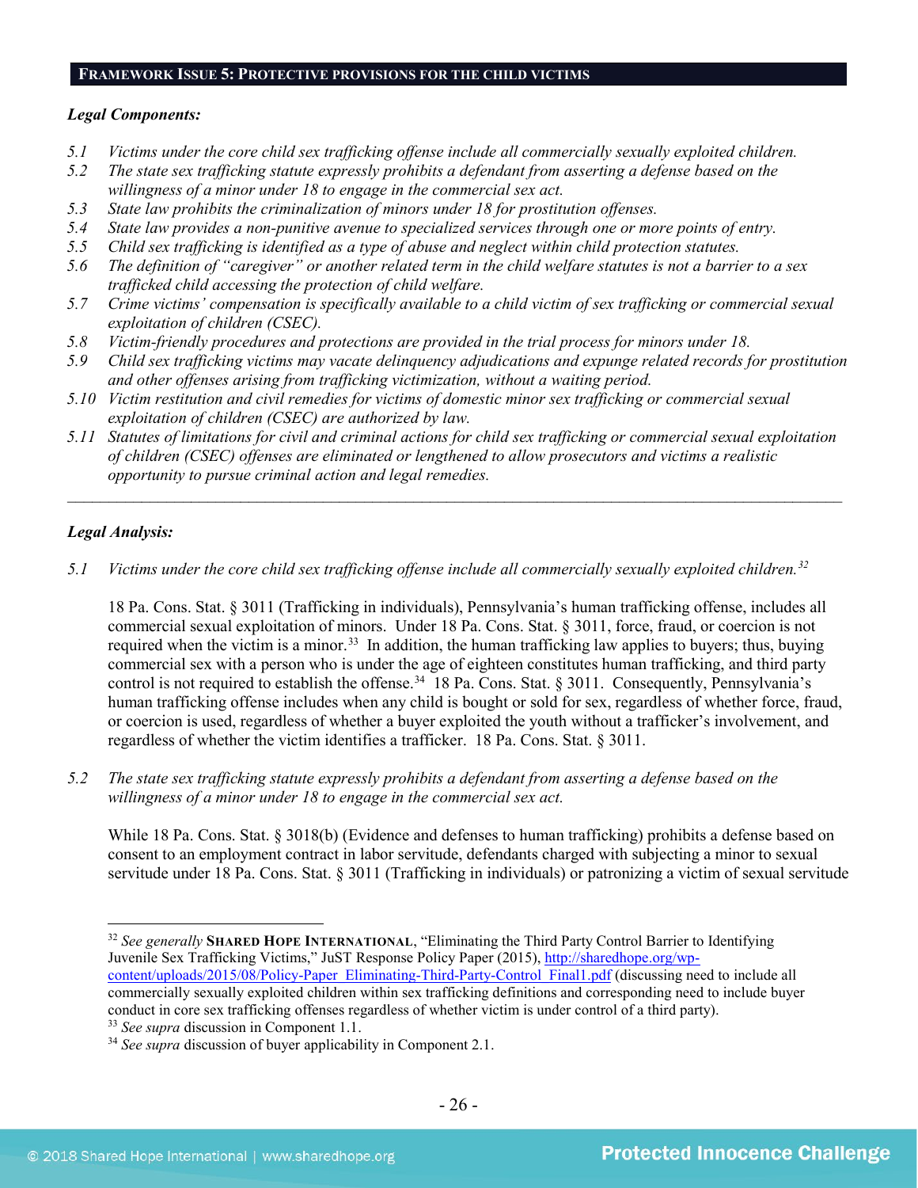## FRAMEWORK ISSUE 5: PROTECTIVE PROVISIONS FOR THE CHILD VICTIMS

***Legal Components:***

*5.1 Victims under the core child sex trafficking offense include all commercially sexually exploited children.*
*5.2 The state sex trafficking statute expressly prohibits a defendant from asserting a defense based on the willingness of a minor under 18 to engage in the commercial sex act.*
*5.3 State law prohibits the criminalization of minors under 18 for prostitution offenses.*
*5.4 State law provides a non-punitive avenue to specialized services through one or more points of entry.*
*5.5 Child sex trafficking is identified as a type of abuse and neglect within child protection statutes.*
*5.6 The definition of "caregiver" or another related term in the child welfare statutes is not a barrier to a sex trafficked child accessing the protection of child welfare.*
*5.7 Crime victims' compensation is specifically available to a child victim of sex trafficking or commercial sexual exploitation of children (CSEC).*
*5.8 Victim-friendly procedures and protections are provided in the trial process for minors under 18.*
*5.9 Child sex trafficking victims may vacate delinquency adjudications and expunge related records for prostitution and other offenses arising from trafficking victimization, without a waiting period.*
*5.10 Victim restitution and civil remedies for victims of domestic minor sex trafficking or commercial sexual exploitation of children (CSEC) are authorized by law.*
*5.11 Statutes of limitations for civil and criminal actions for child sex trafficking or commercial sexual exploitation of children (CSEC) offenses are eliminated or lengthened to allow prosecutors and victims a realistic opportunity to pursue criminal action and legal remedies.*

---

***Legal Analysis:***

*5.1 Victims under the core child sex trafficking offense include all commercially sexually exploited children.*[32]

18 Pa. Cons. Stat. § 3011 (Trafficking in individuals), Pennsylvania's human trafficking offense, includes all commercial sexual exploitation of minors. Under 18 Pa. Cons. Stat. § 3011, force, fraud, or coercion is not required when the victim is a minor.[33] In addition, the human trafficking law applies to buyers; thus, buying commercial sex with a person who is under the age of eighteen constitutes human trafficking, and third party control is not required to establish the offense.[34] 18 Pa. Cons. Stat. § 3011. Consequently, Pennsylvania's human trafficking offense includes when any child is bought or sold for sex, regardless of whether force, fraud, or coercion is used, regardless of whether a buyer exploited the youth without a trafficker's involvement, and regardless of whether the victim identifies a trafficker. 18 Pa. Cons. Stat. § 3011.

*5.2 The state sex trafficking statute expressly prohibits a defendant from asserting a defense based on the willingness of a minor under 18 to engage in the commercial sex act.*

While 18 Pa. Cons. Stat. § 3018(b) (Evidence and defenses to human trafficking) prohibits a defense based on consent to an employment contract in labor servitude, defendants charged with subjecting a minor to sexual servitude under 18 Pa. Cons. Stat. § 3011 (Trafficking in individuals) or patronizing a victim of sexual servitude

---

[32] *See generally* **SHARED HOPE INTERNATIONAL**, "Eliminating the Third Party Control Barrier to Identifying Juvenile Sex Trafficking Victims," JuST Response Policy Paper (2015), http://sharedhope.org/wp-content/uploads/2015/08/Policy-Paper_Eliminating-Third-Party-Control_Final1.pdf (discussing need to include all commercially sexually exploited children within sex trafficking definitions and corresponding need to include buyer conduct in core sex trafficking offenses regardless of whether victim is under control of a third party).

[33] *See supra* discussion in Component 1.1.

[34] *See supra* discussion of buyer applicability in Component 2.1.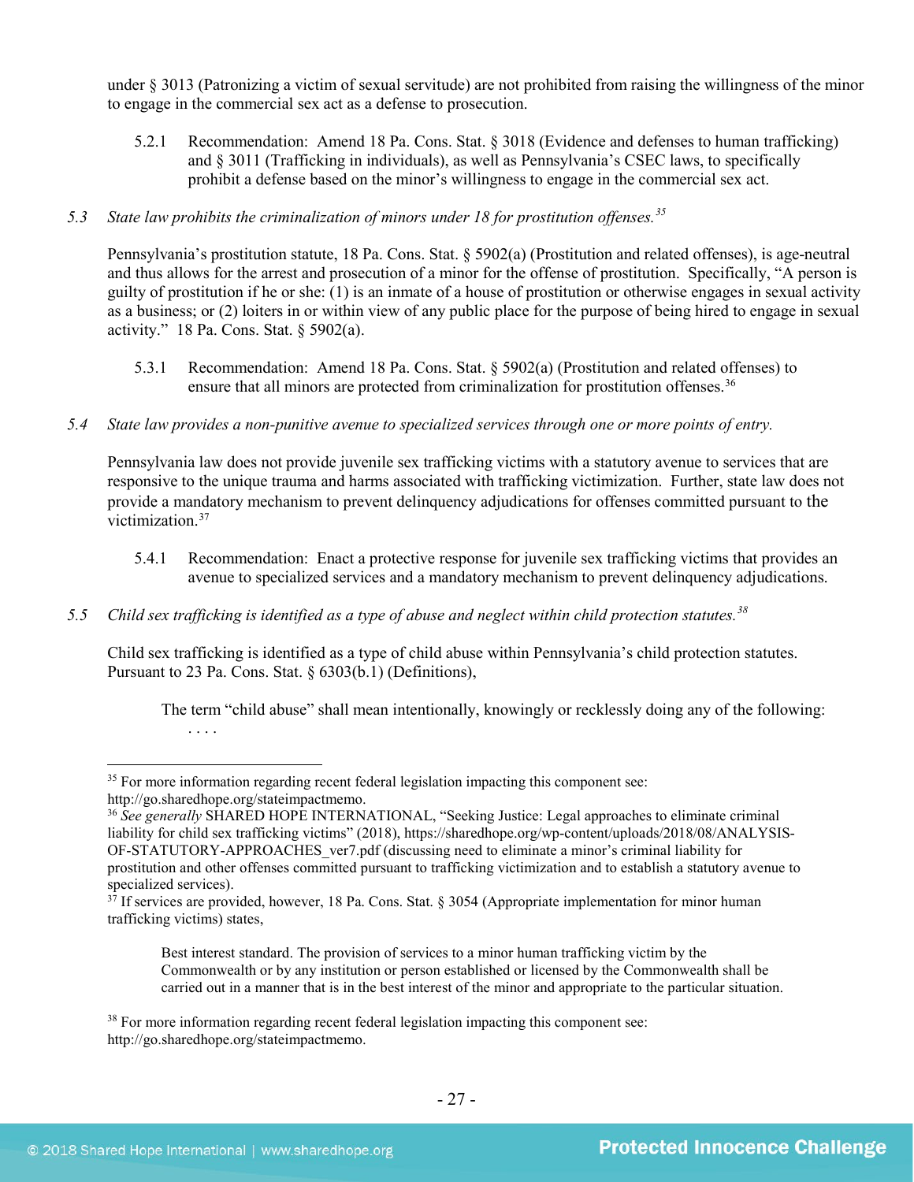under § 3013 (Patronizing a victim of sexual servitude) are not prohibited from raising the willingness of the minor to engage in the commercial sex act as a defense to prosecution.

5.2.1 Recommendation: Amend 18 Pa. Cons. Stat. § 3018 (Evidence and defenses to human trafficking) and § 3011 (Trafficking in individuals), as well as Pennsylvania's CSEC laws, to specifically prohibit a defense based on the minor's willingness to engage in the commercial sex act.

*5.3 State law prohibits the criminalization of minors under 18 for prostitution offenses.*[35]

Pennsylvania's prostitution statute, 18 Pa. Cons. Stat. § 5902(a) (Prostitution and related offenses), is age-neutral and thus allows for the arrest and prosecution of a minor for the offense of prostitution. Specifically, "A person is guilty of prostitution if he or she: (1) is an inmate of a house of prostitution or otherwise engages in sexual activity as a business; or (2) loiters in or within view of any public place for the purpose of being hired to engage in sexual activity." 18 Pa. Cons. Stat. § 5902(a).

5.3.1 Recommendation: Amend 18 Pa. Cons. Stat. § 5902(a) (Prostitution and related offenses) to ensure that all minors are protected from criminalization for prostitution offenses.[36]

*5.4 State law provides a non-punitive avenue to specialized services through one or more points of entry.*

Pennsylvania law does not provide juvenile sex trafficking victims with a statutory avenue to services that are responsive to the unique trauma and harms associated with trafficking victimization. Further, state law does not provide a mandatory mechanism to prevent delinquency adjudications for offenses committed pursuant to the victimization.[37]

5.4.1 Recommendation: Enact a protective response for juvenile sex trafficking victims that provides an avenue to specialized services and a mandatory mechanism to prevent delinquency adjudications.

*5.5 Child sex trafficking is identified as a type of abuse and neglect within child protection statutes.*[38]

Child sex trafficking is identified as a type of child abuse within Pennsylvania's child protection statutes. Pursuant to 23 Pa. Cons. Stat. § 6303(b.1) (Definitions),

> The term "child abuse" shall mean intentionally, knowingly or recklessly doing any of the following:
> . . . .

---

[35] For more information regarding recent federal legislation impacting this component see: http://go.sharedhope.org/stateimpactmemo.

[36] *See generally* SHARED HOPE INTERNATIONAL, "Seeking Justice: Legal approaches to eliminate criminal liability for child sex trafficking victims" (2018), https://sharedhope.org/wp-content/uploads/2018/08/ANALYSIS-OF-STATUTORY-APPROACHES_ver7.pdf (discussing need to eliminate a minor's criminal liability for prostitution and other offenses committed pursuant to trafficking victimization and to establish a statutory avenue to specialized services).

[37] If services are provided, however, 18 Pa. Cons. Stat. § 3054 (Appropriate implementation for minor human trafficking victims) states,

> Best interest standard. The provision of services to a minor human trafficking victim by the Commonwealth or by any institution or person established or licensed by the Commonwealth shall be carried out in a manner that is in the best interest of the minor and appropriate to the particular situation.

[38] For more information regarding recent federal legislation impacting this component see: http://go.sharedhope.org/stateimpactmemo.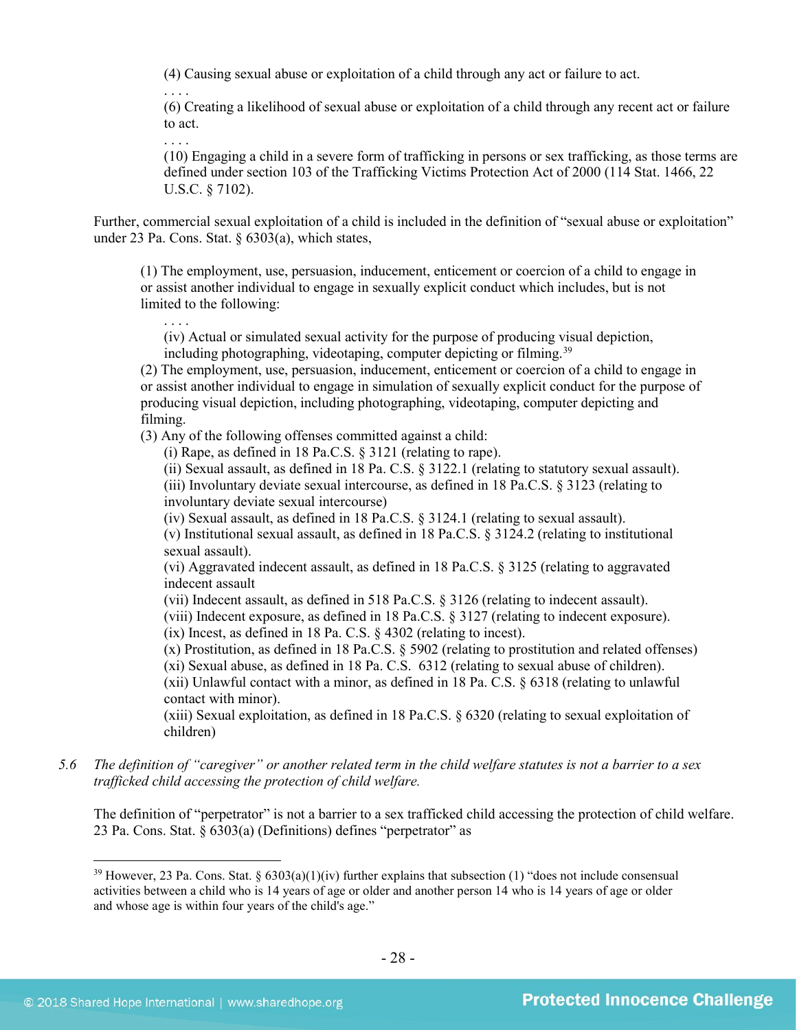(4) Causing sexual abuse or exploitation of a child through any act or failure to act.

. . . .

(6) Creating a likelihood of sexual abuse or exploitation of a child through any recent act or failure to act.

. . . .

(10) Engaging a child in a severe form of trafficking in persons or sex trafficking, as those terms are defined under section 103 of the Trafficking Victims Protection Act of 2000 (114 Stat. 1466, 22 U.S.C. § 7102).

Further, commercial sexual exploitation of a child is included in the definition of "sexual abuse or exploitation" under 23 Pa. Cons. Stat. § 6303(a), which states,

> (1) The employment, use, persuasion, inducement, enticement or coercion of a child to engage in or assist another individual to engage in sexually explicit conduct which includes, but is not limited to the following:
>
> . . . .
>
> (iv) Actual or simulated sexual activity for the purpose of producing visual depiction, including photographing, videotaping, computer depicting or filming.[39]
>
> (2) The employment, use, persuasion, inducement, enticement or coercion of a child to engage in or assist another individual to engage in simulation of sexually explicit conduct for the purpose of producing visual depiction, including photographing, videotaping, computer depicting and filming.
>
> (3) Any of the following offenses committed against a child:
>
> (i) Rape, as defined in 18 Pa.C.S. § 3121 (relating to rape).
>
> (ii) Sexual assault, as defined in 18 Pa. C.S. § 3122.1 (relating to statutory sexual assault).
>
> (iii) Involuntary deviate sexual intercourse, as defined in 18 Pa.C.S. § 3123 (relating to involuntary deviate sexual intercourse)
>
> (iv) Sexual assault, as defined in 18 Pa.C.S. § 3124.1 (relating to sexual assault).
>
> (v) Institutional sexual assault, as defined in 18 Pa.C.S. § 3124.2 (relating to institutional sexual assault).
>
> (vi) Aggravated indecent assault, as defined in 18 Pa.C.S. § 3125 (relating to aggravated indecent assault
>
> (vii) Indecent assault, as defined in 518 Pa.C.S. § 3126 (relating to indecent assault).
>
> (viii) Indecent exposure, as defined in 18 Pa.C.S. § 3127 (relating to indecent exposure).
>
> (ix) Incest, as defined in 18 Pa. C.S. § 4302 (relating to incest).
>
> (x) Prostitution, as defined in 18 Pa.C.S. § 5902 (relating to prostitution and related offenses)
>
> (xi) Sexual abuse, as defined in 18 Pa. C.S. 6312 (relating to sexual abuse of children).
>
> (xii) Unlawful contact with a minor, as defined in 18 Pa. C.S. § 6318 (relating to unlawful contact with minor).
>
> (xiii) Sexual exploitation, as defined in 18 Pa.C.S. § 6320 (relating to sexual exploitation of children)

5.6 *The definition of "caregiver" or another related term in the child welfare statutes is not a barrier to a sex trafficked child accessing the protection of child welfare.*

The definition of "perpetrator" is not a barrier to a sex trafficked child accessing the protection of child welfare. 23 Pa. Cons. Stat. § 6303(a) (Definitions) defines "perpetrator" as

---

[39] However, 23 Pa. Cons. Stat. § 6303(a)(1)(iv) further explains that subsection (1) "does not include consensual activities between a child who is 14 years of age or older and another person 14 who is 14 years of age or older and whose age is within four years of the child's age."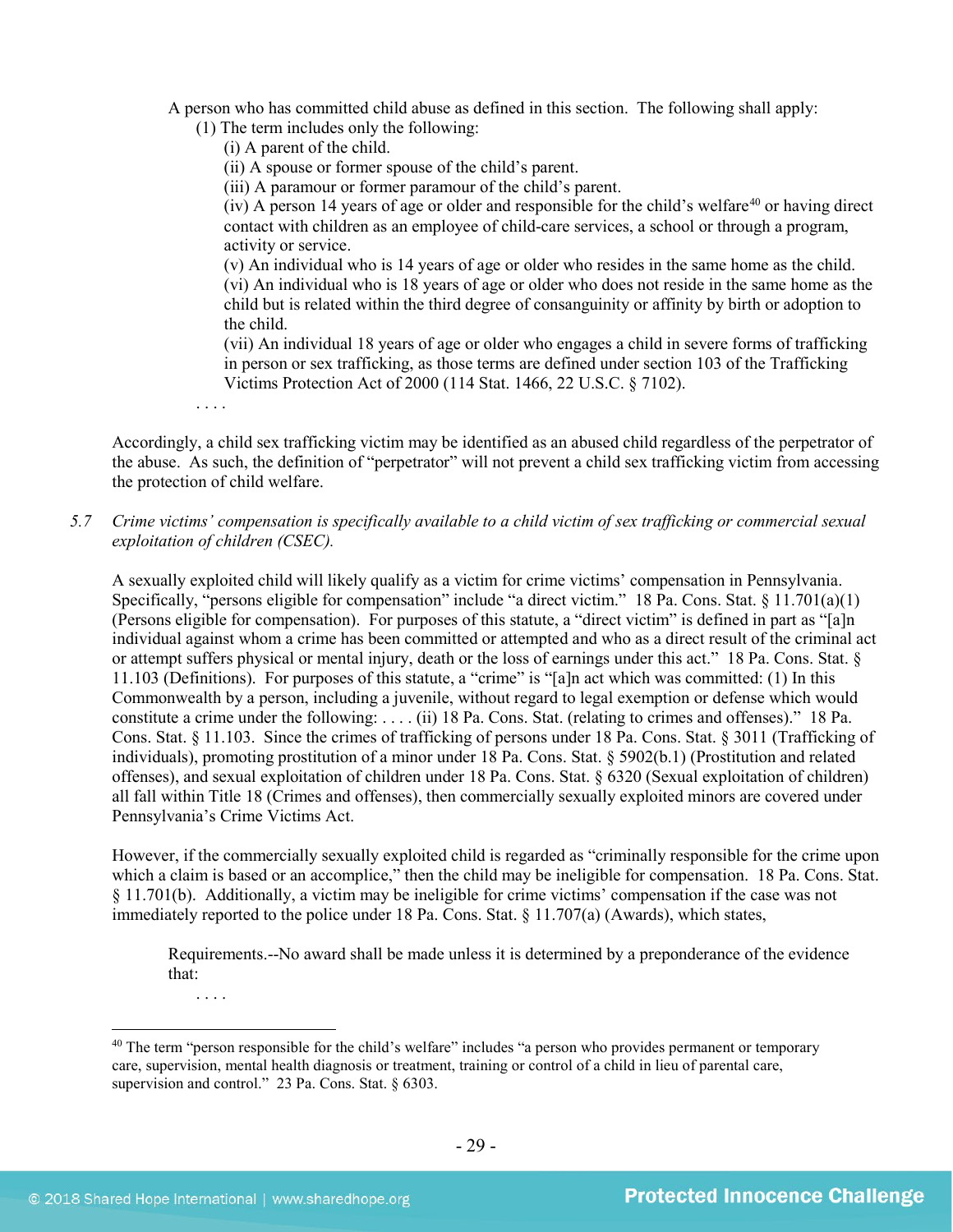A person who has committed child abuse as defined in this section. The following shall apply:

(1) The term includes only the following:

(i) A parent of the child.

(ii) A spouse or former spouse of the child's parent.

(iii) A paramour or former paramour of the child's parent.

(iv) A person 14 years of age or older and responsible for the child's welfare[40] or having direct contact with children as an employee of child-care services, a school or through a program, activity or service.

(v) An individual who is 14 years of age or older who resides in the same home as the child.

(vi) An individual who is 18 years of age or older who does not reside in the same home as the child but is related within the third degree of consanguinity or affinity by birth or adoption to the child.

(vii) An individual 18 years of age or older who engages a child in severe forms of trafficking in person or sex trafficking, as those terms are defined under section 103 of the Trafficking Victims Protection Act of 2000 (114 Stat. 1466, 22 U.S.C. § 7102).

. . . .

Accordingly, a child sex trafficking victim may be identified as an abused child regardless of the perpetrator of the abuse. As such, the definition of "perpetrator" will not prevent a child sex trafficking victim from accessing the protection of child welfare.

5.7 *Crime victims' compensation is specifically available to a child victim of sex trafficking or commercial sexual exploitation of children (CSEC).*

A sexually exploited child will likely qualify as a victim for crime victims' compensation in Pennsylvania. Specifically, "persons eligible for compensation" include "a direct victim." 18 Pa. Cons. Stat. § 11.701(a)(1) (Persons eligible for compensation). For purposes of this statute, a "direct victim" is defined in part as "[a]n individual against whom a crime has been committed or attempted and who as a direct result of the criminal act or attempt suffers physical or mental injury, death or the loss of earnings under this act." 18 Pa. Cons. Stat. § 11.103 (Definitions). For purposes of this statute, a "crime" is "[a]n act which was committed: (1) In this Commonwealth by a person, including a juvenile, without regard to legal exemption or defense which would constitute a crime under the following: . . . . (ii) 18 Pa. Cons. Stat. (relating to crimes and offenses)." 18 Pa. Cons. Stat. § 11.103. Since the crimes of trafficking of persons under 18 Pa. Cons. Stat. § 3011 (Trafficking of individuals), promoting prostitution of a minor under 18 Pa. Cons. Stat. § 5902(b.1) (Prostitution and related offenses), and sexual exploitation of children under 18 Pa. Cons. Stat. § 6320 (Sexual exploitation of children) all fall within Title 18 (Crimes and offenses), then commercially sexually exploited minors are covered under Pennsylvania's Crime Victims Act.

However, if the commercially sexually exploited child is regarded as "criminally responsible for the crime upon which a claim is based or an accomplice," then the child may be ineligible for compensation. 18 Pa. Cons. Stat. § 11.701(b). Additionally, a victim may be ineligible for crime victims' compensation if the case was not immediately reported to the police under 18 Pa. Cons. Stat. § 11.707(a) (Awards), which states,

> Requirements.--No award shall be made unless it is determined by a preponderance of the evidence that:
>
> . . . .

[40] The term "person responsible for the child's welfare" includes "a person who provides permanent or temporary care, supervision, mental health diagnosis or treatment, training or control of a child in lieu of parental care, supervision and control." 23 Pa. Cons. Stat. § 6303.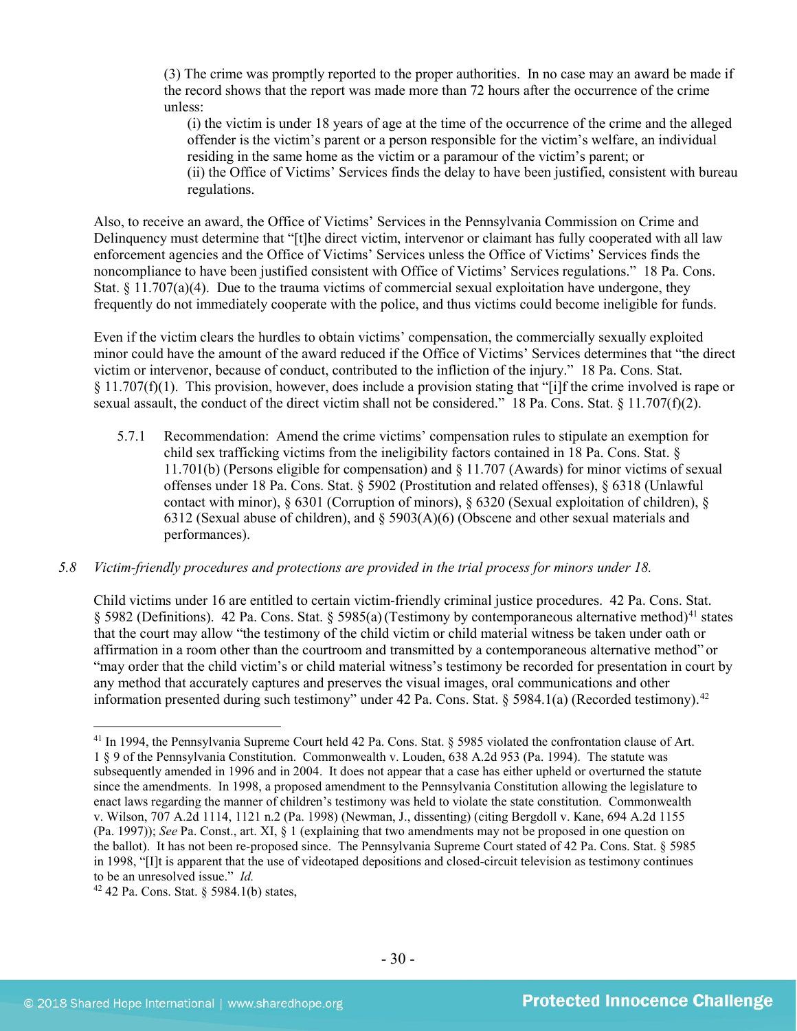(3) The crime was promptly reported to the proper authorities. In no case may an award be made if the record shows that the report was made more than 72 hours after the occurrence of the crime unless:

(i) the victim is under 18 years of age at the time of the occurrence of the crime and the alleged offender is the victim's parent or a person responsible for the victim's welfare, an individual residing in the same home as the victim or a paramour of the victim's parent; or

(ii) the Office of Victims' Services finds the delay to have been justified, consistent with bureau regulations.

Also, to receive an award, the Office of Victims' Services in the Pennsylvania Commission on Crime and Delinquency must determine that "[t]he direct victim, intervenor or claimant has fully cooperated with all law enforcement agencies and the Office of Victims' Services unless the Office of Victims' Services finds the noncompliance to have been justified consistent with Office of Victims' Services regulations." 18 Pa. Cons. Stat. § 11.707(a)(4). Due to the trauma victims of commercial sexual exploitation have undergone, they frequently do not immediately cooperate with the police, and thus victims could become ineligible for funds.

Even if the victim clears the hurdles to obtain victims' compensation, the commercially sexually exploited minor could have the amount of the award reduced if the Office of Victims' Services determines that "the direct victim or intervenor, because of conduct, contributed to the infliction of the injury." 18 Pa. Cons. Stat. § 11.707(f)(1). This provision, however, does include a provision stating that "[i]f the crime involved is rape or sexual assault, the conduct of the direct victim shall not be considered." 18 Pa. Cons. Stat. § 11.707(f)(2).

5.7.1 Recommendation: Amend the crime victims' compensation rules to stipulate an exemption for child sex trafficking victims from the ineligibility factors contained in 18 Pa. Cons. Stat. § 11.701(b) (Persons eligible for compensation) and § 11.707 (Awards) for minor victims of sexual offenses under 18 Pa. Cons. Stat. § 5902 (Prostitution and related offenses), § 6318 (Unlawful contact with minor), § 6301 (Corruption of minors), § 6320 (Sexual exploitation of children), § 6312 (Sexual abuse of children), and § 5903(A)(6) (Obscene and other sexual materials and performances).

*5.8 Victim-friendly procedures and protections are provided in the trial process for minors under 18.*

Child victims under 16 are entitled to certain victim-friendly criminal justice procedures. 42 Pa. Cons. Stat. § 5982 (Definitions). 42 Pa. Cons. Stat. § 5985(a) (Testimony by contemporaneous alternative method)[41] states that the court may allow "the testimony of the child victim or child material witness be taken under oath or affirmation in a room other than the courtroom and transmitted by a contemporaneous alternative method" or "may order that the child victim's or child material witness's testimony be recorded for presentation in court by any method that accurately captures and preserves the visual images, oral communications and other information presented during such testimony" under 42 Pa. Cons. Stat. § 5984.1(a) (Recorded testimony).[42]

---

[41] In 1994, the Pennsylvania Supreme Court held 42 Pa. Cons. Stat. § 5985 violated the confrontation clause of Art. 1 § 9 of the Pennsylvania Constitution. Commonwealth v. Louden, 638 A.2d 953 (Pa. 1994). The statute was subsequently amended in 1996 and in 2004. It does not appear that a case has either upheld or overturned the statute since the amendments. In 1998, a proposed amendment to the Pennsylvania Constitution allowing the legislature to enact laws regarding the manner of children's testimony was held to violate the state constitution. Commonwealth v. Wilson, 707 A.2d 1114, 1121 n.2 (Pa. 1998) (Newman, J., dissenting) (citing Bergdoll v. Kane, 694 A.2d 1155 (Pa. 1997)); *See* Pa. Const., art. XI, § 1 (explaining that two amendments may not be proposed in one question on the ballot). It has not been re-proposed since. The Pennsylvania Supreme Court stated of 42 Pa. Cons. Stat. § 5985 in 1998, "[I]t is apparent that the use of videotaped depositions and closed-circuit television as testimony continues to be an unresolved issue." *Id.*

[42] 42 Pa. Cons. Stat. § 5984.1(b) states,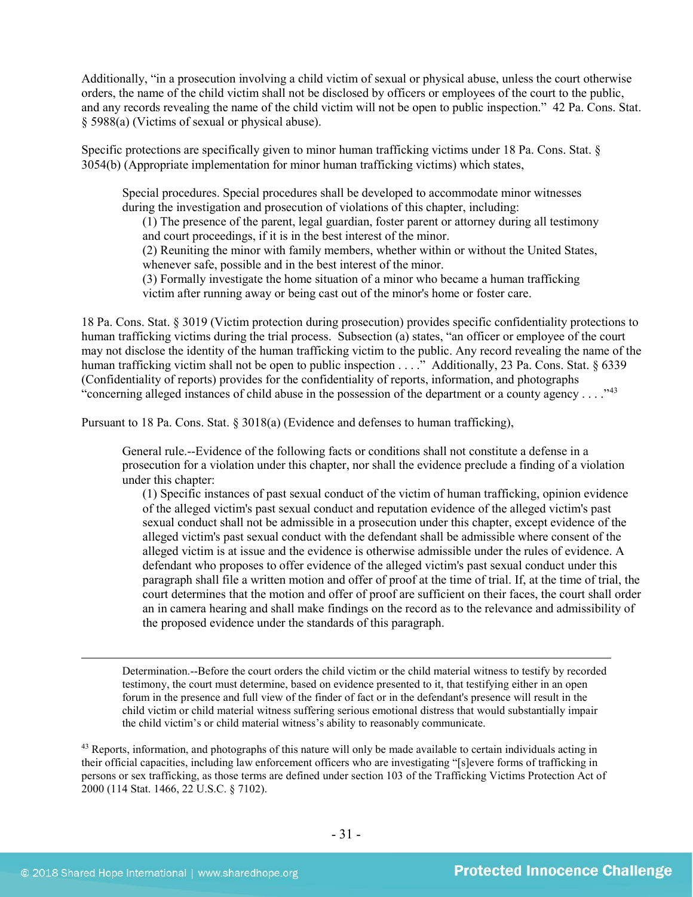Additionally, "in a prosecution involving a child victim of sexual or physical abuse, unless the court otherwise orders, the name of the child victim shall not be disclosed by officers or employees of the court to the public, and any records revealing the name of the child victim will not be open to public inspection." 42 Pa. Cons. Stat. § 5988(a) (Victims of sexual or physical abuse).

Specific protections are specifically given to minor human trafficking victims under 18 Pa. Cons. Stat. § 3054(b) (Appropriate implementation for minor human trafficking victims) which states,

> Special procedures. Special procedures shall be developed to accommodate minor witnesses during the investigation and prosecution of violations of this chapter, including:
>
> (1) The presence of the parent, legal guardian, foster parent or attorney during all testimony and court proceedings, if it is in the best interest of the minor.
>
> (2) Reuniting the minor with family members, whether within or without the United States, whenever safe, possible and in the best interest of the minor.
>
> (3) Formally investigate the home situation of a minor who became a human trafficking victim after running away or being cast out of the minor's home or foster care.

18 Pa. Cons. Stat. § 3019 (Victim protection during prosecution) provides specific confidentiality protections to human trafficking victims during the trial process. Subsection (a) states, "an officer or employee of the court may not disclose the identity of the human trafficking victim to the public. Any record revealing the name of the human trafficking victim shall not be open to public inspection . . . ." Additionally, 23 Pa. Cons. Stat. § 6339 (Confidentiality of reports) provides for the confidentiality of reports, information, and photographs "concerning alleged instances of child abuse in the possession of the department or a county agency . . . ."[43]

Pursuant to 18 Pa. Cons. Stat. § 3018(a) (Evidence and defenses to human trafficking),

> General rule.--Evidence of the following facts or conditions shall not constitute a defense in a prosecution for a violation under this chapter, nor shall the evidence preclude a finding of a violation under this chapter:
>
> (1) Specific instances of past sexual conduct of the victim of human trafficking, opinion evidence of the alleged victim's past sexual conduct and reputation evidence of the alleged victim's past sexual conduct shall not be admissible in a prosecution under this chapter, except evidence of the alleged victim's past sexual conduct with the defendant shall be admissible where consent of the alleged victim is at issue and the evidence is otherwise admissible under the rules of evidence. A defendant who proposes to offer evidence of the alleged victim's past sexual conduct under this paragraph shall file a written motion and offer of proof at the time of trial. If, at the time of trial, the court determines that the motion and offer of proof are sufficient on their faces, the court shall order an in camera hearing and shall make findings on the record as to the relevance and admissibility of the proposed evidence under the standards of this paragraph.

---

> Determination.--Before the court orders the child victim or the child material witness to testify by recorded testimony, the court must determine, based on evidence presented to it, that testifying either in an open forum in the presence and full view of the finder of fact or in the defendant's presence will result in the child victim or child material witness suffering serious emotional distress that would substantially impair the child victim's or child material witness's ability to reasonably communicate.

[43] Reports, information, and photographs of this nature will only be made available to certain individuals acting in their official capacities, including law enforcement officers who are investigating "[s]evere forms of trafficking in persons or sex trafficking, as those terms are defined under section 103 of the Trafficking Victims Protection Act of 2000 (114 Stat. 1466, 22 U.S.C. § 7102).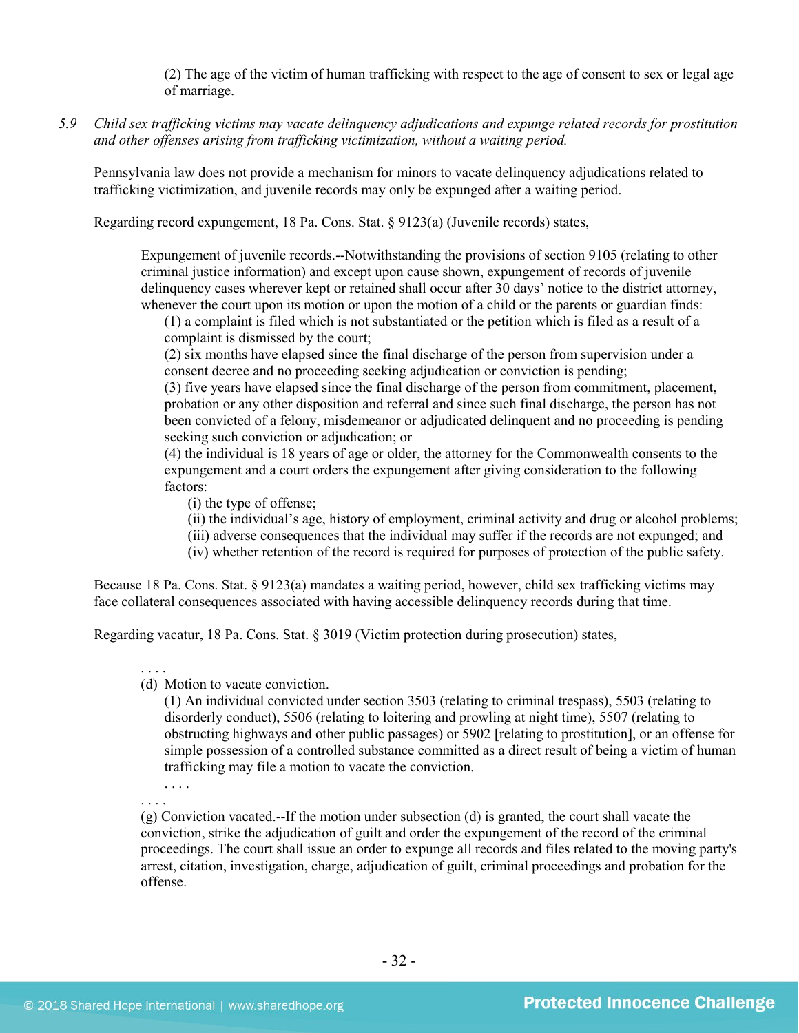(2) The age of the victim of human trafficking with respect to the age of consent to sex or legal age of marriage.

5.9 *Child sex trafficking victims may vacate delinquency adjudications and expunge related records for prostitution and other offenses arising from trafficking victimization, without a waiting period.*

Pennsylvania law does not provide a mechanism for minors to vacate delinquency adjudications related to trafficking victimization, and juvenile records may only be expunged after a waiting period.

Regarding record expungement, 18 Pa. Cons. Stat. § 9123(a) (Juvenile records) states,

> Expungement of juvenile records.--Notwithstanding the provisions of section 9105 (relating to other criminal justice information) and except upon cause shown, expungement of records of juvenile delinquency cases wherever kept or retained shall occur after 30 days' notice to the district attorney, whenever the court upon its motion or upon the motion of a child or the parents or guardian finds:
>
> (1) a complaint is filed which is not substantiated or the petition which is filed as a result of a complaint is dismissed by the court;
>
> (2) six months have elapsed since the final discharge of the person from supervision under a consent decree and no proceeding seeking adjudication or conviction is pending;
>
> (3) five years have elapsed since the final discharge of the person from commitment, placement, probation or any other disposition and referral and since such final discharge, the person has not been convicted of a felony, misdemeanor or adjudicated delinquent and no proceeding is pending seeking such conviction or adjudication; or
>
> (4) the individual is 18 years of age or older, the attorney for the Commonwealth consents to the expungement and a court orders the expungement after giving consideration to the following factors:
>
> (i) the type of offense;
>
> (ii) the individual's age, history of employment, criminal activity and drug or alcohol problems;
>
> (iii) adverse consequences that the individual may suffer if the records are not expunged; and
>
> (iv) whether retention of the record is required for purposes of protection of the public safety.

Because 18 Pa. Cons. Stat. § 9123(a) mandates a waiting period, however, child sex trafficking victims may face collateral consequences associated with having accessible delinquency records during that time.

Regarding vacatur, 18 Pa. Cons. Stat. § 3019 (Victim protection during prosecution) states,

> . . . .
>
> (d) Motion to vacate conviction.
>
> (1) An individual convicted under section 3503 (relating to criminal trespass), 5503 (relating to disorderly conduct), 5506 (relating to loitering and prowling at night time), 5507 (relating to obstructing highways and other public passages) or 5902 [relating to prostitution], or an offense for simple possession of a controlled substance committed as a direct result of being a victim of human trafficking may file a motion to vacate the conviction.
>
> . . . .
>
> . . . .
>
> (g) Conviction vacated.--If the motion under subsection (d) is granted, the court shall vacate the conviction, strike the adjudication of guilt and order the expungement of the record of the criminal proceedings. The court shall issue an order to expunge all records and files related to the moving party's arrest, citation, investigation, charge, adjudication of guilt, criminal proceedings and probation for the offense.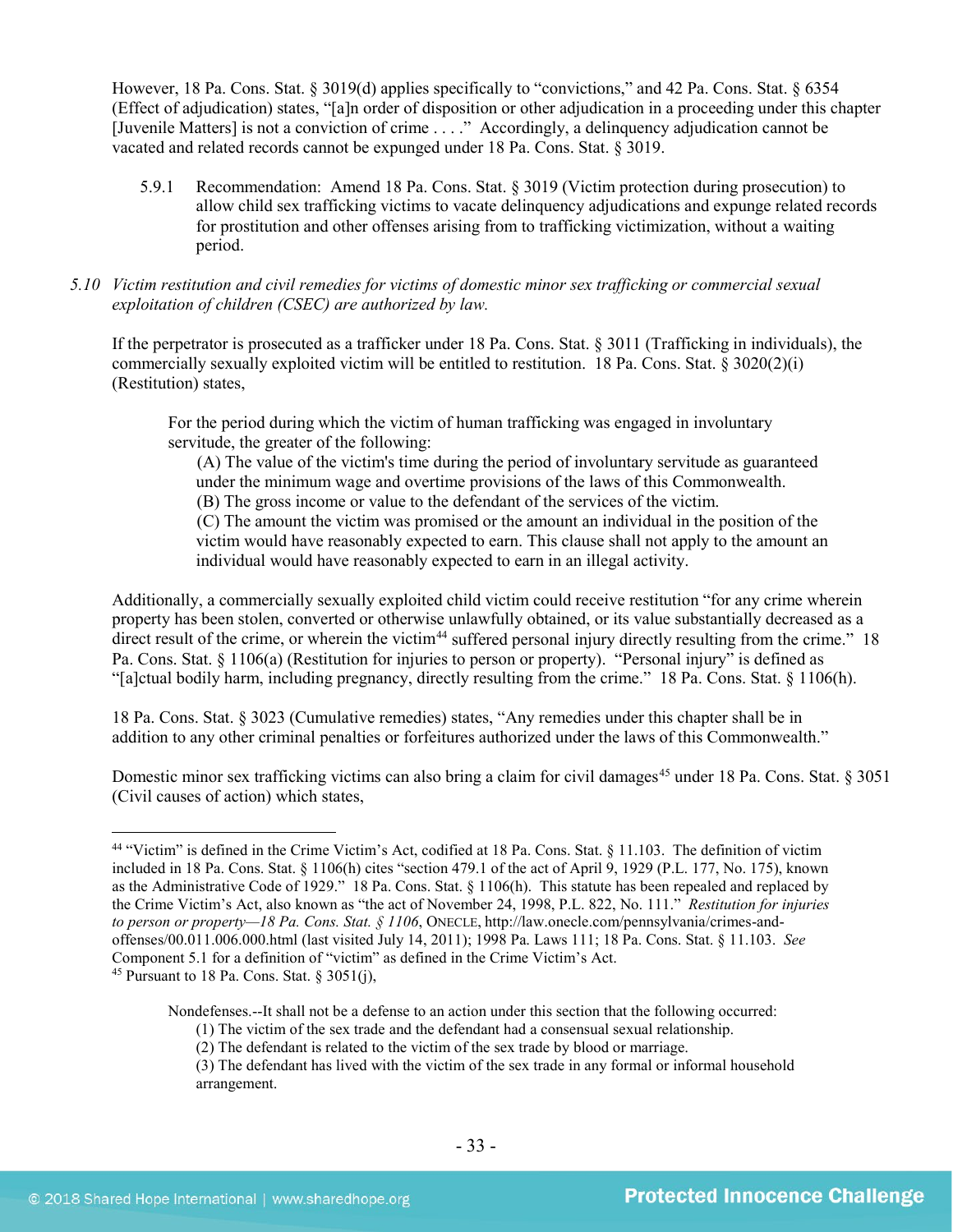However, 18 Pa. Cons. Stat. § 3019(d) applies specifically to "convictions," and 42 Pa. Cons. Stat. § 6354 (Effect of adjudication) states, "[a]n order of disposition or other adjudication in a proceeding under this chapter [Juvenile Matters] is not a conviction of crime . . . ." Accordingly, a delinquency adjudication cannot be vacated and related records cannot be expunged under 18 Pa. Cons. Stat. § 3019.

5.9.1 Recommendation: Amend 18 Pa. Cons. Stat. § 3019 (Victim protection during prosecution) to allow child sex trafficking victims to vacate delinquency adjudications and expunge related records for prostitution and other offenses arising from to trafficking victimization, without a waiting period.

*5.10 Victim restitution and civil remedies for victims of domestic minor sex trafficking or commercial sexual exploitation of children (CSEC) are authorized by law.*

If the perpetrator is prosecuted as a trafficker under 18 Pa. Cons. Stat. § 3011 (Trafficking in individuals), the commercially sexually exploited victim will be entitled to restitution. 18 Pa. Cons. Stat. § 3020(2)(i) (Restitution) states,

> For the period during which the victim of human trafficking was engaged in involuntary servitude, the greater of the following:
>
> (A) The value of the victim's time during the period of involuntary servitude as guaranteed under the minimum wage and overtime provisions of the laws of this Commonwealth.
>
> (B) The gross income or value to the defendant of the services of the victim.
>
> (C) The amount the victim was promised or the amount an individual in the position of the victim would have reasonably expected to earn. This clause shall not apply to the amount an individual would have reasonably expected to earn in an illegal activity.

Additionally, a commercially sexually exploited child victim could receive restitution "for any crime wherein property has been stolen, converted or otherwise unlawfully obtained, or its value substantially decreased as a direct result of the crime, or wherein the victim[44] suffered personal injury directly resulting from the crime." 18 Pa. Cons. Stat. § 1106(a) (Restitution for injuries to person or property). "Personal injury" is defined as "[a]ctual bodily harm, including pregnancy, directly resulting from the crime." 18 Pa. Cons. Stat. § 1106(h).

18 Pa. Cons. Stat. § 3023 (Cumulative remedies) states, "Any remedies under this chapter shall be in addition to any other criminal penalties or forfeitures authorized under the laws of this Commonwealth."

Domestic minor sex trafficking victims can also bring a claim for civil damages[45] under 18 Pa. Cons. Stat. § 3051 (Civil causes of action) which states,

---

[44] "Victim" is defined in the Crime Victim's Act, codified at 18 Pa. Cons. Stat. § 11.103. The definition of victim included in 18 Pa. Cons. Stat. § 1106(h) cites "section 479.1 of the act of April 9, 1929 (P.L. 177, No. 175), known as the Administrative Code of 1929." 18 Pa. Cons. Stat. § 1106(h). This statute has been repealed and replaced by the Crime Victim's Act, also known as "the act of November 24, 1998, P.L. 822, No. 111." *Restitution for injuries to person or property—18 Pa. Cons. Stat. § 1106*, ONECLE, http://law.onecle.com/pennsylvania/crimes-and-offenses/00.011.006.000.html (last visited July 14, 2011); 1998 Pa. Laws 111; 18 Pa. Cons. Stat. § 11.103. *See* Component 5.1 for a definition of "victim" as defined in the Crime Victim's Act.

[45] Pursuant to 18 Pa. Cons. Stat. § 3051(j),

> Nondefenses.--It shall not be a defense to an action under this section that the following occurred:
>
> (1) The victim of the sex trade and the defendant had a consensual sexual relationship.
>
> (2) The defendant is related to the victim of the sex trade by blood or marriage.
>
> (3) The defendant has lived with the victim of the sex trade in any formal or informal household arrangement.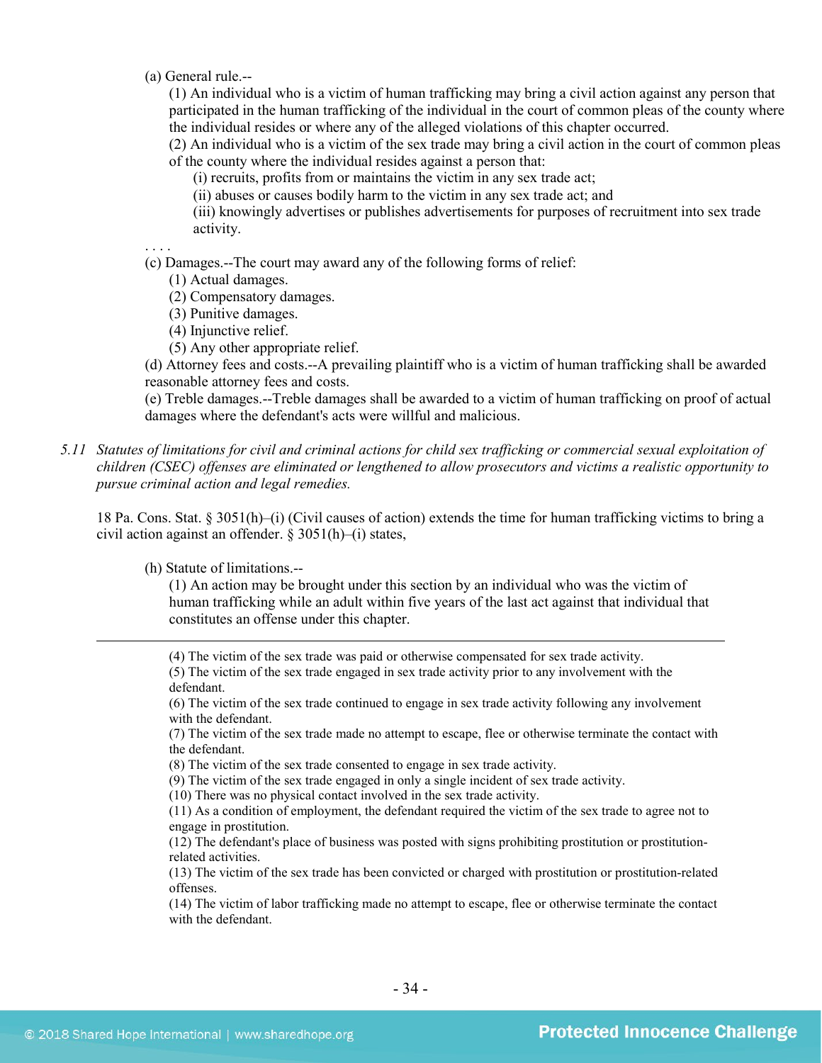(a) General rule.--

(1) An individual who is a victim of human trafficking may bring a civil action against any person that participated in the human trafficking of the individual in the court of common pleas of the county where the individual resides or where any of the alleged violations of this chapter occurred.

(2) An individual who is a victim of the sex trade may bring a civil action in the court of common pleas of the county where the individual resides against a person that:

(i) recruits, profits from or maintains the victim in any sex trade act;

(ii) abuses or causes bodily harm to the victim in any sex trade act; and

(iii) knowingly advertises or publishes advertisements for purposes of recruitment into sex trade activity.

. . . .

(c) Damages.--The court may award any of the following forms of relief:

(1) Actual damages.

(2) Compensatory damages.

(3) Punitive damages.

(4) Injunctive relief.

(5) Any other appropriate relief.

(d) Attorney fees and costs.--A prevailing plaintiff who is a victim of human trafficking shall be awarded reasonable attorney fees and costs.

(e) Treble damages.--Treble damages shall be awarded to a victim of human trafficking on proof of actual damages where the defendant's acts were willful and malicious.

*5.11 Statutes of limitations for civil and criminal actions for child sex trafficking or commercial sexual exploitation of children (CSEC) offenses are eliminated or lengthened to allow prosecutors and victims a realistic opportunity to pursue criminal action and legal remedies.*

18 Pa. Cons. Stat. § 3051(h)–(i) (Civil causes of action) extends the time for human trafficking victims to bring a civil action against an offender. § 3051(h)–(i) states,

(h) Statute of limitations.--

(1) An action may be brought under this section by an individual who was the victim of human trafficking while an adult within five years of the last act against that individual that constitutes an offense under this chapter.

---

(4) The victim of the sex trade was paid or otherwise compensated for sex trade activity.

(5) The victim of the sex trade engaged in sex trade activity prior to any involvement with the defendant.

(6) The victim of the sex trade continued to engage in sex trade activity following any involvement with the defendant.

(7) The victim of the sex trade made no attempt to escape, flee or otherwise terminate the contact with the defendant.

(8) The victim of the sex trade consented to engage in sex trade activity.

(9) The victim of the sex trade engaged in only a single incident of sex trade activity.

(10) There was no physical contact involved in the sex trade activity.

(11) As a condition of employment, the defendant required the victim of the sex trade to agree not to engage in prostitution.

(12) The defendant's place of business was posted with signs prohibiting prostitution or prostitution-related activities.

(13) The victim of the sex trade has been convicted or charged with prostitution or prostitution-related offenses.

(14) The victim of labor trafficking made no attempt to escape, flee or otherwise terminate the contact with the defendant.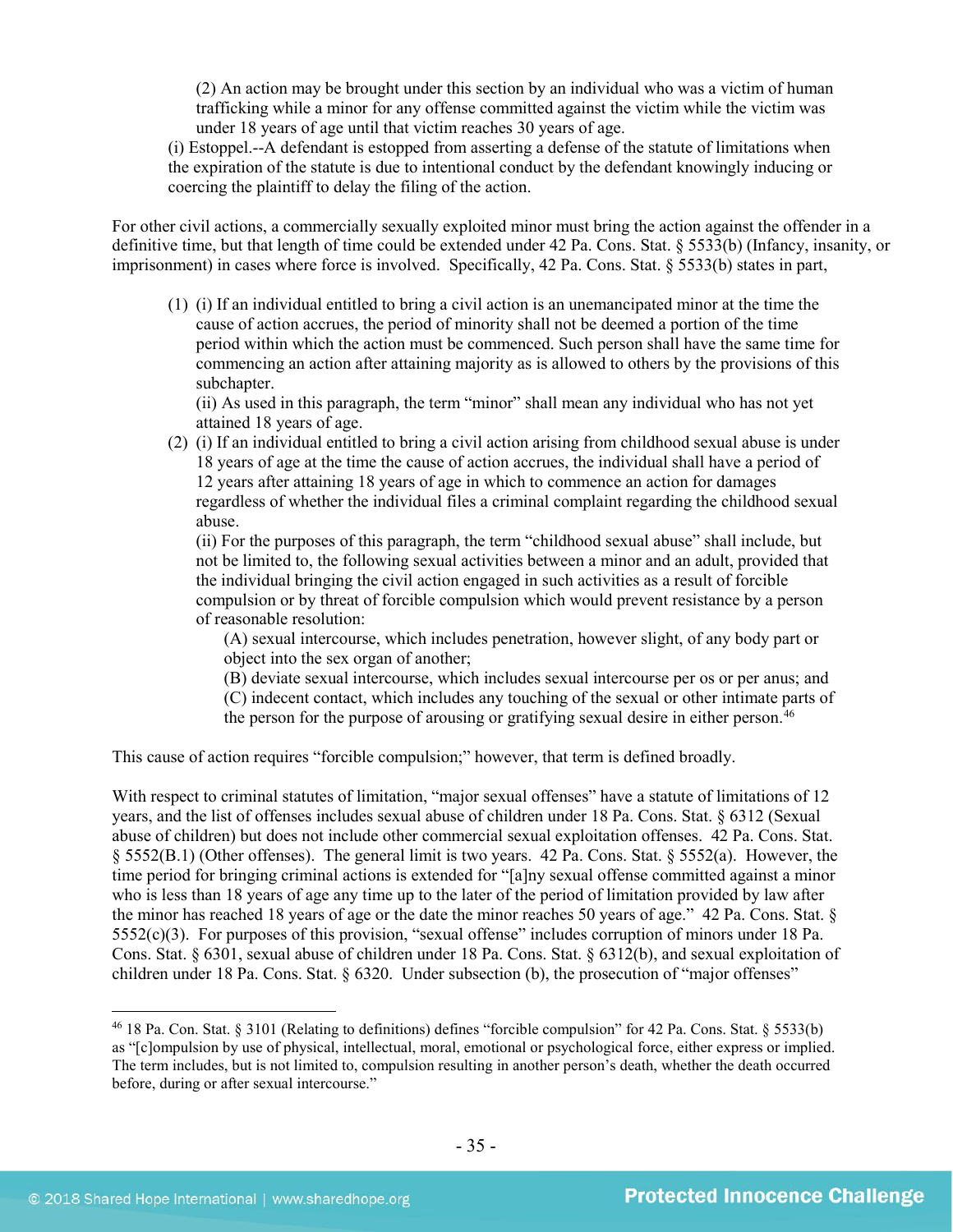(2) An action may be brought under this section by an individual who was a victim of human trafficking while a minor for any offense committed against the victim while the victim was under 18 years of age until that victim reaches 30 years of age.

(i) Estoppel.--A defendant is estopped from asserting a defense of the statute of limitations when the expiration of the statute is due to intentional conduct by the defendant knowingly inducing or coercing the plaintiff to delay the filing of the action.

For other civil actions, a commercially sexually exploited minor must bring the action against the offender in a definitive time, but that length of time could be extended under 42 Pa. Cons. Stat. § 5533(b) (Infancy, insanity, or imprisonment) in cases where force is involved. Specifically, 42 Pa. Cons. Stat. § 5533(b) states in part,

> (1) (i) If an individual entitled to bring a civil action is an unemancipated minor at the time the cause of action accrues, the period of minority shall not be deemed a portion of the time period within which the action must be commenced. Such person shall have the same time for commencing an action after attaining majority as is allowed to others by the provisions of this subchapter.
>
> (ii) As used in this paragraph, the term "minor" shall mean any individual who has not yet attained 18 years of age.
>
> (2) (i) If an individual entitled to bring a civil action arising from childhood sexual abuse is under 18 years of age at the time the cause of action accrues, the individual shall have a period of 12 years after attaining 18 years of age in which to commence an action for damages regardless of whether the individual files a criminal complaint regarding the childhood sexual abuse.
>
> (ii) For the purposes of this paragraph, the term "childhood sexual abuse" shall include, but not be limited to, the following sexual activities between a minor and an adult, provided that the individual bringing the civil action engaged in such activities as a result of forcible compulsion or by threat of forcible compulsion which would prevent resistance by a person of reasonable resolution:
>
> (A) sexual intercourse, which includes penetration, however slight, of any body part or object into the sex organ of another;
>
> (B) deviate sexual intercourse, which includes sexual intercourse per os or per anus; and
>
> (C) indecent contact, which includes any touching of the sexual or other intimate parts of the person for the purpose of arousing or gratifying sexual desire in either person.[46]

This cause of action requires "forcible compulsion;" however, that term is defined broadly.

With respect to criminal statutes of limitation, "major sexual offenses" have a statute of limitations of 12 years, and the list of offenses includes sexual abuse of children under 18 Pa. Cons. Stat. § 6312 (Sexual abuse of children) but does not include other commercial sexual exploitation offenses. 42 Pa. Cons. Stat. § 5552(B.1) (Other offenses). The general limit is two years. 42 Pa. Cons. Stat. § 5552(a). However, the time period for bringing criminal actions is extended for "[a]ny sexual offense committed against a minor who is less than 18 years of age any time up to the later of the period of limitation provided by law after the minor has reached 18 years of age or the date the minor reaches 50 years of age." 42 Pa. Cons. Stat. § 5552(c)(3). For purposes of this provision, "sexual offense" includes corruption of minors under 18 Pa. Cons. Stat. § 6301, sexual abuse of children under 18 Pa. Cons. Stat. § 6312(b), and sexual exploitation of children under 18 Pa. Cons. Stat. § 6320. Under subsection (b), the prosecution of "major offenses"

---

[46] 18 Pa. Con. Stat. § 3101 (Relating to definitions) defines "forcible compulsion" for 42 Pa. Cons. Stat. § 5533(b) as "[c]ompulsion by use of physical, intellectual, moral, emotional or psychological force, either express or implied. The term includes, but is not limited to, compulsion resulting in another person's death, whether the death occurred before, during or after sexual intercourse."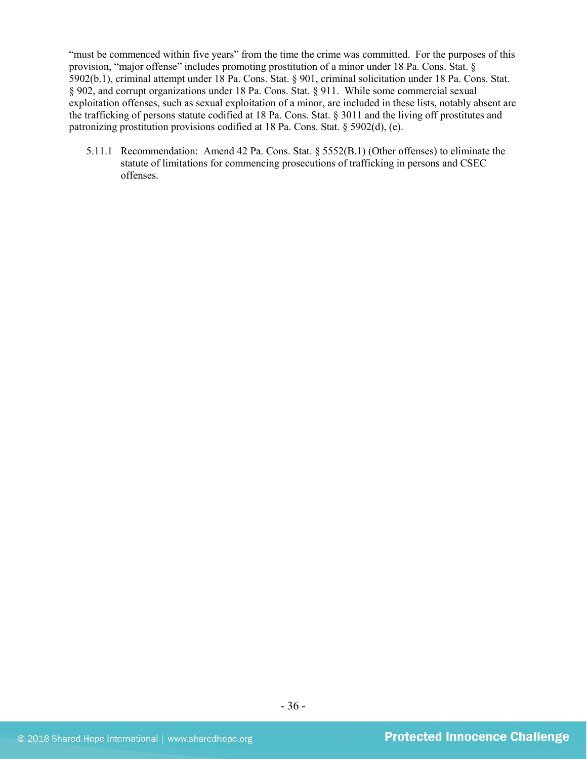"must be commenced within five years" from the time the crime was committed. For the purposes of this provision, "major offense" includes promoting prostitution of a minor under 18 Pa. Cons. Stat. § 5902(b.1), criminal attempt under 18 Pa. Cons. Stat. § 901, criminal solicitation under 18 Pa. Cons. Stat. § 902, and corrupt organizations under 18 Pa. Cons. Stat. § 911. While some commercial sexual exploitation offenses, such as sexual exploitation of a minor, are included in these lists, notably absent are the trafficking of persons statute codified at 18 Pa. Cons. Stat. § 3011 and the living off prostitutes and patronizing prostitution provisions codified at 18 Pa. Cons. Stat. § 5902(d), (e).

5.11.1 Recommendation: Amend 42 Pa. Cons. Stat. § 5552(B.1) (Other offenses) to eliminate the statute of limitations for commencing prosecutions of trafficking in persons and CSEC offenses.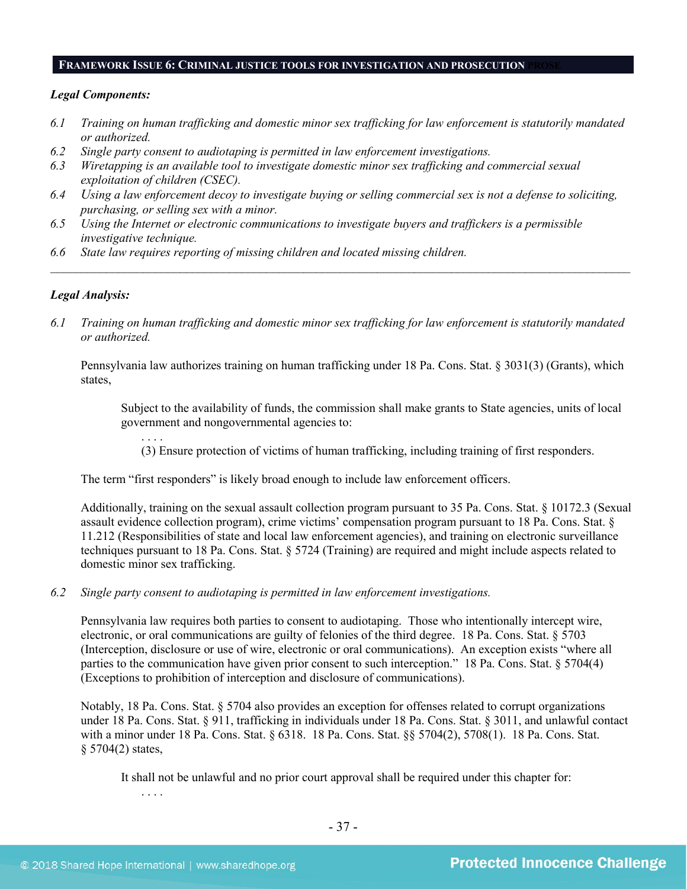## FRAMEWORK ISSUE 6: CRIMINAL JUSTICE TOOLS FOR INVESTIGATION AND PROSECUTION

***Legal Components:***

*6.1 Training on human trafficking and domestic minor sex trafficking for law enforcement is statutorily mandated or authorized.*

*6.2 Single party consent to audiotaping is permitted in law enforcement investigations.*

*6.3 Wiretapping is an available tool to investigate domestic minor sex trafficking and commercial sexual exploitation of children (CSEC).*

*6.4 Using a law enforcement decoy to investigate buying or selling commercial sex is not a defense to soliciting, purchasing, or selling sex with a minor.*

*6.5 Using the Internet or electronic communications to investigate buyers and traffickers is a permissible investigative technique.*

*6.6 State law requires reporting of missing children and located missing children.*

---

***Legal Analysis:***

*6.1 Training on human trafficking and domestic minor sex trafficking for law enforcement is statutorily mandated or authorized.*

Pennsylvania law authorizes training on human trafficking under 18 Pa. Cons. Stat. § 3031(3) (Grants), which states,

> Subject to the availability of funds, the commission shall make grants to State agencies, units of local government and nongovernmental agencies to:
>
> . . . .
>
> (3) Ensure protection of victims of human trafficking, including training of first responders.

The term "first responders" is likely broad enough to include law enforcement officers.

Additionally, training on the sexual assault collection program pursuant to 35 Pa. Cons. Stat. § 10172.3 (Sexual assault evidence collection program), crime victims' compensation program pursuant to 18 Pa. Cons. Stat. § 11.212 (Responsibilities of state and local law enforcement agencies), and training on electronic surveillance techniques pursuant to 18 Pa. Cons. Stat. § 5724 (Training) are required and might include aspects related to domestic minor sex trafficking.

*6.2 Single party consent to audiotaping is permitted in law enforcement investigations.*

Pennsylvania law requires both parties to consent to audiotaping. Those who intentionally intercept wire, electronic, or oral communications are guilty of felonies of the third degree. 18 Pa. Cons. Stat. § 5703 (Interception, disclosure or use of wire, electronic or oral communications). An exception exists "where all parties to the communication have given prior consent to such interception." 18 Pa. Cons. Stat. § 5704(4) (Exceptions to prohibition of interception and disclosure of communications).

Notably, 18 Pa. Cons. Stat. § 5704 also provides an exception for offenses related to corrupt organizations under 18 Pa. Cons. Stat. § 911, trafficking in individuals under 18 Pa. Cons. Stat. § 3011, and unlawful contact with a minor under 18 Pa. Cons. Stat. § 6318. 18 Pa. Cons. Stat. §§ 5704(2), 5708(1). 18 Pa. Cons. Stat. § 5704(2) states,

> It shall not be unlawful and no prior court approval shall be required under this chapter for:
>
> . . . .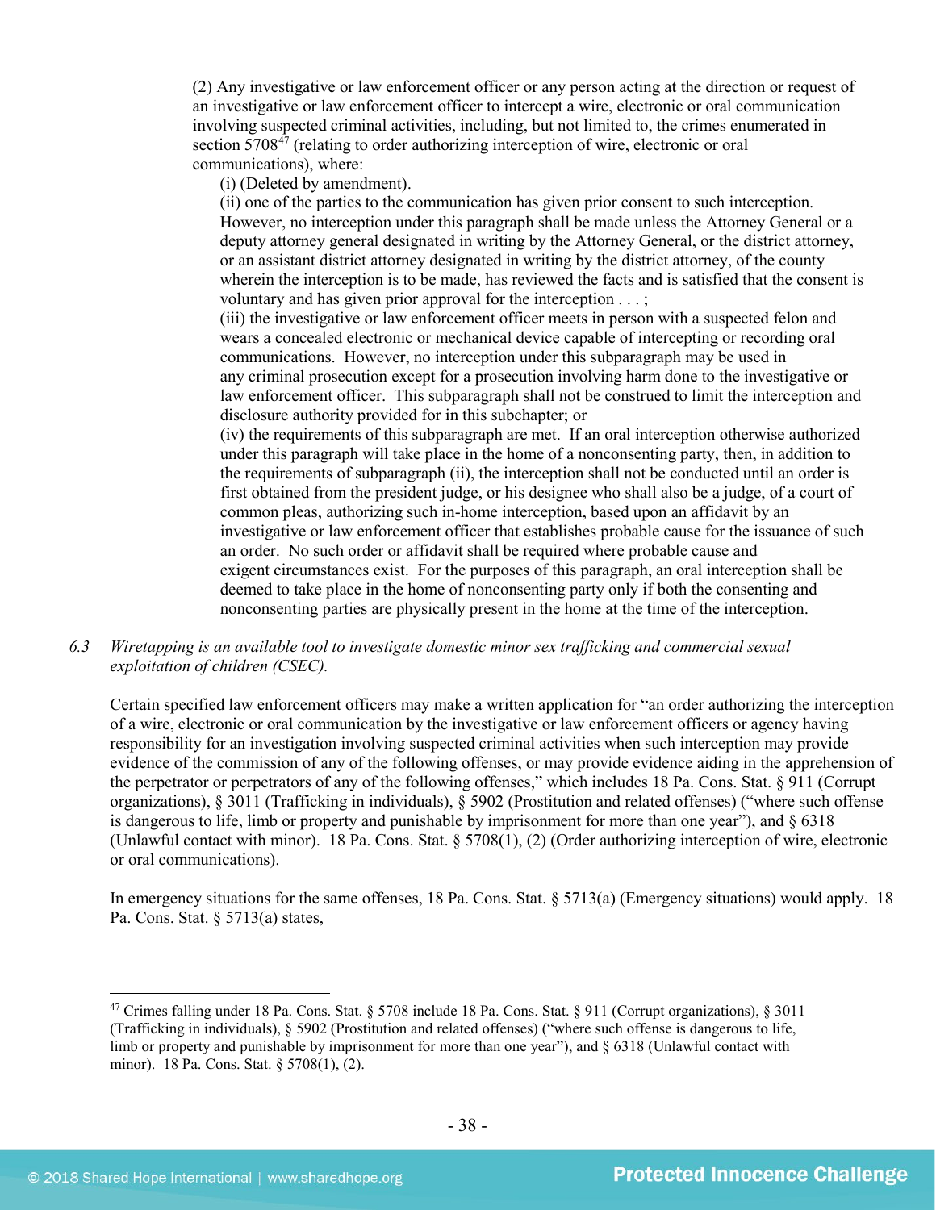(2) Any investigative or law enforcement officer or any person acting at the direction or request of an investigative or law enforcement officer to intercept a wire, electronic or oral communication involving suspected criminal activities, including, but not limited to, the crimes enumerated in section 5708[47] (relating to order authorizing interception of wire, electronic or oral communications), where:

(i) (Deleted by amendment).

(ii) one of the parties to the communication has given prior consent to such interception. However, no interception under this paragraph shall be made unless the Attorney General or a deputy attorney general designated in writing by the Attorney General, or the district attorney, or an assistant district attorney designated in writing by the district attorney, of the county wherein the interception is to be made, has reviewed the facts and is satisfied that the consent is voluntary and has given prior approval for the interception . . . ;

(iii) the investigative or law enforcement officer meets in person with a suspected felon and wears a concealed electronic or mechanical device capable of intercepting or recording oral communications. However, no interception under this subparagraph may be used in any criminal prosecution except for a prosecution involving harm done to the investigative or law enforcement officer. This subparagraph shall not be construed to limit the interception and disclosure authority provided for in this subchapter; or

(iv) the requirements of this subparagraph are met. If an oral interception otherwise authorized under this paragraph will take place in the home of a nonconsenting party, then, in addition to the requirements of subparagraph (ii), the interception shall not be conducted until an order is first obtained from the president judge, or his designee who shall also be a judge, of a court of common pleas, authorizing such in-home interception, based upon an affidavit by an investigative or law enforcement officer that establishes probable cause for the issuance of such an order. No such order or affidavit shall be required where probable cause and exigent circumstances exist. For the purposes of this paragraph, an oral interception shall be deemed to take place in the home of nonconsenting party only if both the consenting and nonconsenting parties are physically present in the home at the time of the interception.

*6.3 Wiretapping is an available tool to investigate domestic minor sex trafficking and commercial sexual exploitation of children (CSEC).*

Certain specified law enforcement officers may make a written application for "an order authorizing the interception of a wire, electronic or oral communication by the investigative or law enforcement officers or agency having responsibility for an investigation involving suspected criminal activities when such interception may provide evidence of the commission of any of the following offenses, or may provide evidence aiding in the apprehension of the perpetrator or perpetrators of any of the following offenses," which includes 18 Pa. Cons. Stat. § 911 (Corrupt organizations), § 3011 (Trafficking in individuals), § 5902 (Prostitution and related offenses) ("where such offense is dangerous to life, limb or property and punishable by imprisonment for more than one year"), and § 6318 (Unlawful contact with minor). 18 Pa. Cons. Stat. § 5708(1), (2) (Order authorizing interception of wire, electronic or oral communications).

In emergency situations for the same offenses, 18 Pa. Cons. Stat. § 5713(a) (Emergency situations) would apply. 18 Pa. Cons. Stat. § 5713(a) states,

[47] Crimes falling under 18 Pa. Cons. Stat. § 5708 include 18 Pa. Cons. Stat. § 911 (Corrupt organizations), § 3011 (Trafficking in individuals), § 5902 (Prostitution and related offenses) ("where such offense is dangerous to life, limb or property and punishable by imprisonment for more than one year"), and § 6318 (Unlawful contact with minor). 18 Pa. Cons. Stat. § 5708(1), (2).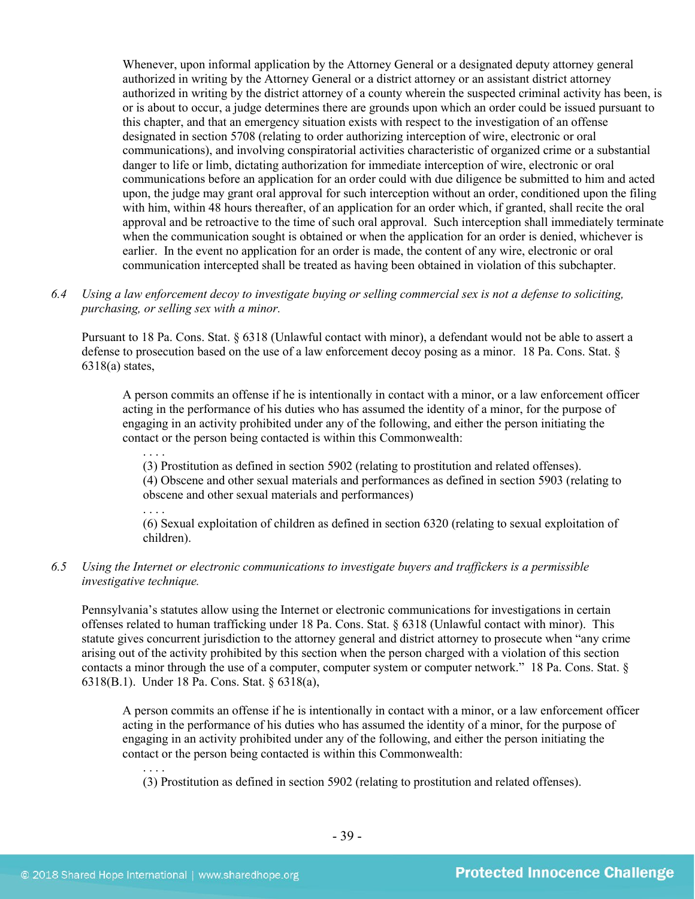> Whenever, upon informal application by the Attorney General or a designated deputy attorney general authorized in writing by the Attorney General or a district attorney or an assistant district attorney authorized in writing by the district attorney of a county wherein the suspected criminal activity has been, is or is about to occur, a judge determines there are grounds upon which an order could be issued pursuant to this chapter, and that an emergency situation exists with respect to the investigation of an offense designated in section 5708 (relating to order authorizing interception of wire, electronic or oral communications), and involving conspiratorial activities characteristic of organized crime or a substantial danger to life or limb, dictating authorization for immediate interception of wire, electronic or oral communications before an application for an order could with due diligence be submitted to him and acted upon, the judge may grant oral approval for such interception without an order, conditioned upon the filing with him, within 48 hours thereafter, of an application for an order which, if granted, shall recite the oral approval and be retroactive to the time of such oral approval. Such interception shall immediately terminate when the communication sought is obtained or when the application for an order is denied, whichever is earlier. In the event no application for an order is made, the content of any wire, electronic or oral communication intercepted shall be treated as having been obtained in violation of this subchapter.

6.4 *Using a law enforcement decoy to investigate buying or selling commercial sex is not a defense to soliciting, purchasing, or selling sex with a minor.*

Pursuant to 18 Pa. Cons. Stat. § 6318 (Unlawful contact with minor), a defendant would not be able to assert a defense to prosecution based on the use of a law enforcement decoy posing as a minor. 18 Pa. Cons. Stat. § 6318(a) states,

> A person commits an offense if he is intentionally in contact with a minor, or a law enforcement officer acting in the performance of his duties who has assumed the identity of a minor, for the purpose of engaging in an activity prohibited under any of the following, and either the person initiating the contact or the person being contacted is within this Commonwealth:
>
> . . . .
>
> (3) Prostitution as defined in section 5902 (relating to prostitution and related offenses).
>
> (4) Obscene and other sexual materials and performances as defined in section 5903 (relating to obscene and other sexual materials and performances)
>
> . . . .
>
> (6) Sexual exploitation of children as defined in section 6320 (relating to sexual exploitation of children).

6.5 *Using the Internet or electronic communications to investigate buyers and traffickers is a permissible investigative technique.*

Pennsylvania's statutes allow using the Internet or electronic communications for investigations in certain offenses related to human trafficking under 18 Pa. Cons. Stat. § 6318 (Unlawful contact with minor). This statute gives concurrent jurisdiction to the attorney general and district attorney to prosecute when "any crime arising out of the activity prohibited by this section when the person charged with a violation of this section contacts a minor through the use of a computer, computer system or computer network." 18 Pa. Cons. Stat. § 6318(B.1). Under 18 Pa. Cons. Stat. § 6318(a),

> A person commits an offense if he is intentionally in contact with a minor, or a law enforcement officer acting in the performance of his duties who has assumed the identity of a minor, for the purpose of engaging in an activity prohibited under any of the following, and either the person initiating the contact or the person being contacted is within this Commonwealth:
>
> . . . .
>
> (3) Prostitution as defined in section 5902 (relating to prostitution and related offenses).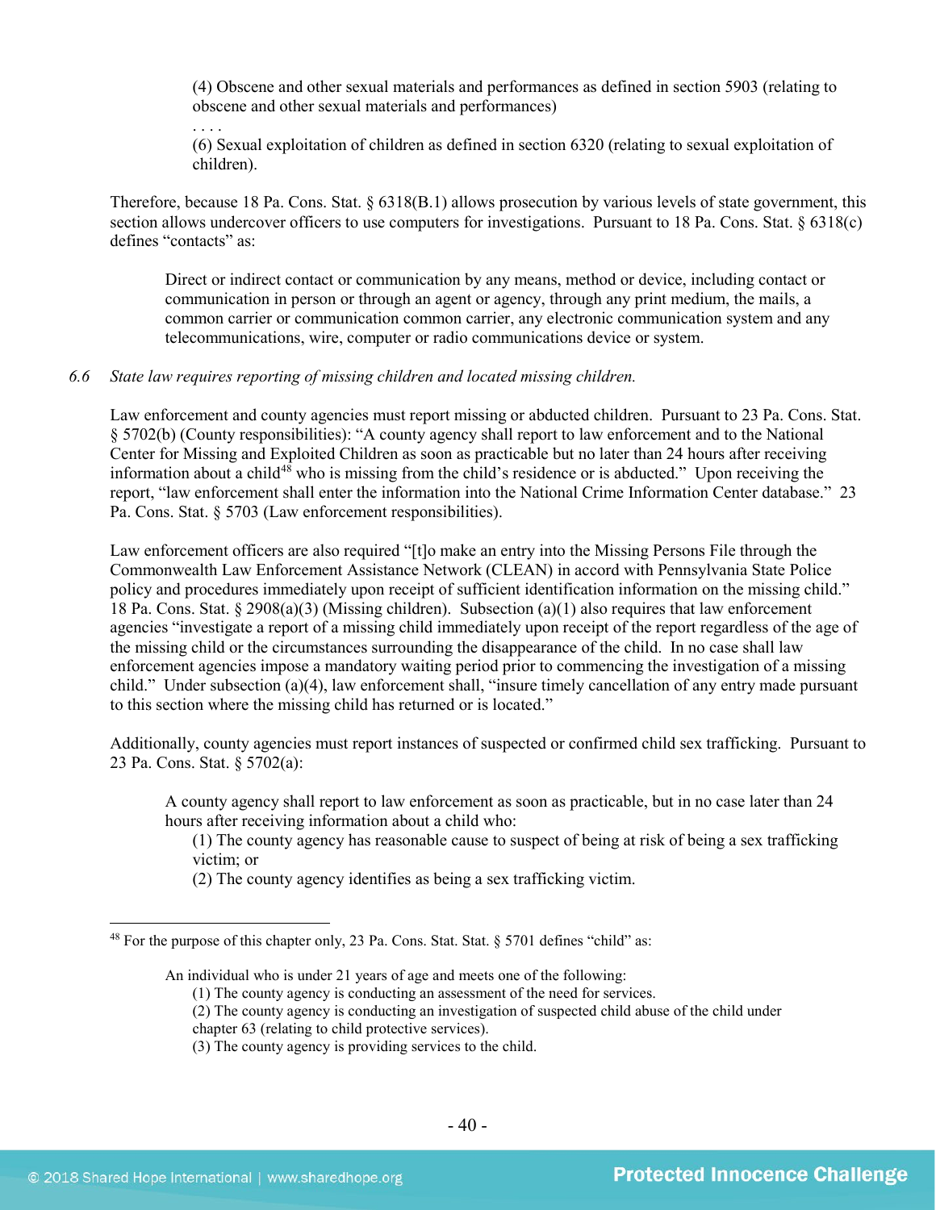> (4) Obscene and other sexual materials and performances as defined in section 5903 (relating to obscene and other sexual materials and performances)
>
> . . . .
>
> (6) Sexual exploitation of children as defined in section 6320 (relating to sexual exploitation of children).

Therefore, because 18 Pa. Cons. Stat. § 6318(B.1) allows prosecution by various levels of state government, this section allows undercover officers to use computers for investigations. Pursuant to 18 Pa. Cons. Stat. § 6318(c) defines "contacts" as:

> Direct or indirect contact or communication by any means, method or device, including contact or communication in person or through an agent or agency, through any print medium, the mails, a common carrier or communication common carrier, any electronic communication system and any telecommunications, wire, computer or radio communications device or system.

*6.6 State law requires reporting of missing children and located missing children.*

Law enforcement and county agencies must report missing or abducted children. Pursuant to 23 Pa. Cons. Stat. § 5702(b) (County responsibilities): "A county agency shall report to law enforcement and to the National Center for Missing and Exploited Children as soon as practicable but no later than 24 hours after receiving information about a child[48] who is missing from the child's residence or is abducted." Upon receiving the report, "law enforcement shall enter the information into the National Crime Information Center database." 23 Pa. Cons. Stat. § 5703 (Law enforcement responsibilities).

Law enforcement officers are also required "[t]o make an entry into the Missing Persons File through the Commonwealth Law Enforcement Assistance Network (CLEAN) in accord with Pennsylvania State Police policy and procedures immediately upon receipt of sufficient identification information on the missing child." 18 Pa. Cons. Stat. § 2908(a)(3) (Missing children). Subsection (a)(1) also requires that law enforcement agencies "investigate a report of a missing child immediately upon receipt of the report regardless of the age of the missing child or the circumstances surrounding the disappearance of the child. In no case shall law enforcement agencies impose a mandatory waiting period prior to commencing the investigation of a missing child." Under subsection (a)(4), law enforcement shall, "insure timely cancellation of any entry made pursuant to this section where the missing child has returned or is located."

Additionally, county agencies must report instances of suspected or confirmed child sex trafficking. Pursuant to 23 Pa. Cons. Stat. § 5702(a):

> A county agency shall report to law enforcement as soon as practicable, but in no case later than 24 hours after receiving information about a child who:
>
> (1) The county agency has reasonable cause to suspect of being at risk of being a sex trafficking victim; or
>
> (2) The county agency identifies as being a sex trafficking victim.

---

[48] For the purpose of this chapter only, 23 Pa. Cons. Stat. Stat. § 5701 defines "child" as:

> An individual who is under 21 years of age and meets one of the following:
>
> (1) The county agency is conducting an assessment of the need for services.
>
> (2) The county agency is conducting an investigation of suspected child abuse of the child under chapter 63 (relating to child protective services).
>
> (3) The county agency is providing services to the child.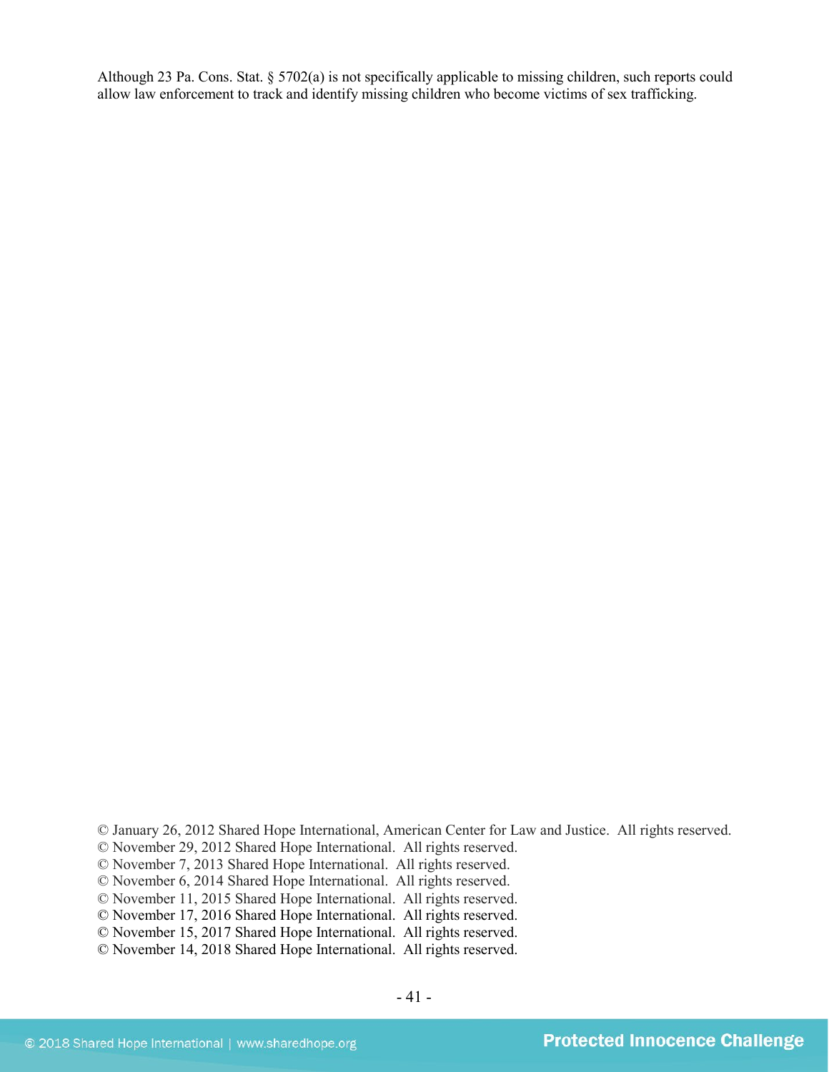Although 23 Pa. Cons. Stat. § 5702(a) is not specifically applicable to missing children, such reports could allow law enforcement to track and identify missing children who become victims of sex trafficking.

© January 26, 2012 Shared Hope International, American Center for Law and Justice. All rights reserved.
© November 29, 2012 Shared Hope International. All rights reserved.
© November 7, 2013 Shared Hope International. All rights reserved.
© November 6, 2014 Shared Hope International. All rights reserved.
© November 11, 2015 Shared Hope International. All rights reserved.
© November 17, 2016 Shared Hope International. All rights reserved.
© November 15, 2017 Shared Hope International. All rights reserved.
© November 14, 2018 Shared Hope International. All rights reserved.